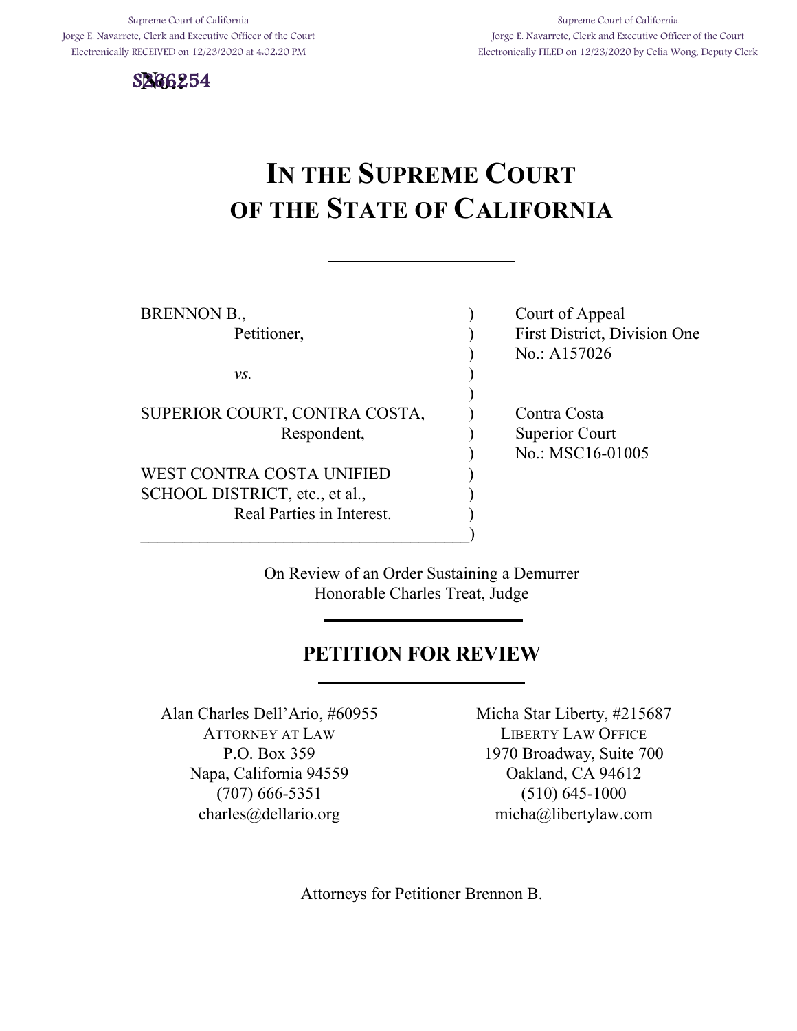Supreme Court of California
Jorge E. Navarrete, Clerk and Executive Officer of the Court
Electronically RECEIVED on 12/23/2020 at 4:02:20 PM

Supreme Court of California
Jorge E. Navarrete, Clerk and Executive Officer of the Court
Electronically FILED on 12/23/2020 by Celia Wong, Deputy Clerk

S266254

# IN THE SUPREME COURT OF THE STATE OF CALIFORNIA

---

| | |
|---|---|
| BRENNON B., Petitioner, | Court of Appeal First District, Division One No.: A157026 |
| *vs.* | |
| SUPERIOR COURT, CONTRA COSTA, Respondent, | Contra Costa Superior Court No.: MSC16-01005 |
| WEST CONTRA COSTA UNIFIED SCHOOL DISTRICT, etc., et al., Real Parties in Interest. | |

On Review of an Order Sustaining a Demurrer
Honorable Charles Treat, Judge

---

## PETITION FOR REVIEW

---

Alan Charles Dell'Ario, #60955
ATTORNEY AT LAW
P.O. Box 359
Napa, California 94559
(707) 666-5351
charles@dellario.org

Micha Star Liberty, #215687
LIBERTY LAW OFFICE
1970 Broadway, Suite 700
Oakland, CA 94612
(510) 645-1000
micha@libertylaw.com

Attorneys for Petitioner Brennon B.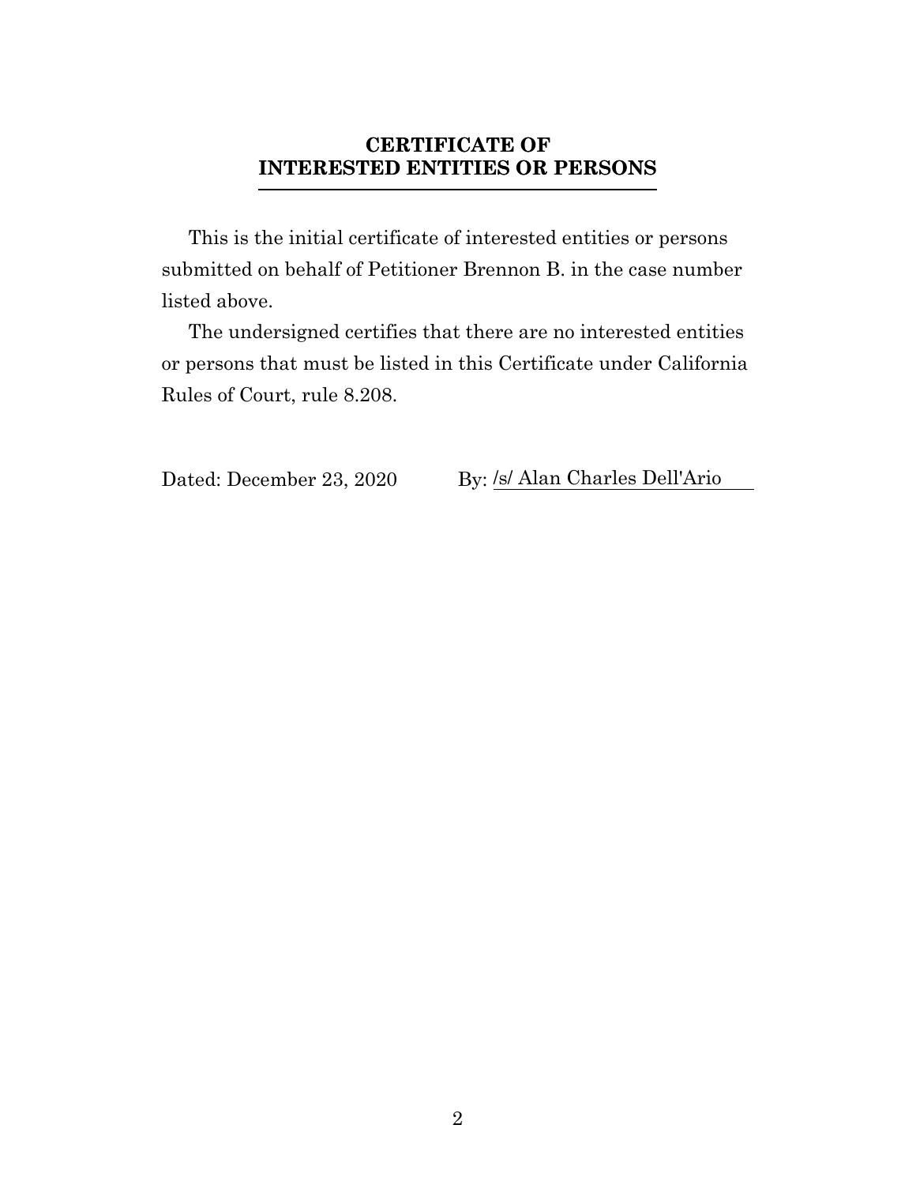# CERTIFICATE OF INTERESTED ENTITIES OR PERSONS

This is the initial certificate of interested entities or persons submitted on behalf of Petitioner Brennon B. in the case number listed above.

The undersigned certifies that there are no interested entities or persons that must be listed in this Certificate under California Rules of Court, rule 8.208.

Dated: December 23, 2020     By: /s/ Alan Charles Dell'Ario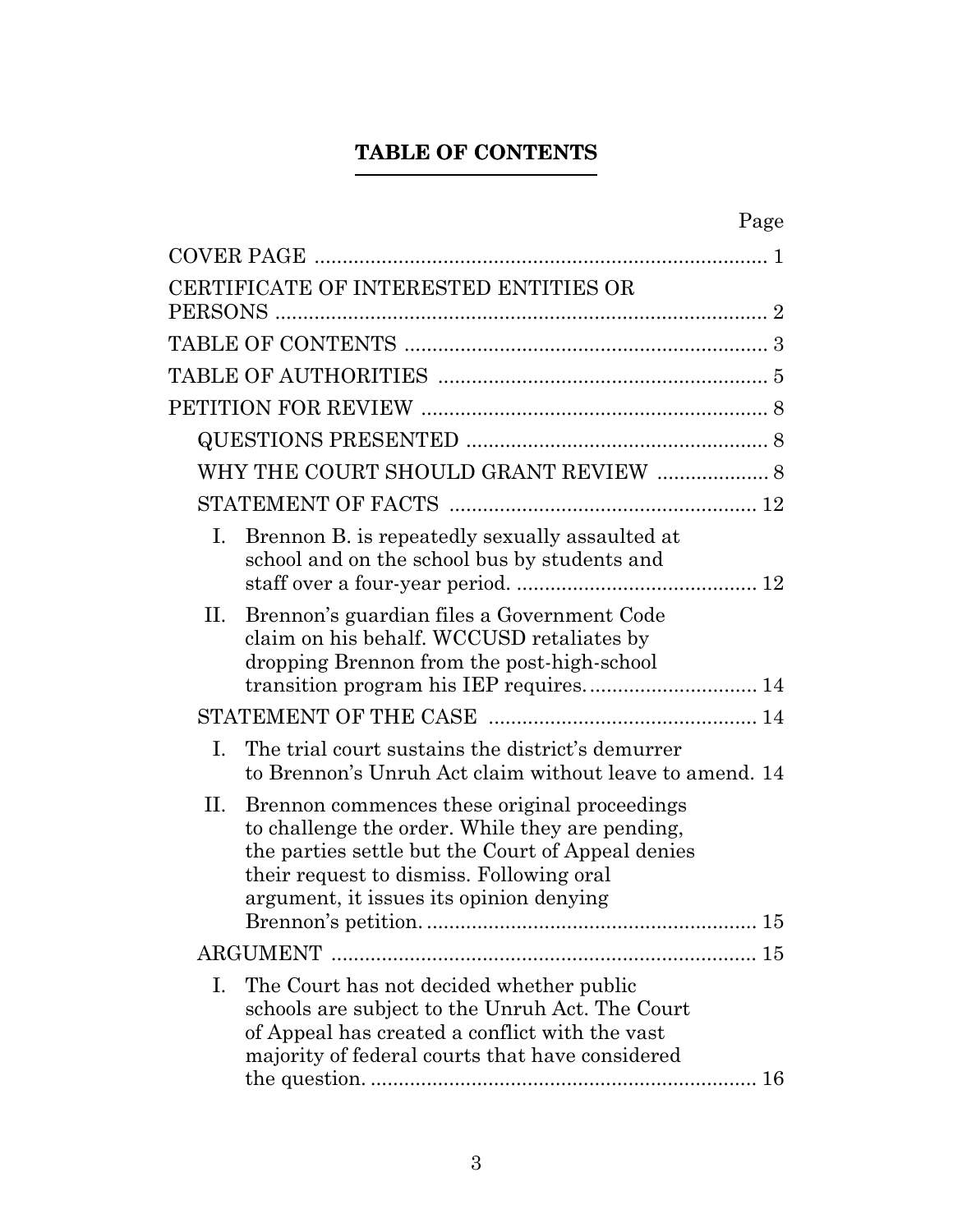# TABLE OF CONTENTS

| | Page |
|---|---|
| COVER PAGE | 1 |
| CERTIFICATE OF INTERESTED ENTITIES OR PERSONS | 2 |
| TABLE OF CONTENTS | 3 |
| TABLE OF AUTHORITIES | 5 |
| PETITION FOR REVIEW | 8 |
| QUESTIONS PRESENTED | 8 |
| WHY THE COURT SHOULD GRANT REVIEW | 8 |
| STATEMENT OF FACTS | 12 |
| I. Brennon B. is repeatedly sexually assaulted at school and on the school bus by students and staff over a four-year period. | 12 |
| II. Brennon's guardian files a Government Code claim on his behalf. WCCUSD retaliates by dropping Brennon from the post-high-school transition program his IEP requires. | 14 |
| STATEMENT OF THE CASE | 14 |
| I. The trial court sustains the district's demurrer to Brennon's Unruh Act claim without leave to amend. | 14 |
| II. Brennon commences these original proceedings to challenge the order. While they are pending, the parties settle but the Court of Appeal denies their request to dismiss. Following oral argument, it issues its opinion denying Brennon's petition. | 15 |
| ARGUMENT | 15 |
| I. The Court has not decided whether public schools are subject to the Unruh Act. The Court of Appeal has created a conflict with the vast majority of federal courts that have considered the question. | 16 |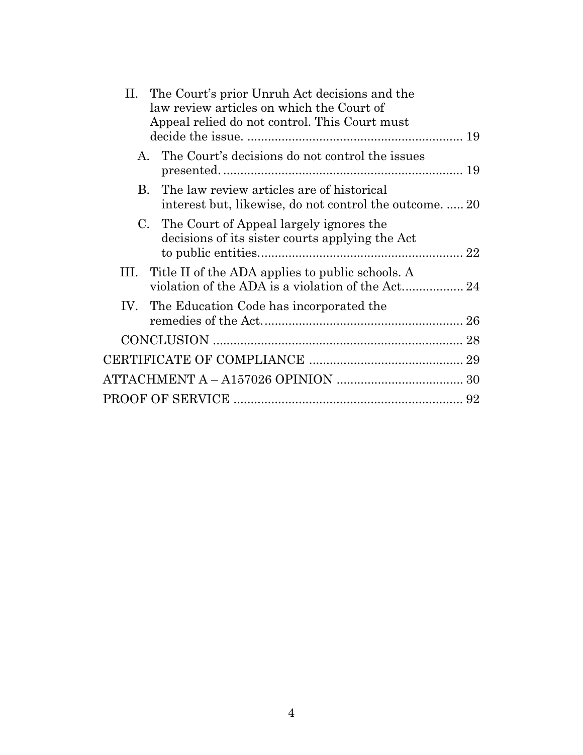II. The Court's prior Unruh Act decisions and the law review articles on which the Court of Appeal relied do not control. This Court must decide the issue. ............................................................. 19

A. The Court's decisions do not control the issues presented. ..................................................................... 19

B. The law review articles are of historical interest but, likewise, do not control the outcome. ..... 20

C. The Court of Appeal largely ignores the decisions of its sister courts applying the Act to public entities. ........................................................... 22

III. Title II of the ADA applies to public schools. A violation of the ADA is a violation of the Act. ................ 24

IV. The Education Code has incorporated the remedies of the Act. .......................................................... 26

CONCLUSION ........................................................................ 28

CERTIFICATE OF COMPLIANCE ............................................ 29

ATTACHMENT A – A157026 OPINION ..................................... 30

PROOF OF SERVICE .................................................................. 92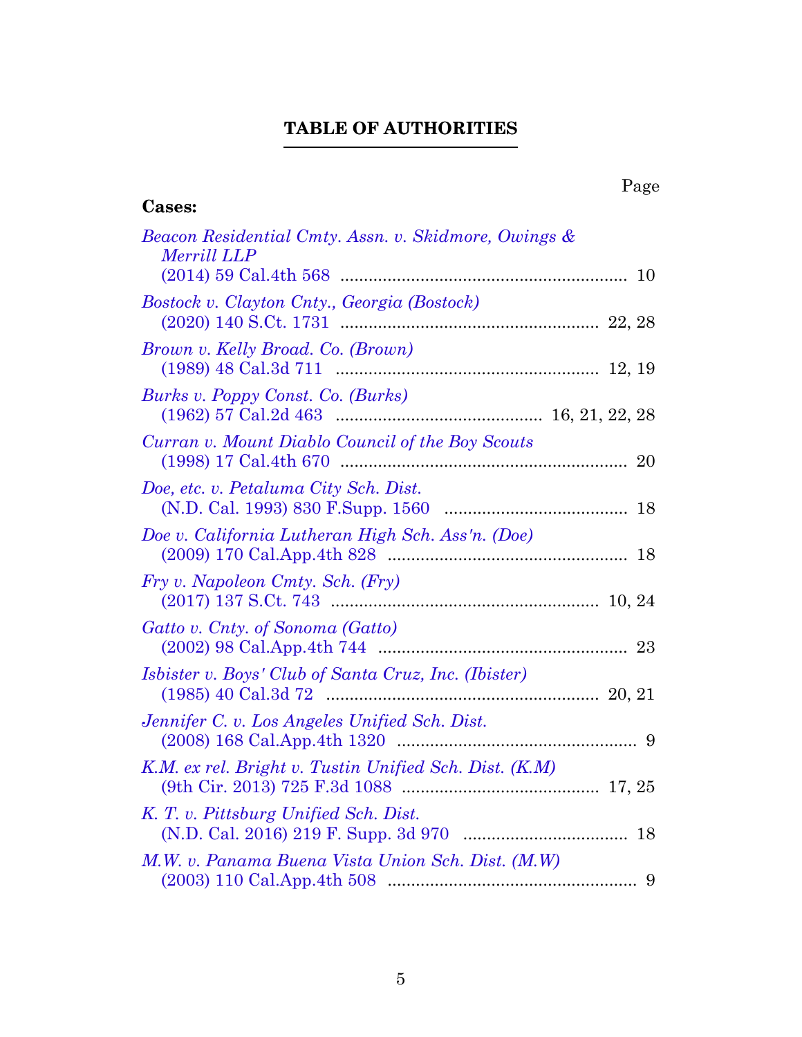# TABLE OF AUTHORITIES

Page

**Cases:**

*Beacon Residential Cmty. Assn. v. Skidmore, Owings & Merrill LLP*
(2014) 59 Cal.4th 568 .............................................................. 10

*Bostock v. Clayton Cnty., Georgia (Bostock)*
(2020) 140 S.Ct. 1731 ...................................................... 22, 28

*Brown v. Kelly Broad. Co. (Brown)*
(1989) 48 Cal.3d 711 ....................................................... 12, 19

*Burks v. Poppy Const. Co. (Burks)*
(1962) 57 Cal.2d 463 ........................................... 16, 21, 22, 28

*Curran v. Mount Diablo Council of the Boy Scouts*
(1998) 17 Cal.4th 670 ............................................................. 20

*Doe, etc. v. Petaluma City Sch. Dist.*
(N.D. Cal. 1993) 830 F.Supp. 1560 ....................................... 18

*Doe v. California Lutheran High Sch. Ass'n. (Doe)*
(2009) 170 Cal.App.4th 828 .................................................. 18

*Fry v. Napoleon Cmty. Sch. (Fry)*
(2017) 137 S.Ct. 743 ........................................................ 10, 24

*Gatto v. Cnty. of Sonoma (Gatto)*
(2002) 98 Cal.App.4th 744 .................................................... 23

*Isbister v. Boys' Club of Santa Cruz, Inc. (Ibister)*
(1985) 40 Cal.3d 72 ......................................................... 20, 21

*Jennifer C. v. Los Angeles Unified Sch. Dist.*
(2008) 168 Cal.App.4th 1320 ................................................... 9

*K.M. ex rel. Bright v. Tustin Unified Sch. Dist. (K.M)*
(9th Cir. 2013) 725 F.3d 1088 ......................................... 17, 25

*K. T. v. Pittsburg Unified Sch. Dist.*
(N.D. Cal. 2016) 219 F. Supp. 3d 970 ................................... 18

*M.W. v. Panama Buena Vista Union Sch. Dist. (M.W)*
(2003) 110 Cal.App.4th 508 ..................................................... 9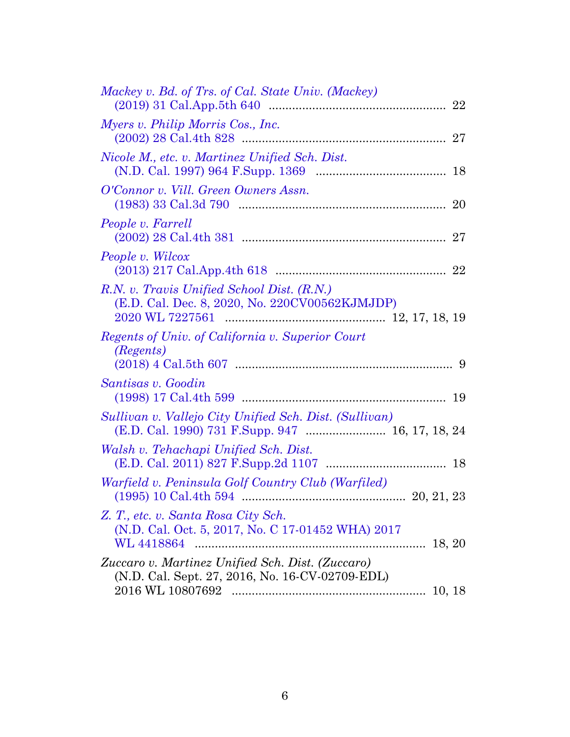*Mackey v. Bd. of Trs. of Cal. State Univ. (Mackey)*
(2019) 31 Cal.App.5th 640 .................................................... 22

*Myers v. Philip Morris Cos., Inc.*
(2002) 28 Cal.4th 828 ............................................................ 27

*Nicole M., etc. v. Martinez Unified Sch. Dist.*
(N.D. Cal. 1997) 964 F.Supp. 1369 ...................................... 18

*O'Connor v. Vill. Green Owners Assn.*
(1983) 33 Cal.3d 790 ............................................................. 20

*People v. Farrell*
(2002) 28 Cal.4th 381 ............................................................ 27

*People v. Wilcox*
(2013) 217 Cal.App.4th 618 .................................................. 22

*R.N. v. Travis Unified School Dist. (R.N.)*
(E.D. Cal. Dec. 8, 2020, No. 220CV00562KJMJDP)
2020 WL 7227561 ............................................... 12, 17, 18, 19

*Regents of Univ. of California v. Superior Court (Regents)*
(2018) 4 Cal.5th 607 ................................................................ 9

*Santisas v. Goodin*
(1998) 17 Cal.4th 599 ............................................................ 19

*Sullivan v. Vallejo City Unified Sch. Dist. (Sullivan)*
(E.D. Cal. 1990) 731 F.Supp. 947 ........................ 16, 17, 18, 24

*Walsh v. Tehachapi Unified Sch. Dist.*
(E.D. Cal. 2011) 827 F.Supp.2d 1107 .................................... 18

*Warfield v. Peninsula Golf Country Club (Warfiled)*
(1995) 10 Cal.4th 594 ................................................ 20, 21, 23

*Z. T., etc. v. Santa Rosa City Sch.*
(N.D. Cal. Oct. 5, 2017, No. C 17-01452 WHA) 2017
WL 4418864 .................................................................... 18, 20

*Zuccaro v. Martinez Unified Sch. Dist. (Zuccaro)*
(N.D. Cal. Sept. 27, 2016, No. 16-CV-02709-EDL)
2016 WL 10807692 ........................................................ 10, 18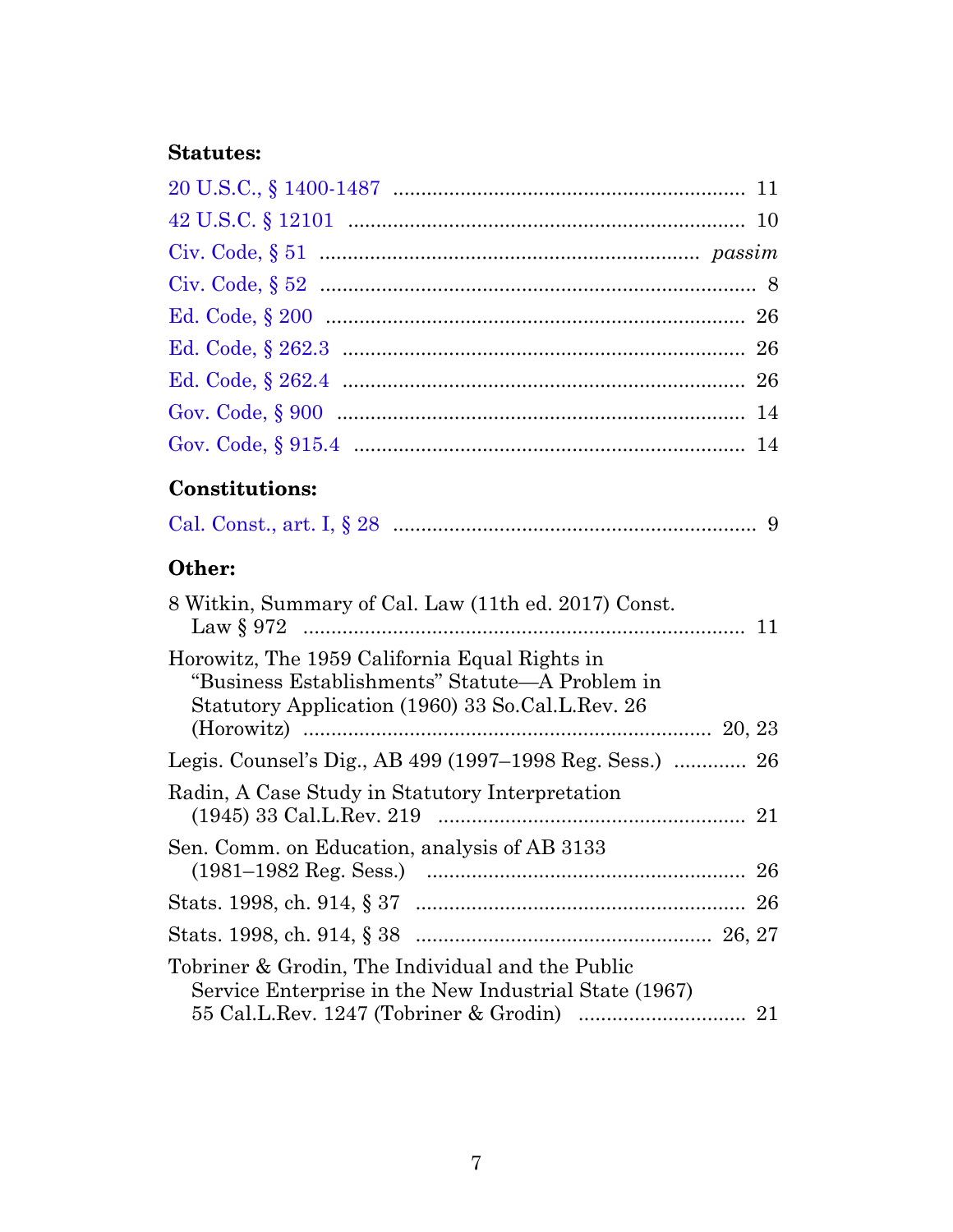**Statutes:**

20 U.S.C., § 1400-1487 .............................................................. 11

42 U.S.C. § 12101 ...................................................................... 10

Civ. Code, § 51 ................................................................ *passim*

Civ. Code, § 52 ............................................................................ 8

Ed. Code, § 200 .......................................................................... 26

Ed. Code, § 262.3 ....................................................................... 26

Ed. Code, § 262.4 ....................................................................... 26

Gov. Code, § 900 ........................................................................ 14

Gov. Code, § 915.4 ..................................................................... 14

**Constitutions:**

Cal. Const., art. I, § 28 ................................................................. 9

**Other:**

8 Witkin, Summary of Cal. Law (11th ed. 2017) Const. Law § 972 .............................................................................. 11

Horowitz, The 1959 California Equal Rights in "Business Establishments" Statute—A Problem in Statutory Application (1960) 33 So.Cal.L.Rev. 26 (Horowitz) ........................................................................ 20, 23

Legis. Counsel's Dig., AB 499 (1997–1998 Reg. Sess.) ............ 26

Radin, A Case Study in Statutory Interpretation (1945) 33 Cal.L.Rev. 219 ..................................................... 21

Sen. Comm. on Education, analysis of AB 3133 (1981–1982 Reg. Sess.) ........................................................ 26

Stats. 1998, ch. 914, § 37 .......................................................... 26

Stats. 1998, ch. 914, § 38 .................................................... 26, 27

Tobriner & Grodin, The Individual and the Public Service Enterprise in the New Industrial State (1967) 55 Cal.L.Rev. 1247 (Tobriner & Grodin) ............................. 21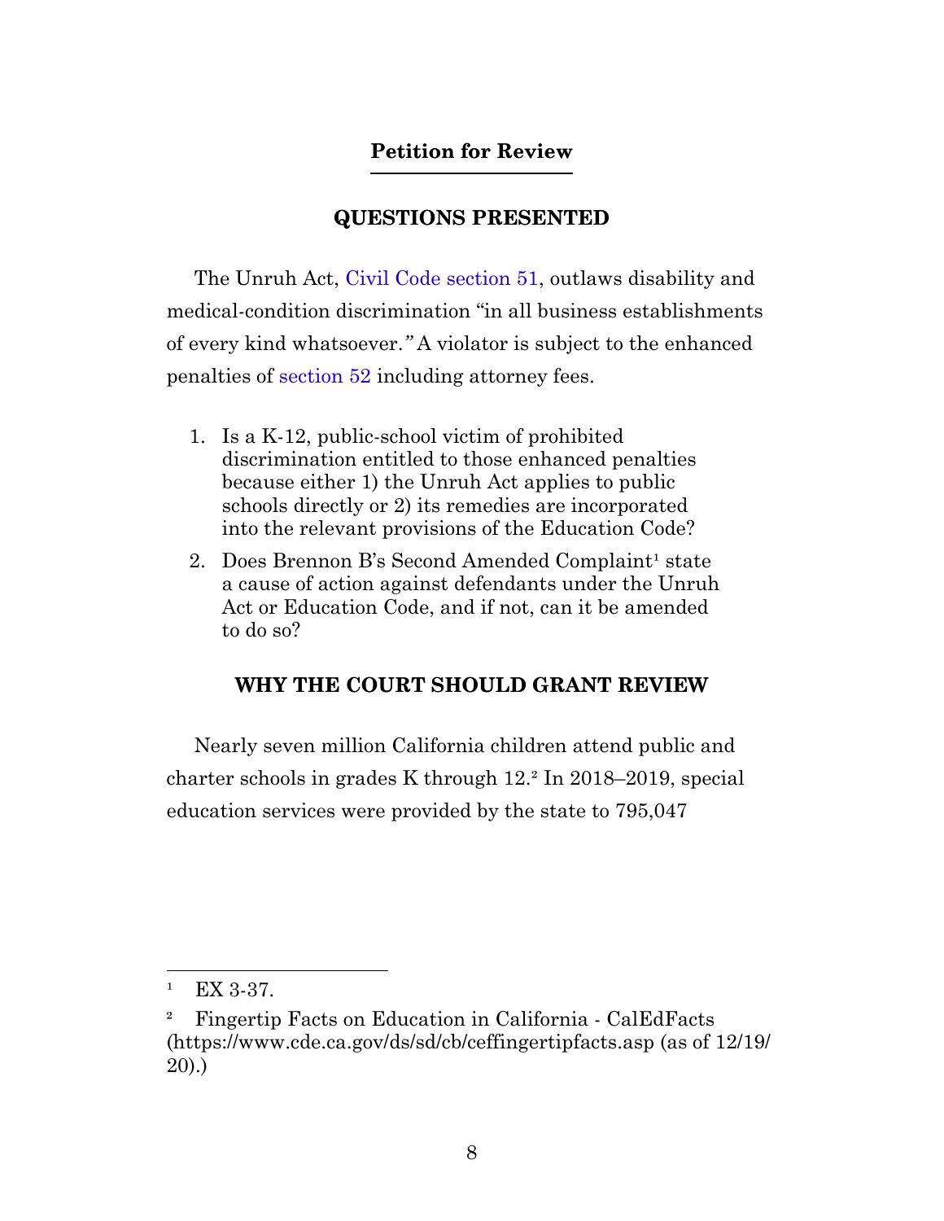## Petition for Review

### QUESTIONS PRESENTED

The Unruh Act, Civil Code section 51, outlaws disability and medical-condition discrimination "in all business establishments of every kind whatsoever." A violator is subject to the enhanced penalties of section 52 including attorney fees.

1. Is a K-12, public-school victim of prohibited discrimination entitled to those enhanced penalties because either 1) the Unruh Act applies to public schools directly or 2) its remedies are incorporated into the relevant provisions of the Education Code?
2. Does Brennon B's Second Amended Complaint[1] state a cause of action against defendants under the Unruh Act or Education Code, and if not, can it be amended to do so?

### WHY THE COURT SHOULD GRANT REVIEW

Nearly seven million California children attend public and charter schools in grades K through 12.[2] In 2018–2019, special education services were provided by the state to 795,047

---

[1] EX 3-37.

[2] Fingertip Facts on Education in California - CalEdFacts (https://www.cde.ca.gov/ds/sd/cb/ceffingertipfacts.asp (as of 12/19/20).)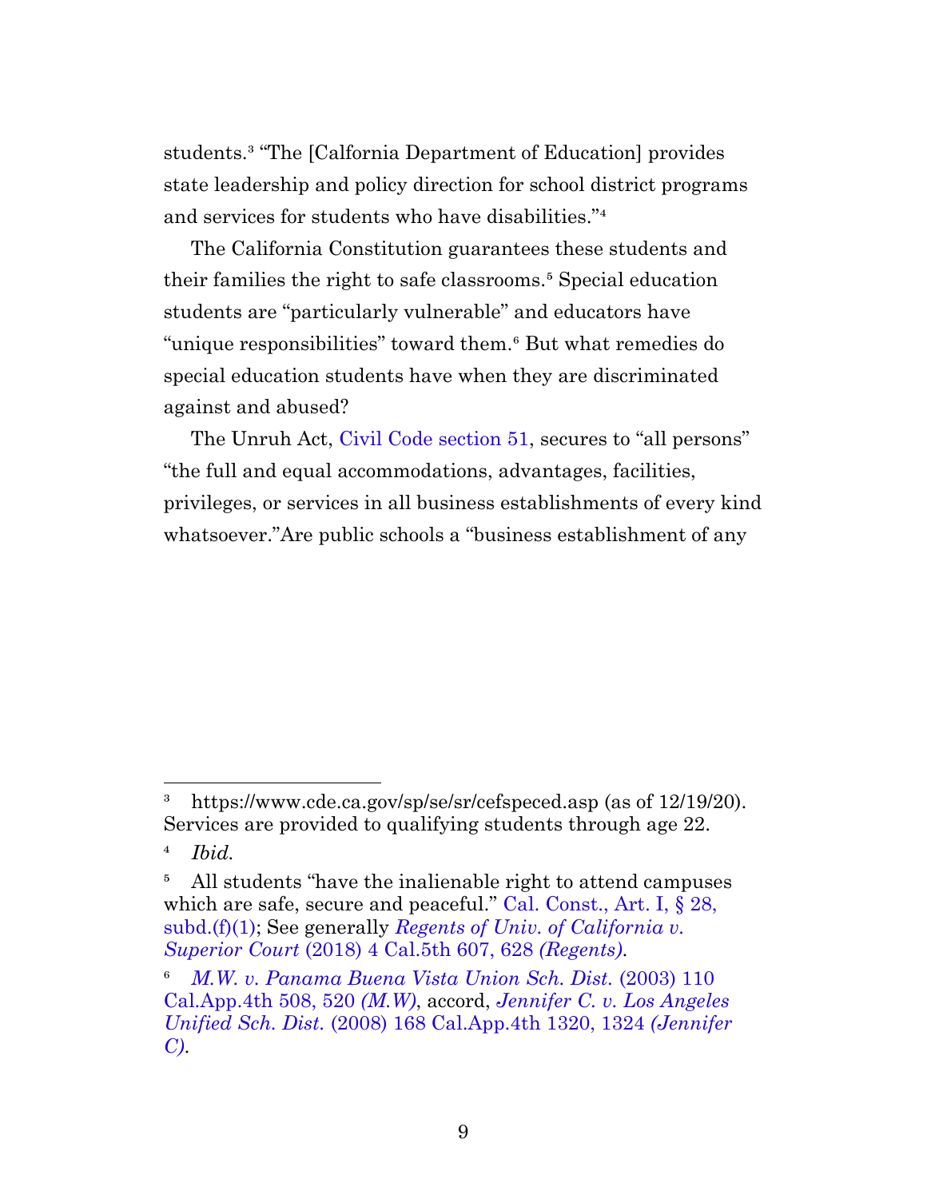students.[3] "The [Calfornia Department of Education] provides state leadership and policy direction for school district programs and services for students who have disabilities."[4]

The California Constitution guarantees these students and their families the right to safe classrooms.[5] Special education students are "particularly vulnerable" and educators have "unique responsibilities" toward them.[6] But what remedies do special education students have when they are discriminated against and abused?

The Unruh Act, Civil Code section 51, secures to "all persons" "the full and equal accommodations, advantages, facilities, privileges, or services in all business establishments of every kind whatsoever."Are public schools a "business establishment of any

---

[3] https://www.cde.ca.gov/sp/se/sr/cefspeced.asp (as of 12/19/20). Services are provided to qualifying students through age 22.

[4] *Ibid.*

[5] All students "have the inalienable right to attend campuses which are safe, secure and peaceful." Cal. Const., Art. I, § 28, subd.(f)(1); See generally *Regents of Univ. of California v. Superior Court* (2018) 4 Cal.5th 607, 628 *(Regents)*.

[6] *M.W. v. Panama Buena Vista Union Sch. Dist.* (2003) 110 Cal.App.4th 508, 520 *(M.W)*, accord, *Jennifer C. v. Los Angeles Unified Sch. Dist.* (2008) 168 Cal.App.4th 1320, 1324 *(Jennifer C)*.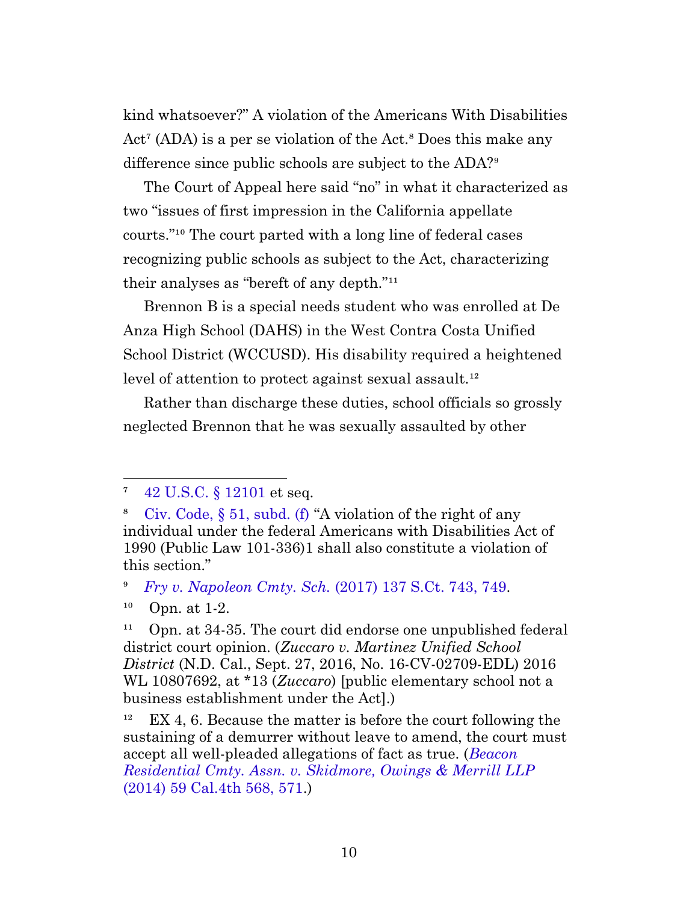kind whatsoever?" A violation of the Americans With Disabilities Act[7] (ADA) is a per se violation of the Act.[8] Does this make any difference since public schools are subject to the ADA?[9]

The Court of Appeal here said "no" in what it characterized as two "issues of first impression in the California appellate courts."[10] The court parted with a long line of federal cases recognizing public schools as subject to the Act, characterizing their analyses as "bereft of any depth."[11]

Brennon B is a special needs student who was enrolled at De Anza High School (DAHS) in the West Contra Costa Unified School District (WCCUSD). His disability required a heightened level of attention to protect against sexual assault.[12]

Rather than discharge these duties, school officials so grossly neglected Brennon that he was sexually assaulted by other

---

[7] 42 U.S.C. § 12101 et seq.

[8] Civ. Code, § 51, subd. (f) "A violation of the right of any individual under the federal Americans with Disabilities Act of 1990 (Public Law 101-336)1 shall also constitute a violation of this section."

[9] *Fry v. Napoleon Cmty. Sch.* (2017) 137 S.Ct. 743, 749.

[10] Opn. at 1-2.

[11] Opn. at 34-35. The court did endorse one unpublished federal district court opinion. (*Zuccaro v. Martinez Unified School District* (N.D. Cal., Sept. 27, 2016, No. 16-CV-02709-EDL) 2016 WL 10807692, at *13 (*Zuccaro*) [public elementary school not a business establishment under the Act].)

[12] EX 4, 6. Because the matter is before the court following the sustaining of a demurrer without leave to amend, the court must accept all well-pleaded allegations of fact as true. (*Beacon Residential Cmty. Assn. v. Skidmore, Owings & Merrill LLP* (2014) 59 Cal.4th 568, 571.)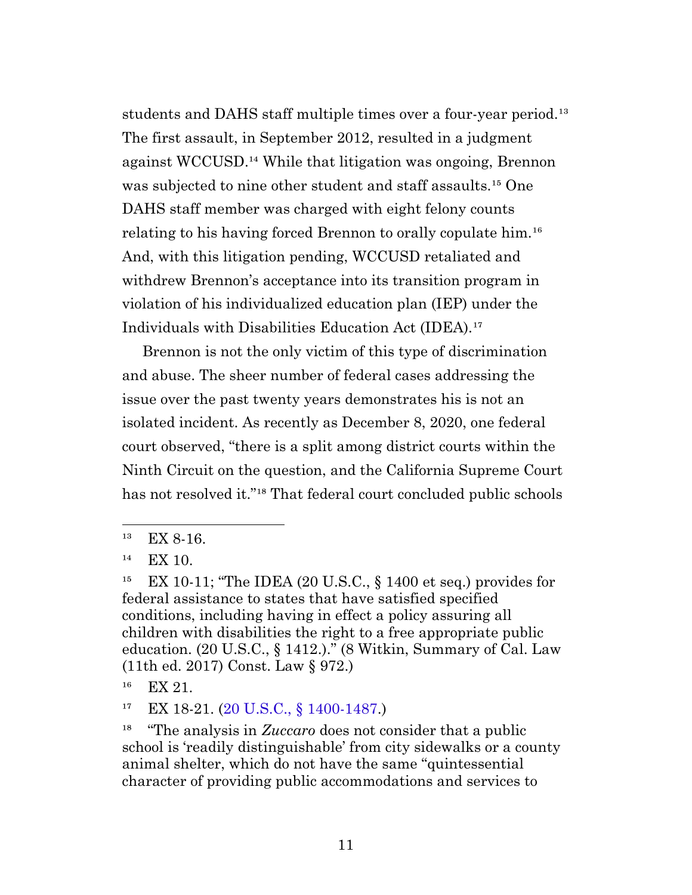students and DAHS staff multiple times over a four-year period.[13] The first assault, in September 2012, resulted in a judgment against WCCUSD.[14] While that litigation was ongoing, Brennon was subjected to nine other student and staff assaults.[15] One DAHS staff member was charged with eight felony counts relating to his having forced Brennon to orally copulate him.[16] And, with this litigation pending, WCCUSD retaliated and withdrew Brennon's acceptance into its transition program in violation of his individualized education plan (IEP) under the Individuals with Disabilities Education Act (IDEA).[17]

Brennon is not the only victim of this type of discrimination and abuse. The sheer number of federal cases addressing the issue over the past twenty years demonstrates his is not an isolated incident. As recently as December 8, 2020, one federal court observed, "there is a split among district courts within the Ninth Circuit on the question, and the California Supreme Court has not resolved it."[18] That federal court concluded public schools

---

[13] EX 8-16.

[14] EX 10.

[15] EX 10-11; "The IDEA (20 U.S.C., § 1400 et seq.) provides for federal assistance to states that have satisfied specified conditions, including having in effect a policy assuring all children with disabilities the right to a free appropriate public education. (20 U.S.C., § 1412.)." (8 Witkin, Summary of Cal. Law (11th ed. 2017) Const. Law § 972.)

[16] EX 21.

[17] EX 18-21. (20 U.S.C., § 1400-1487.)

[18] "The analysis in *Zuccaro* does not consider that a public school is 'readily distinguishable' from city sidewalks or a county animal shelter, which do not have the same "quintessential character of providing public accommodations and services to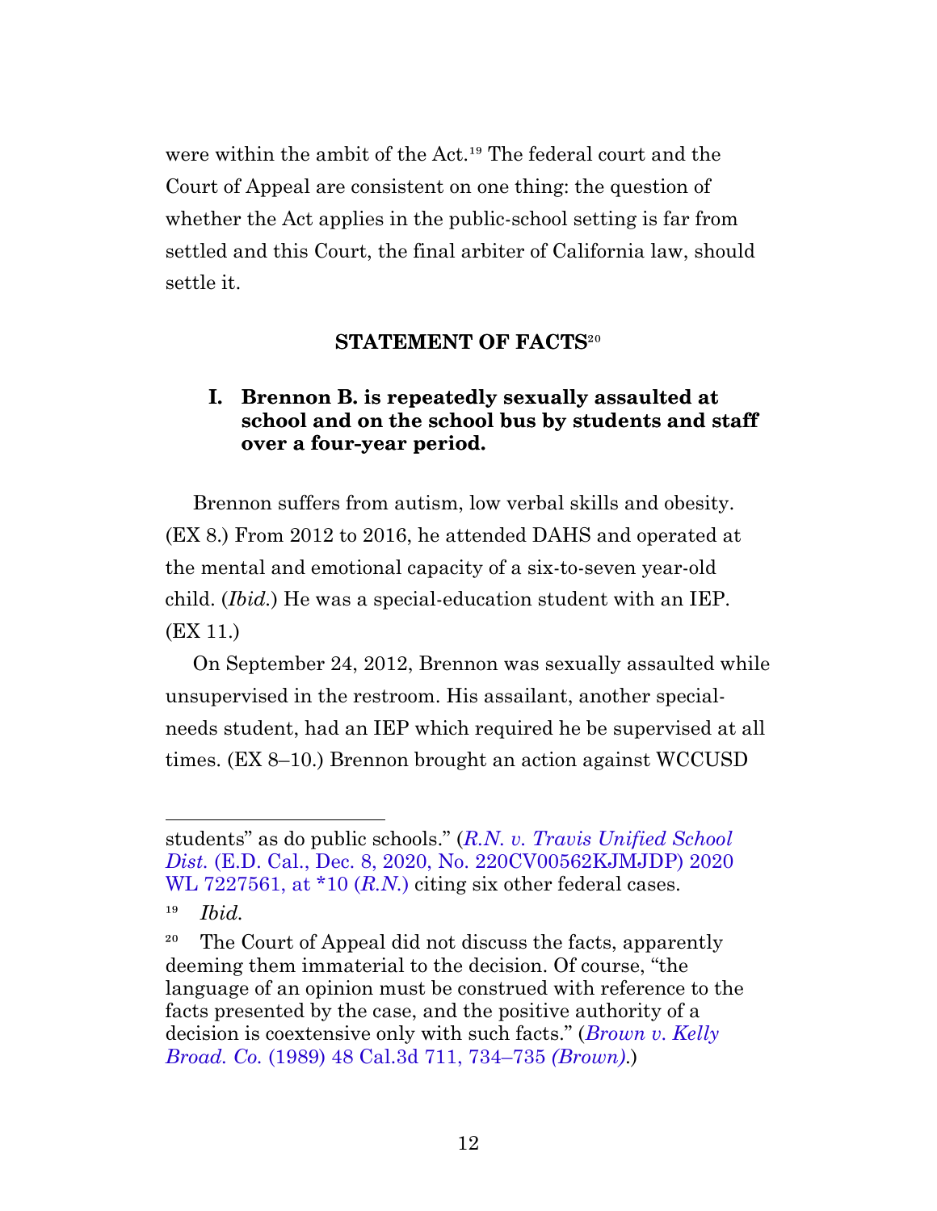were within the ambit of the Act.[19] The federal court and the Court of Appeal are consistent on one thing: the question of whether the Act applies in the public-school setting is far from settled and this Court, the final arbiter of California law, should settle it.

## STATEMENT OF FACTS[20]

### I. Brennon B. is repeatedly sexually assaulted at school and on the school bus by students and staff over a four-year period.

Brennon suffers from autism, low verbal skills and obesity. (EX 8.) From 2012 to 2016, he attended DAHS and operated at the mental and emotional capacity of a six-to-seven year-old child. (*Ibid.*) He was a special-education student with an IEP. (EX 11.)

On September 24, 2012, Brennon was sexually assaulted while unsupervised in the restroom. His assailant, another special-needs student, had an IEP which required he be supervised at all times. (EX 8–10.) Brennon brought an action against WCCUSD

---

students" as do public schools." (*R.N. v. Travis Unified School Dist.* (E.D. Cal., Dec. 8, 2020, No. 220CV00562KJMJDP) 2020 WL 7227561, at *10 (*R.N.*) citing six other federal cases.

[19] *Ibid.*

[20] The Court of Appeal did not discuss the facts, apparently deeming them immaterial to the decision. Of course, "the language of an opinion must be construed with reference to the facts presented by the case, and the positive authority of a decision is coextensive only with such facts." (*Brown v. Kelly Broad. Co.* (1989) 48 Cal.3d 711, 734–735 *(Brown)*.)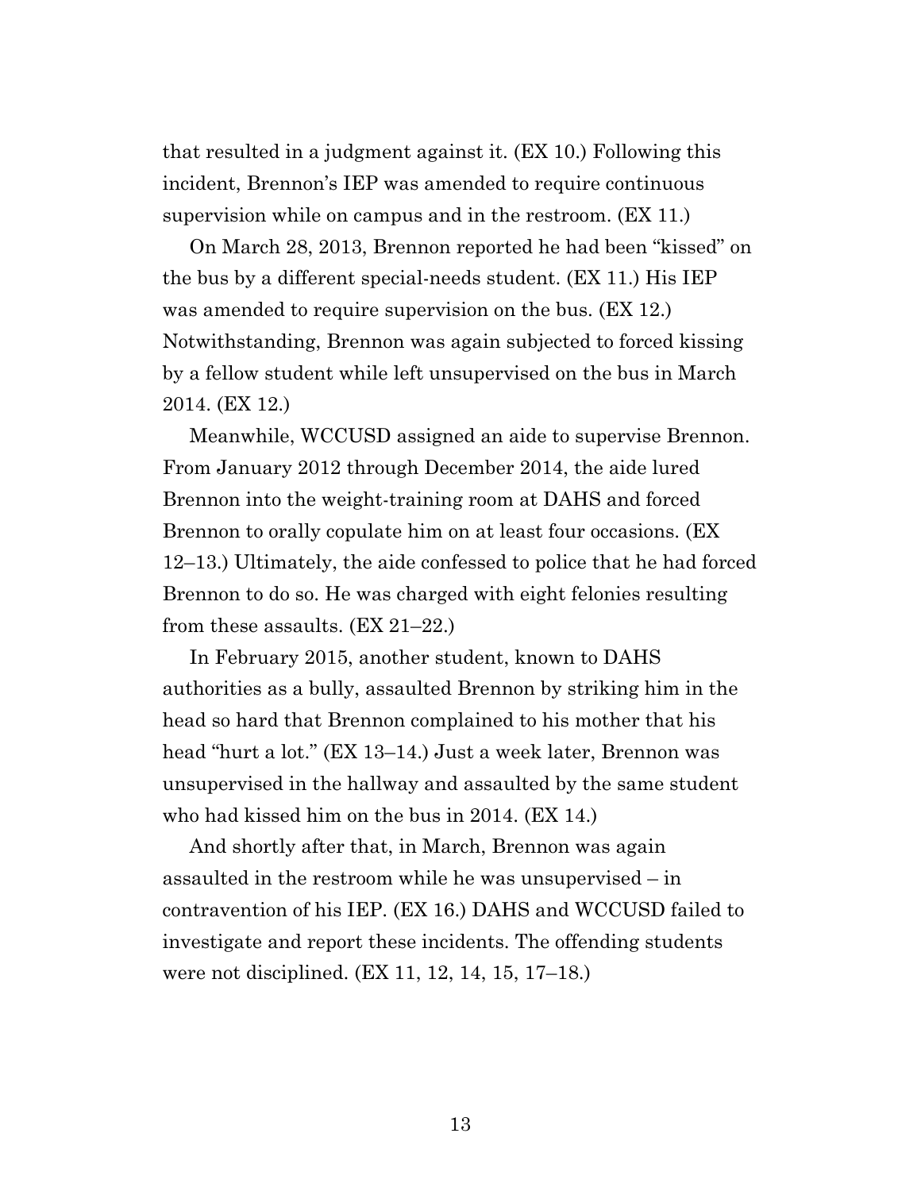that resulted in a judgment against it. (EX 10.) Following this incident, Brennon's IEP was amended to require continuous supervision while on campus and in the restroom. (EX 11.)

On March 28, 2013, Brennon reported he had been "kissed" on the bus by a different special-needs student. (EX 11.) His IEP was amended to require supervision on the bus. (EX 12.) Notwithstanding, Brennon was again subjected to forced kissing by a fellow student while left unsupervised on the bus in March 2014. (EX 12.)

Meanwhile, WCCUSD assigned an aide to supervise Brennon. From January 2012 through December 2014, the aide lured Brennon into the weight-training room at DAHS and forced Brennon to orally copulate him on at least four occasions. (EX 12–13.) Ultimately, the aide confessed to police that he had forced Brennon to do so. He was charged with eight felonies resulting from these assaults. (EX 21–22.)

In February 2015, another student, known to DAHS authorities as a bully, assaulted Brennon by striking him in the head so hard that Brennon complained to his mother that his head "hurt a lot." (EX 13–14.) Just a week later, Brennon was unsupervised in the hallway and assaulted by the same student who had kissed him on the bus in 2014. (EX 14.)

And shortly after that, in March, Brennon was again assaulted in the restroom while he was unsupervised – in contravention of his IEP. (EX 16.) DAHS and WCCUSD failed to investigate and report these incidents. The offending students were not disciplined. (EX 11, 12, 14, 15, 17–18.)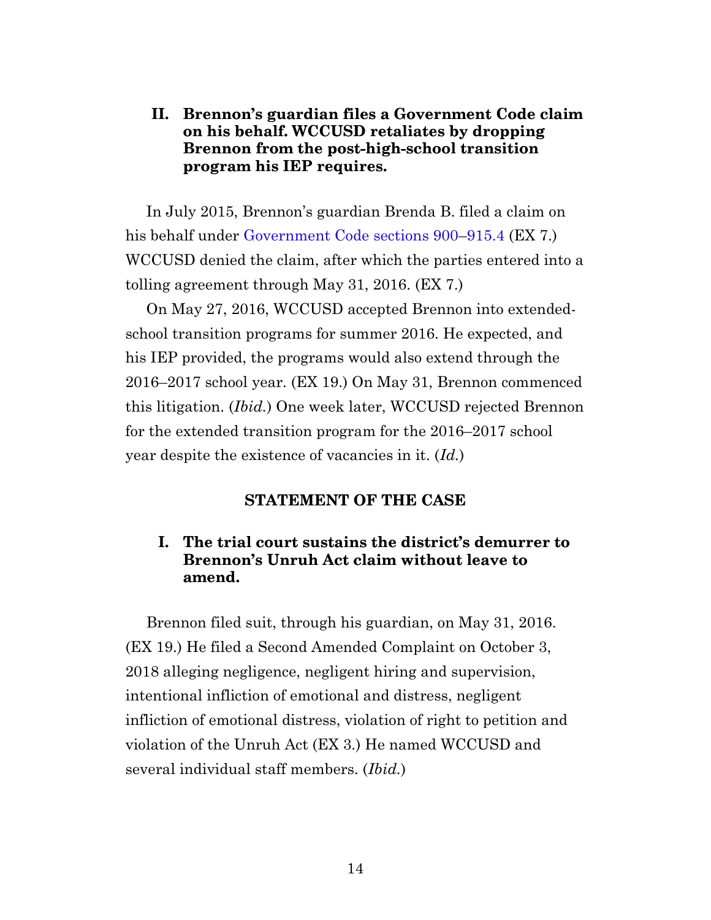### II. Brennon's guardian files a Government Code claim on his behalf. WCCUSD retaliates by dropping Brennon from the post-high-school transition program his IEP requires.

In July 2015, Brennon's guardian Brenda B. filed a claim on his behalf under Government Code sections 900–915.4 (EX 7.) WCCUSD denied the claim, after which the parties entered into a tolling agreement through May 31, 2016. (EX 7.)

On May 27, 2016, WCCUSD accepted Brennon into extended-school transition programs for summer 2016. He expected, and his IEP provided, the programs would also extend through the 2016–2017 school year. (EX 19.) On May 31, Brennon commenced this litigation. (*Ibid.*) One week later, WCCUSD rejected Brennon for the extended transition program for the 2016–2017 school year despite the existence of vacancies in it. (*Id.*)

## STATEMENT OF THE CASE

### I. The trial court sustains the district's demurrer to Brennon's Unruh Act claim without leave to amend.

Brennon filed suit, through his guardian, on May 31, 2016. (EX 19.) He filed a Second Amended Complaint on October 3, 2018 alleging negligence, negligent hiring and supervision, intentional infliction of emotional and distress, negligent infliction of emotional distress, violation of right to petition and violation of the Unruh Act (EX 3.) He named WCCUSD and several individual staff members. (*Ibid.*)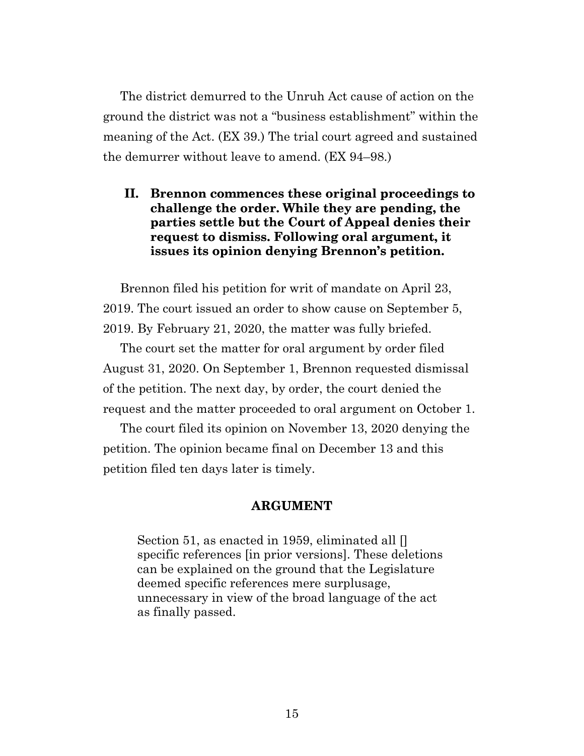The district demurred to the Unruh Act cause of action on the ground the district was not a "business establishment" within the meaning of the Act. (EX 39.) The trial court agreed and sustained the demurrer without leave to amend. (EX 94–98.)

### II. Brennon commences these original proceedings to challenge the order. While they are pending, the parties settle but the Court of Appeal denies their request to dismiss. Following oral argument, it issues its opinion denying Brennon's petition.

Brennon filed his petition for writ of mandate on April 23, 2019. The court issued an order to show cause on September 5, 2019. By February 21, 2020, the matter was fully briefed.

The court set the matter for oral argument by order filed August 31, 2020. On September 1, Brennon requested dismissal of the petition. The next day, by order, the court denied the request and the matter proceeded to oral argument on October 1.

The court filed its opinion on November 13, 2020 denying the petition. The opinion became final on December 13 and this petition filed ten days later is timely.

## ARGUMENT

> Section 51, as enacted in 1959, eliminated all [] specific references [in prior versions]. These deletions can be explained on the ground that the Legislature deemed specific references mere surplusage, unnecessary in view of the broad language of the act as finally passed.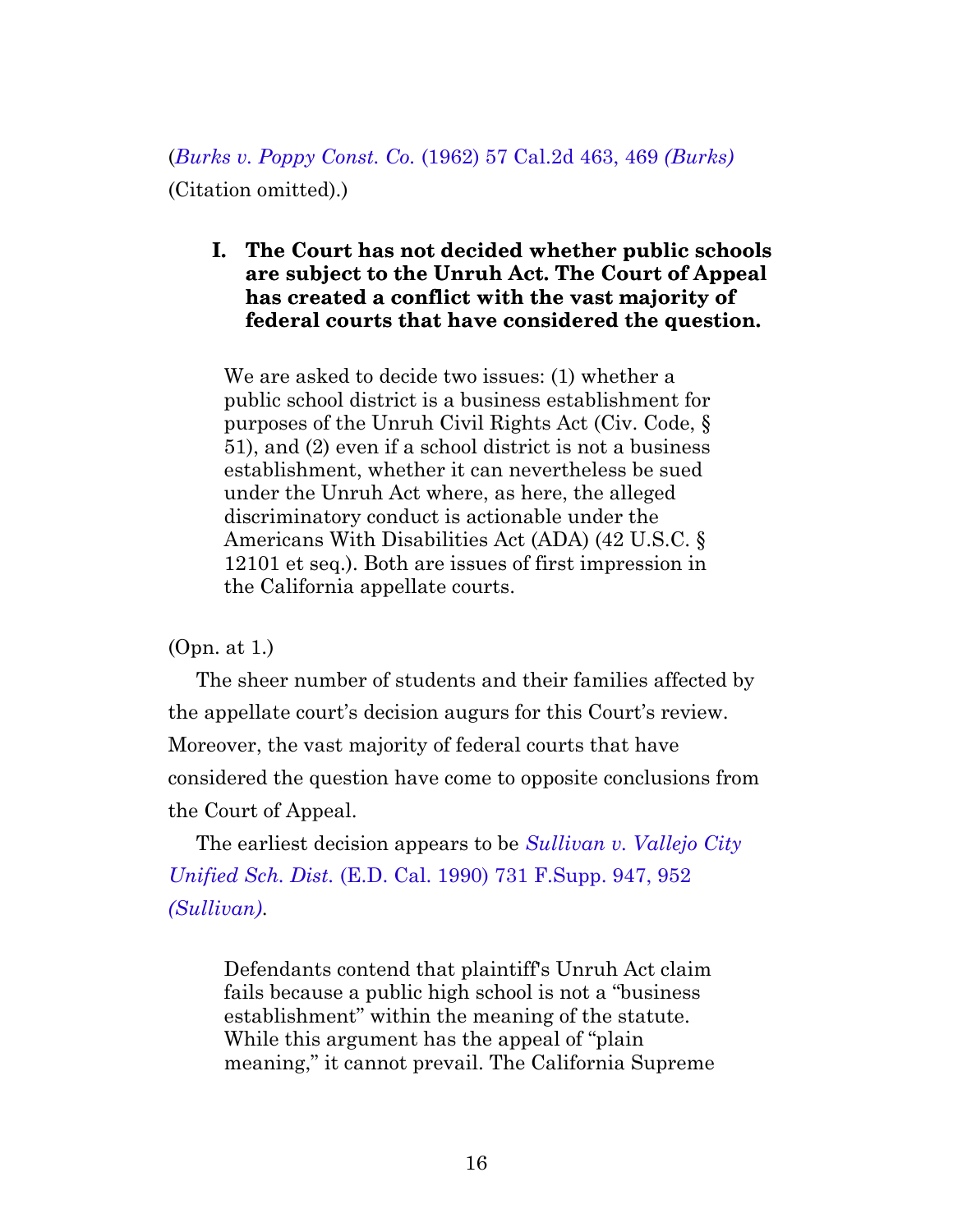(*Burks v. Poppy Const. Co.* (1962) 57 Cal.2d 463, 469 *(Burks)* (Citation omitted).)

### I. The Court has not decided whether public schools are subject to the Unruh Act. The Court of Appeal has created a conflict with the vast majority of federal courts that have considered the question.

> We are asked to decide two issues: (1) whether a public school district is a business establishment for purposes of the Unruh Civil Rights Act (Civ. Code, § 51), and (2) even if a school district is not a business establishment, whether it can nevertheless be sued under the Unruh Act where, as here, the alleged discriminatory conduct is actionable under the Americans With Disabilities Act (ADA) (42 U.S.C. § 12101 et seq.). Both are issues of first impression in the California appellate courts.

(Opn. at 1.)

The sheer number of students and their families affected by the appellate court's decision augurs for this Court's review. Moreover, the vast majority of federal courts that have considered the question have come to opposite conclusions from the Court of Appeal.

The earliest decision appears to be *Sullivan v. Vallejo City Unified Sch. Dist.* (E.D. Cal. 1990) 731 F.Supp. 947, 952 *(Sullivan)*.

> Defendants contend that plaintiff's Unruh Act claim fails because a public high school is not a "business establishment" within the meaning of the statute. While this argument has the appeal of "plain meaning," it cannot prevail. The California Supreme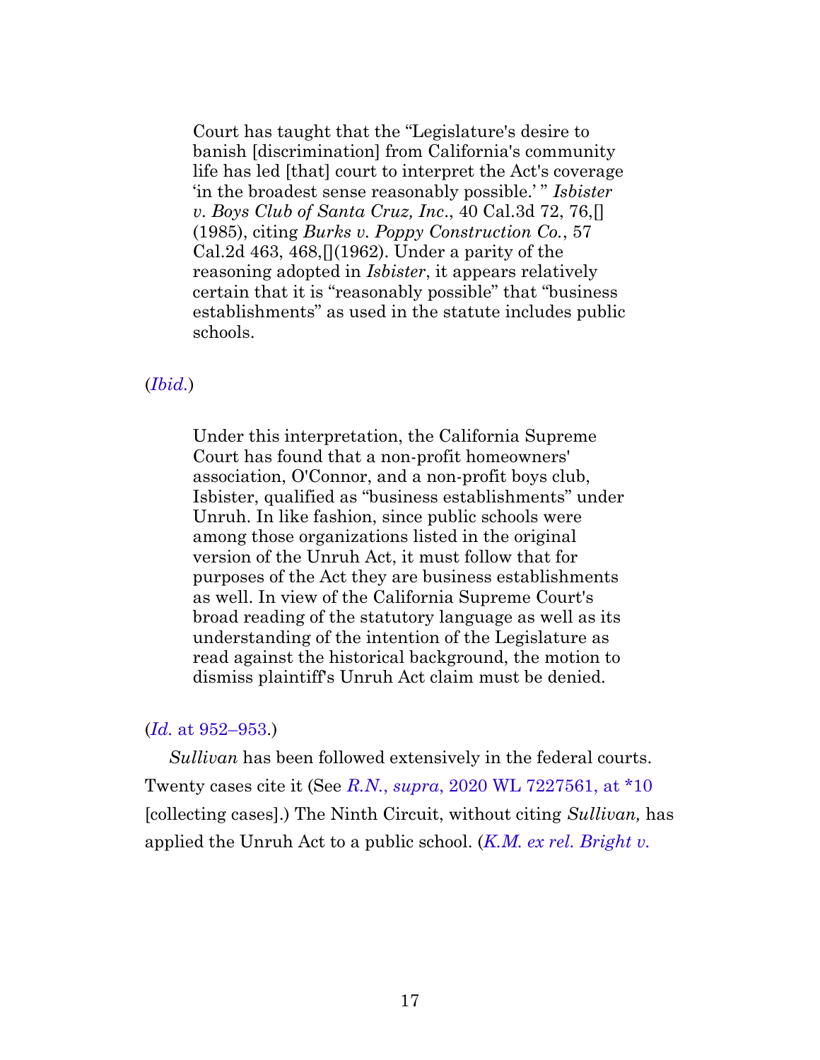> Court has taught that the "Legislature's desire to banish [discrimination] from California's community life has led [that] court to interpret the Act's coverage 'in the broadest sense reasonably possible.' " *Isbister v. Boys Club of Santa Cruz, Inc*., 40 Cal.3d 72, 76,[] (1985), citing *Burks v. Poppy Construction Co.*, 57 Cal.2d 463, 468,[](1962). Under a parity of the reasoning adopted in *Isbister*, it appears relatively certain that it is "reasonably possible" that "business establishments" as used in the statute includes public schools.

(*Ibid.*)

> Under this interpretation, the California Supreme Court has found that a non-profit homeowners' association, O'Connor, and a non-profit boys club, Isbister, qualified as "business establishments" under Unruh. In like fashion, since public schools were among those organizations listed in the original version of the Unruh Act, it must follow that for purposes of the Act they are business establishments as well. In view of the California Supreme Court's broad reading of the statutory language as well as its understanding of the intention of the Legislature as read against the historical background, the motion to dismiss plaintiff's Unruh Act claim must be denied.

(*Id.* at 952–953.)

*Sullivan* has been followed extensively in the federal courts. Twenty cases cite it (See *R.N.*, *supra*, 2020 WL 7227561, at *10 [collecting cases].) The Ninth Circuit, without citing *Sullivan,* has applied the Unruh Act to a public school. (*K.M. ex rel. Bright v.*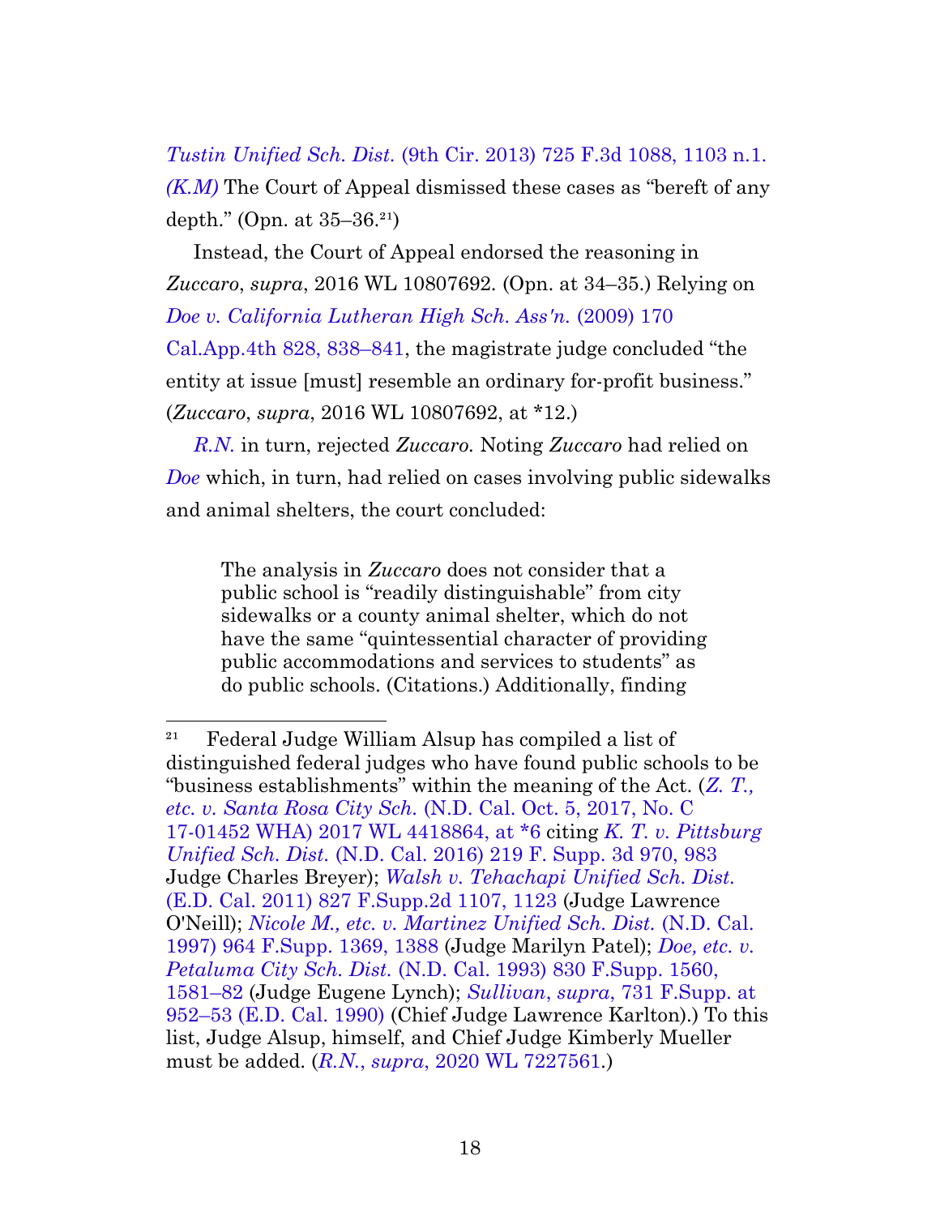*Tustin Unified Sch. Dist.* (9th Cir. 2013) 725 F.3d 1088, 1103 n.1. *(K.M)* The Court of Appeal dismissed these cases as "bereft of any depth." (Opn. at 35–36.[21])

Instead, the Court of Appeal endorsed the reasoning in *Zuccaro*, *supra*, 2016 WL 10807692. (Opn. at 34–35.) Relying on *Doe v. California Lutheran High Sch. Ass'n.* (2009) 170 Cal.App.4th 828, 838–841, the magistrate judge concluded "the entity at issue [must] resemble an ordinary for-profit business." (*Zuccaro*, *supra*, 2016 WL 10807692, at *12.)

*R.N.* in turn, rejected *Zuccaro.* Noting *Zuccaro* had relied on *Doe* which, in turn, had relied on cases involving public sidewalks and animal shelters, the court concluded:

> The analysis in *Zuccaro* does not consider that a public school is "readily distinguishable" from city sidewalks or a county animal shelter, which do not have the same "quintessential character of providing public accommodations and services to students" as do public schools. (Citations.) Additionally, finding

---

[21] Federal Judge William Alsup has compiled a list of distinguished federal judges who have found public schools to be "business establishments" within the meaning of the Act. (*Z. T., etc. v. Santa Rosa City Sch.* (N.D. Cal. Oct. 5, 2017, No. C 17-01452 WHA) 2017 WL 4418864, at *6 citing *K. T. v. Pittsburg Unified Sch. Dist.* (N.D. Cal. 2016) 219 F. Supp. 3d 970, 983 Judge Charles Breyer); *Walsh v. Tehachapi Unified Sch. Dist.* (E.D. Cal. 2011) 827 F.Supp.2d 1107, 1123 (Judge Lawrence O'Neill); *Nicole M., etc. v. Martinez Unified Sch. Dist.* (N.D. Cal. 1997) 964 F.Supp. 1369, 1388 (Judge Marilyn Patel); *Doe, etc. v. Petaluma City Sch. Dist.* (N.D. Cal. 1993) 830 F.Supp. 1560, 1581–82 (Judge Eugene Lynch); *Sullivan*, *supra*, 731 F.Supp. at 952–53 (E.D. Cal. 1990) (Chief Judge Lawrence Karlton).) To this list, Judge Alsup, himself, and Chief Judge Kimberly Mueller must be added. (*R.N., supra*, 2020 WL 7227561.)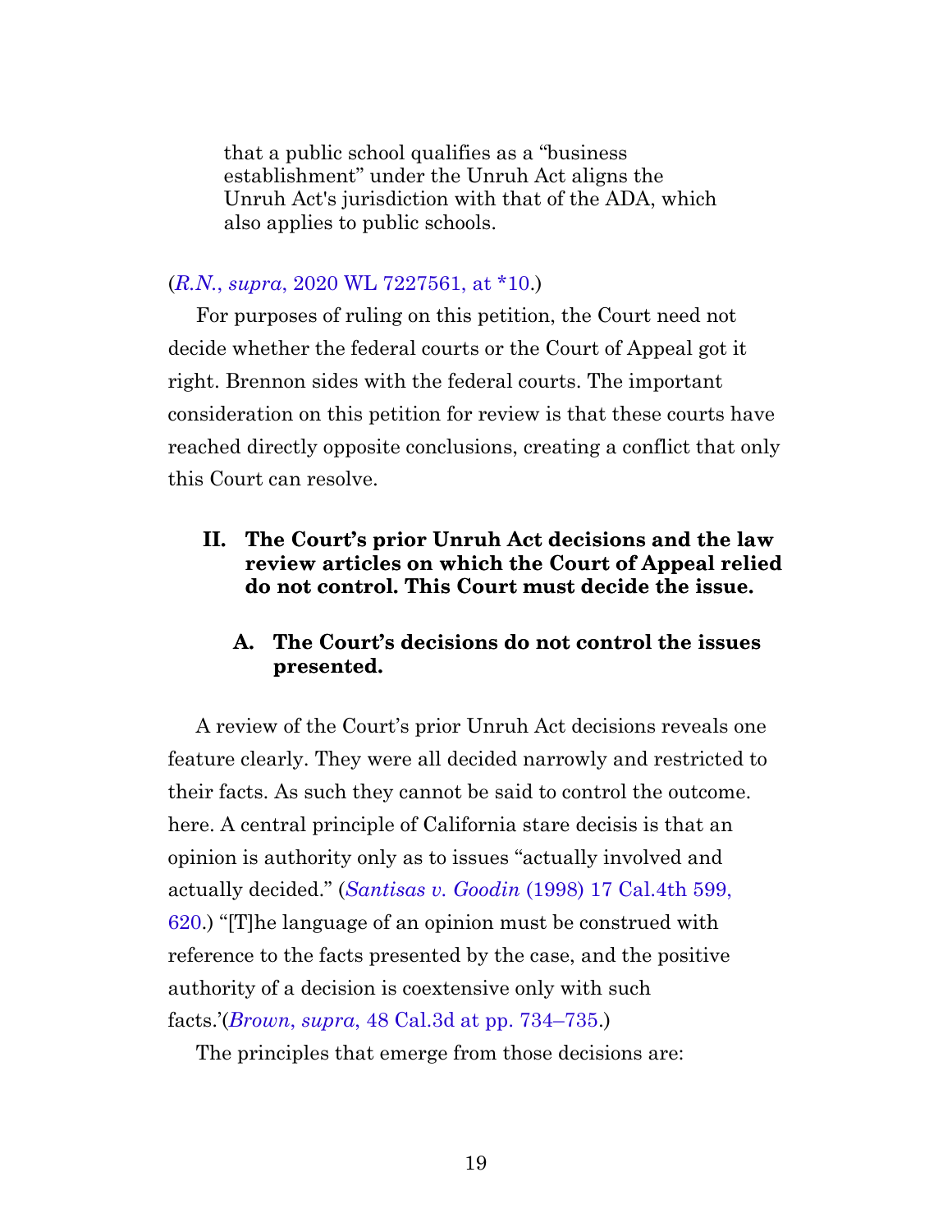> that a public school qualifies as a "business establishment" under the Unruh Act aligns the Unruh Act's jurisdiction with that of the ADA, which also applies to public schools.

(*R.N.*, *supra*, 2020 WL 7227561, at *10.)

For purposes of ruling on this petition, the Court need not decide whether the federal courts or the Court of Appeal got it right. Brennon sides with the federal courts. The important consideration on this petition for review is that these courts have reached directly opposite conclusions, creating a conflict that only this Court can resolve.

## II. The Court's prior Unruh Act decisions and the law review articles on which the Court of Appeal relied do not control. This Court must decide the issue.

### A. The Court's decisions do not control the issues presented.

A review of the Court's prior Unruh Act decisions reveals one feature clearly. They were all decided narrowly and restricted to their facts. As such they cannot be said to control the outcome. here. A central principle of California stare decisis is that an opinion is authority only as to issues "actually involved and actually decided." (*Santisas v. Goodin* (1998) 17 Cal.4th 599, 620.) "[T]he language of an opinion must be construed with reference to the facts presented by the case, and the positive authority of a decision is coextensive only with such facts.'(*Brown*, *supra*, 48 Cal.3d at pp. 734–735.)

The principles that emerge from those decisions are: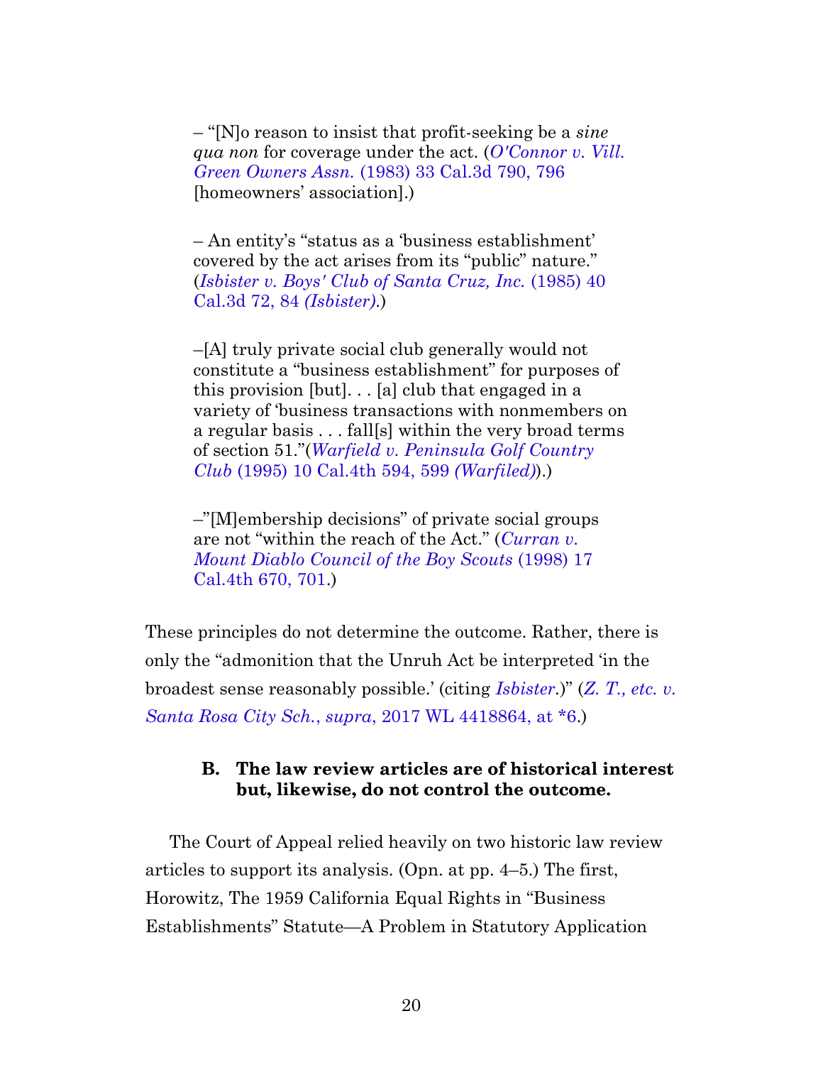– "[N]o reason to insist that profit-seeking be a *sine qua non* for coverage under the act. (*O'Connor v. Vill. Green Owners Assn.* (1983) 33 Cal.3d 790, 796 [homeowners' association].)

– An entity's "status as a 'business establishment' covered by the act arises from its "public" nature." (*Isbister v. Boys' Club of Santa Cruz, Inc.* (1985) 40 Cal.3d 72, 84 *(Isbister)*.)

–[A] truly private social club generally would not constitute a "business establishment" for purposes of this provision [but]. . . [a] club that engaged in a variety of 'business transactions with nonmembers on a regular basis . . . fall[s] within the very broad terms of section 51."(*Warfield v. Peninsula Golf Country Club* (1995) 10 Cal.4th 594, 599 *(Warfiled)*).)

–"[M]embership decisions" of private social groups are not "within the reach of the Act." (*Curran v. Mount Diablo Council of the Boy Scouts* (1998) 17 Cal.4th 670, 701.)

These principles do not determine the outcome. Rather, there is only the "admonition that the Unruh Act be interpreted 'in the broadest sense reasonably possible.' (citing *Isbister*.)" (*Z. T., etc. v. Santa Rosa City Sch.*, *supra*, 2017 WL 4418864, at *6.)

### B. The law review articles are of historical interest but, likewise, do not control the outcome.

The Court of Appeal relied heavily on two historic law review articles to support its analysis. (Opn. at pp. 4–5.) The first, Horowitz, The 1959 California Equal Rights in "Business Establishments" Statute—A Problem in Statutory Application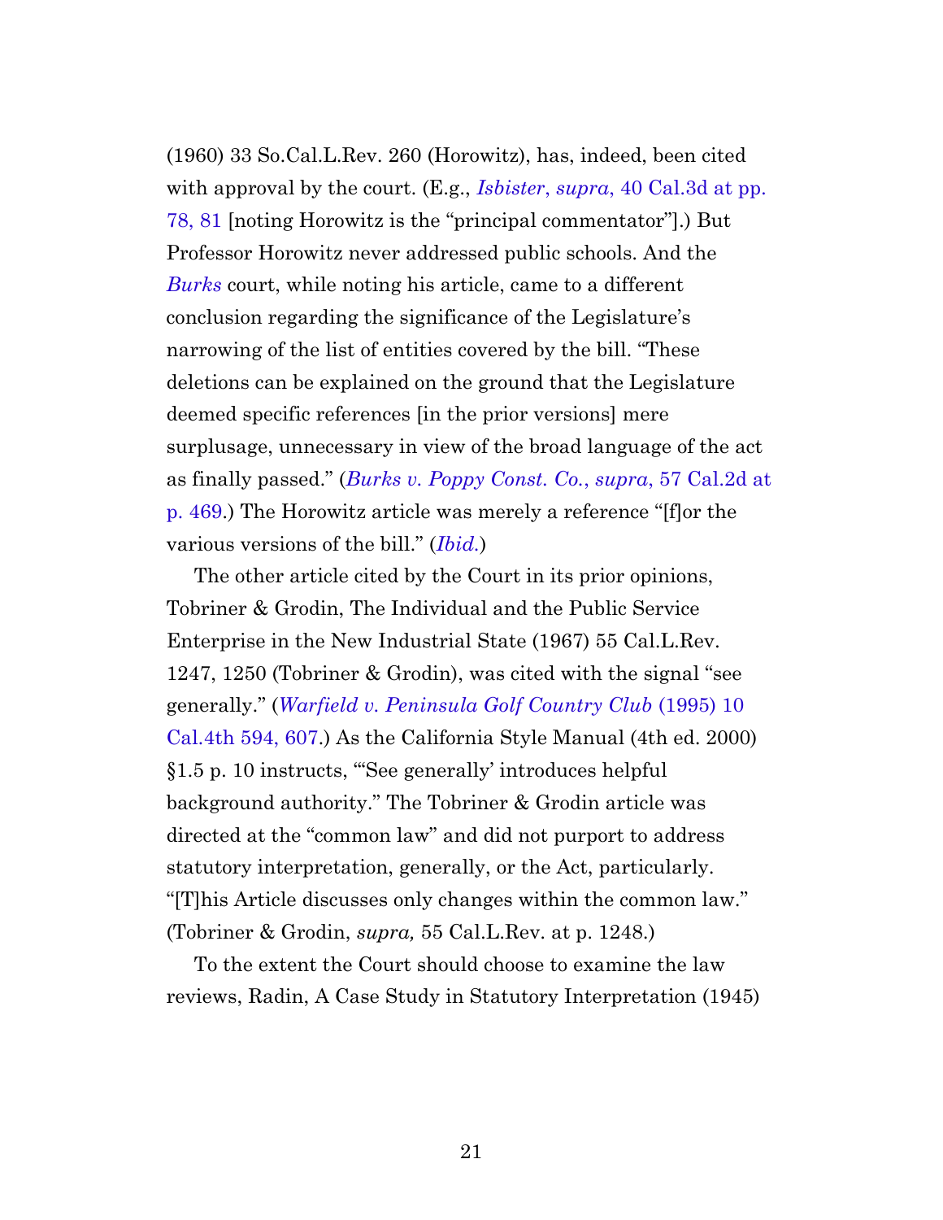(1960) 33 So.Cal.L.Rev. 260 (Horowitz), has, indeed, been cited with approval by the court. (E.g., *Isbister*, *supra*, 40 Cal.3d at pp. 78, 81 [noting Horowitz is the "principal commentator"].) But Professor Horowitz never addressed public schools. And the *Burks* court, while noting his article, came to a different conclusion regarding the significance of the Legislature's narrowing of the list of entities covered by the bill. "These deletions can be explained on the ground that the Legislature deemed specific references [in the prior versions] mere surplusage, unnecessary in view of the broad language of the act as finally passed." (*Burks v. Poppy Const. Co.*, *supra*, 57 Cal.2d at p. 469.) The Horowitz article was merely a reference "[f]or the various versions of the bill." (*Ibid.*)

The other article cited by the Court in its prior opinions, Tobriner & Grodin, The Individual and the Public Service Enterprise in the New Industrial State (1967) 55 Cal.L.Rev. 1247, 1250 (Tobriner & Grodin), was cited with the signal "see generally." (*Warfield v. Peninsula Golf Country Club* (1995) 10 Cal.4th 594, 607.) As the California Style Manual (4th ed. 2000) §1.5 p. 10 instructs, "'See generally' introduces helpful background authority." The Tobriner & Grodin article was directed at the "common law" and did not purport to address statutory interpretation, generally, or the Act, particularly. "[T]his Article discusses only changes within the common law." (Tobriner & Grodin, *supra,* 55 Cal.L.Rev. at p. 1248.)

To the extent the Court should choose to examine the law reviews, Radin, A Case Study in Statutory Interpretation (1945)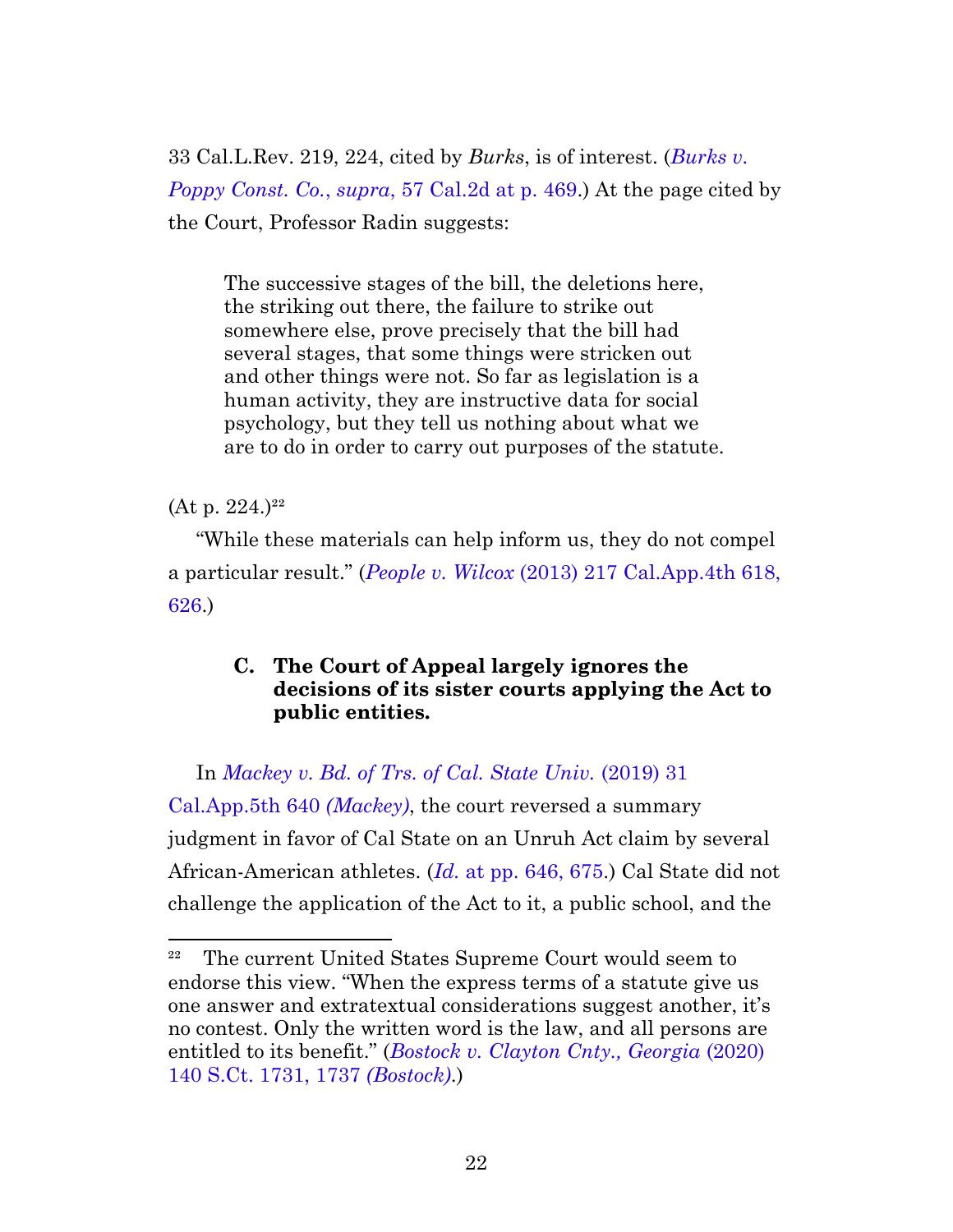33 Cal.L.Rev. 219, 224, cited by *Burks*, is of interest. (*Burks v. Poppy Const. Co., supra*, 57 Cal.2d at p. 469.) At the page cited by the Court, Professor Radin suggests:

> The successive stages of the bill, the deletions here, the striking out there, the failure to strike out somewhere else, prove precisely that the bill had several stages, that some things were stricken out and other things were not. So far as legislation is a human activity, they are instructive data for social psychology, but they tell us nothing about what we are to do in order to carry out purposes of the statute.

(At p. 224.)[22]

"While these materials can help inform us, they do not compel a particular result." (*People v. Wilcox* (2013) 217 Cal.App.4th 618, 626.)

### C. The Court of Appeal largely ignores the decisions of its sister courts applying the Act to public entities.

In *Mackey v. Bd. of Trs. of Cal. State Univ.* (2019) 31 Cal.App.5th 640 *(Mackey)*, the court reversed a summary judgment in favor of Cal State on an Unruh Act claim by several African-American athletes. (*Id.* at pp. 646, 675.) Cal State did not challenge the application of the Act to it, a public school, and the

---

[22] The current United States Supreme Court would seem to endorse this view. "When the express terms of a statute give us one answer and extratextual considerations suggest another, it's no contest. Only the written word is the law, and all persons are entitled to its benefit." (*Bostock v. Clayton Cnty., Georgia* (2020) 140 S.Ct. 1731, 1737 *(Bostock)*.)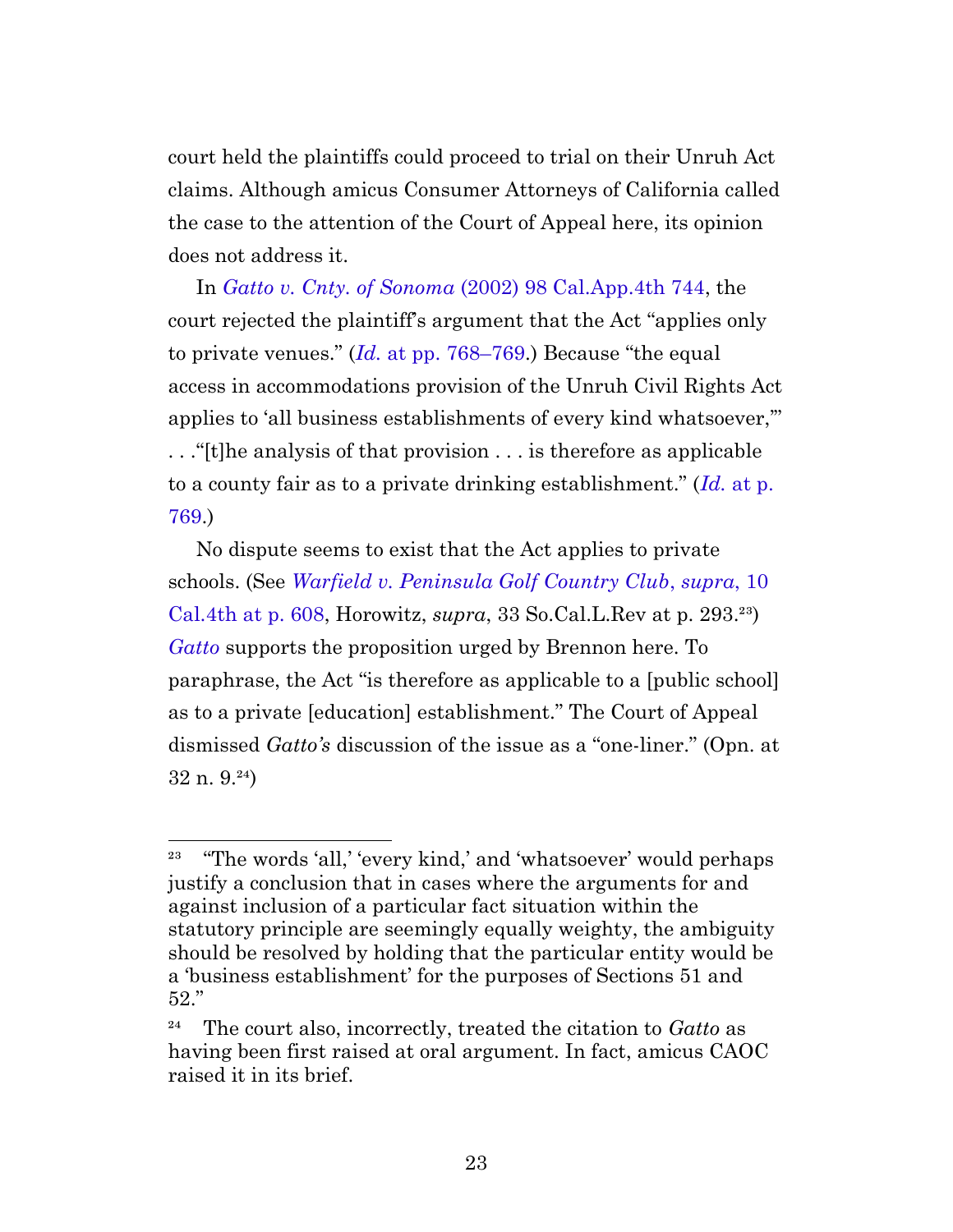court held the plaintiffs could proceed to trial on their Unruh Act claims. Although amicus Consumer Attorneys of California called the case to the attention of the Court of Appeal here, its opinion does not address it.

In *Gatto v. Cnty. of Sonoma* (2002) 98 Cal.App.4th 744, the court rejected the plaintiff's argument that the Act "applies only to private venues." (*Id.* at pp. 768–769.) Because "the equal access in accommodations provision of the Unruh Civil Rights Act applies to 'all business establishments of every kind whatsoever,'" . . ."[t]he analysis of that provision . . . is therefore as applicable to a county fair as to a private drinking establishment." (*Id.* at p. 769.)

No dispute seems to exist that the Act applies to private schools. (See *Warfield v. Peninsula Golf Country Club*, *supra*, 10 Cal.4th at p. 608, Horowitz, *supra*, 33 So.Cal.L.Rev at p. 293.[23]) *Gatto* supports the proposition urged by Brennon here. To paraphrase, the Act "is therefore as applicable to a [public school] as to a private [education] establishment." The Court of Appeal dismissed *Gatto's* discussion of the issue as a "one-liner." (Opn. at 32 n. 9.[24])

---

[23] "The words 'all,' 'every kind,' and 'whatsoever' would perhaps justify a conclusion that in cases where the arguments for and against inclusion of a particular fact situation within the statutory principle are seemingly equally weighty, the ambiguity should be resolved by holding that the particular entity would be a 'business establishment' for the purposes of Sections 51 and 52."

[24] The court also, incorrectly, treated the citation to *Gatto* as having been first raised at oral argument. In fact, amicus CAOC raised it in its brief.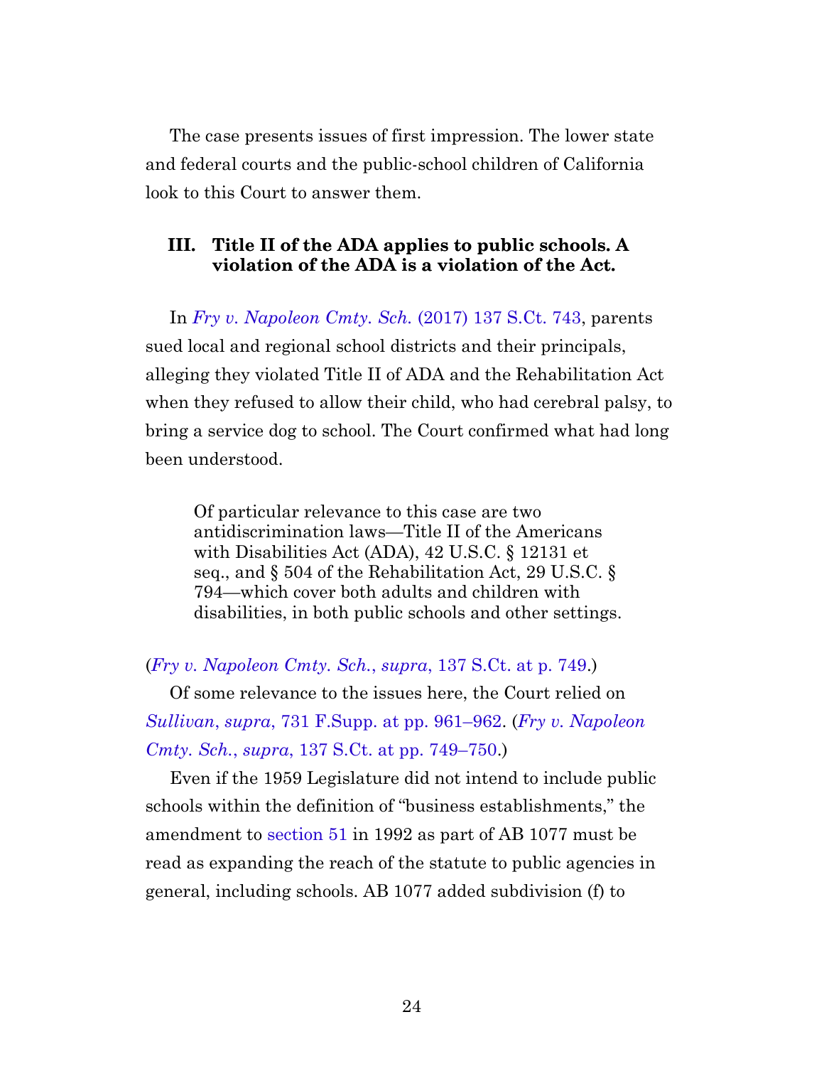The case presents issues of first impression. The lower state and federal courts and the public-school children of California look to this Court to answer them.

### III. Title II of the ADA applies to public schools. A violation of the ADA is a violation of the Act.

In *Fry v. Napoleon Cmty. Sch.* (2017) 137 S.Ct. 743, parents sued local and regional school districts and their principals, alleging they violated Title II of ADA and the Rehabilitation Act when they refused to allow their child, who had cerebral palsy, to bring a service dog to school. The Court confirmed what had long been understood.

> Of particular relevance to this case are two antidiscrimination laws—Title II of the Americans with Disabilities Act (ADA), 42 U.S.C. § 12131 et seq., and § 504 of the Rehabilitation Act, 29 U.S.C. § 794—which cover both adults and children with disabilities, in both public schools and other settings.

(*Fry v. Napoleon Cmty. Sch.*, *supra*, 137 S.Ct. at p. 749.)

Of some relevance to the issues here, the Court relied on *Sullivan*, *supra*, 731 F.Supp. at pp. 961–962. (*Fry v. Napoleon Cmty. Sch.*, *supra*, 137 S.Ct. at pp. 749–750.)

Even if the 1959 Legislature did not intend to include public schools within the definition of "business establishments," the amendment to section 51 in 1992 as part of AB 1077 must be read as expanding the reach of the statute to public agencies in general, including schools. AB 1077 added subdivision (f) to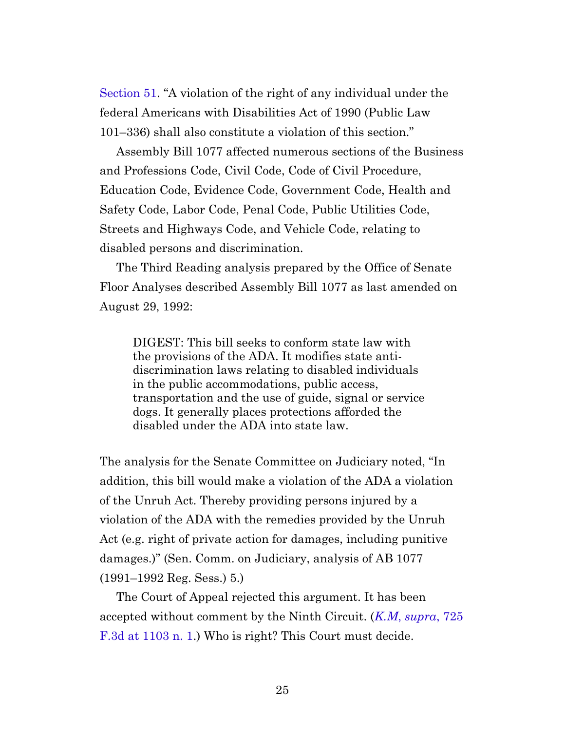Section 51. "A violation of the right of any individual under the federal Americans with Disabilities Act of 1990 (Public Law 101–336) shall also constitute a violation of this section."

Assembly Bill 1077 affected numerous sections of the Business and Professions Code, Civil Code, Code of Civil Procedure, Education Code, Evidence Code, Government Code, Health and Safety Code, Labor Code, Penal Code, Public Utilities Code, Streets and Highways Code, and Vehicle Code, relating to disabled persons and discrimination.

The Third Reading analysis prepared by the Office of Senate Floor Analyses described Assembly Bill 1077 as last amended on August 29, 1992:

> DIGEST: This bill seeks to conform state law with the provisions of the ADA. It modifies state anti-discrimination laws relating to disabled individuals in the public accommodations, public access, transportation and the use of guide, signal or service dogs. It generally places protections afforded the disabled under the ADA into state law.

The analysis for the Senate Committee on Judiciary noted, "In addition, this bill would make a violation of the ADA a violation of the Unruh Act. Thereby providing persons injured by a violation of the ADA with the remedies provided by the Unruh Act (e.g. right of private action for damages, including punitive damages.)" (Sen. Comm. on Judiciary, analysis of AB 1077 (1991–1992 Reg. Sess.) 5.)

The Court of Appeal rejected this argument. It has been accepted without comment by the Ninth Circuit. (*K.M, supra*, 725 F.3d at 1103 n. 1.) Who is right? This Court must decide.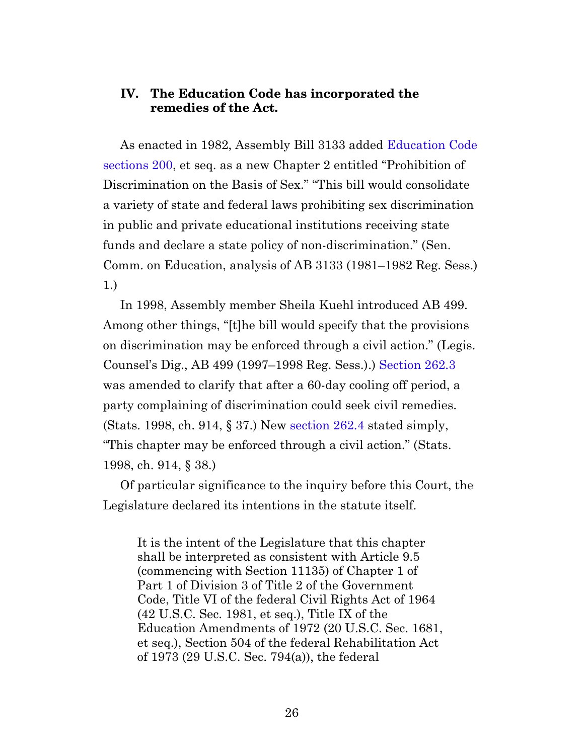## IV. The Education Code has incorporated the remedies of the Act.

As enacted in 1982, Assembly Bill 3133 added Education Code sections 200, et seq. as a new Chapter 2 entitled "Prohibition of Discrimination on the Basis of Sex." "This bill would consolidate a variety of state and federal laws prohibiting sex discrimination in public and private educational institutions receiving state funds and declare a state policy of non-discrimination." (Sen. Comm. on Education, analysis of AB 3133 (1981–1982 Reg. Sess.) 1.)

In 1998, Assembly member Sheila Kuehl introduced AB 499. Among other things, "[t]he bill would specify that the provisions on discrimination may be enforced through a civil action." (Legis. Counsel's Dig., AB 499 (1997–1998 Reg. Sess.).) Section 262.3 was amended to clarify that after a 60-day cooling off period, a party complaining of discrimination could seek civil remedies. (Stats. 1998, ch. 914, § 37.) New section 262.4 stated simply, "This chapter may be enforced through a civil action." (Stats. 1998, ch. 914, § 38.)

Of particular significance to the inquiry before this Court, the Legislature declared its intentions in the statute itself.

> It is the intent of the Legislature that this chapter shall be interpreted as consistent with Article 9.5 (commencing with Section 11135) of Chapter 1 of Part 1 of Division 3 of Title 2 of the Government Code, Title VI of the federal Civil Rights Act of 1964 (42 U.S.C. Sec. 1981, et seq.), Title IX of the Education Amendments of 1972 (20 U.S.C. Sec. 1681, et seq.), Section 504 of the federal Rehabilitation Act of 1973 (29 U.S.C. Sec. 794(a)), the federal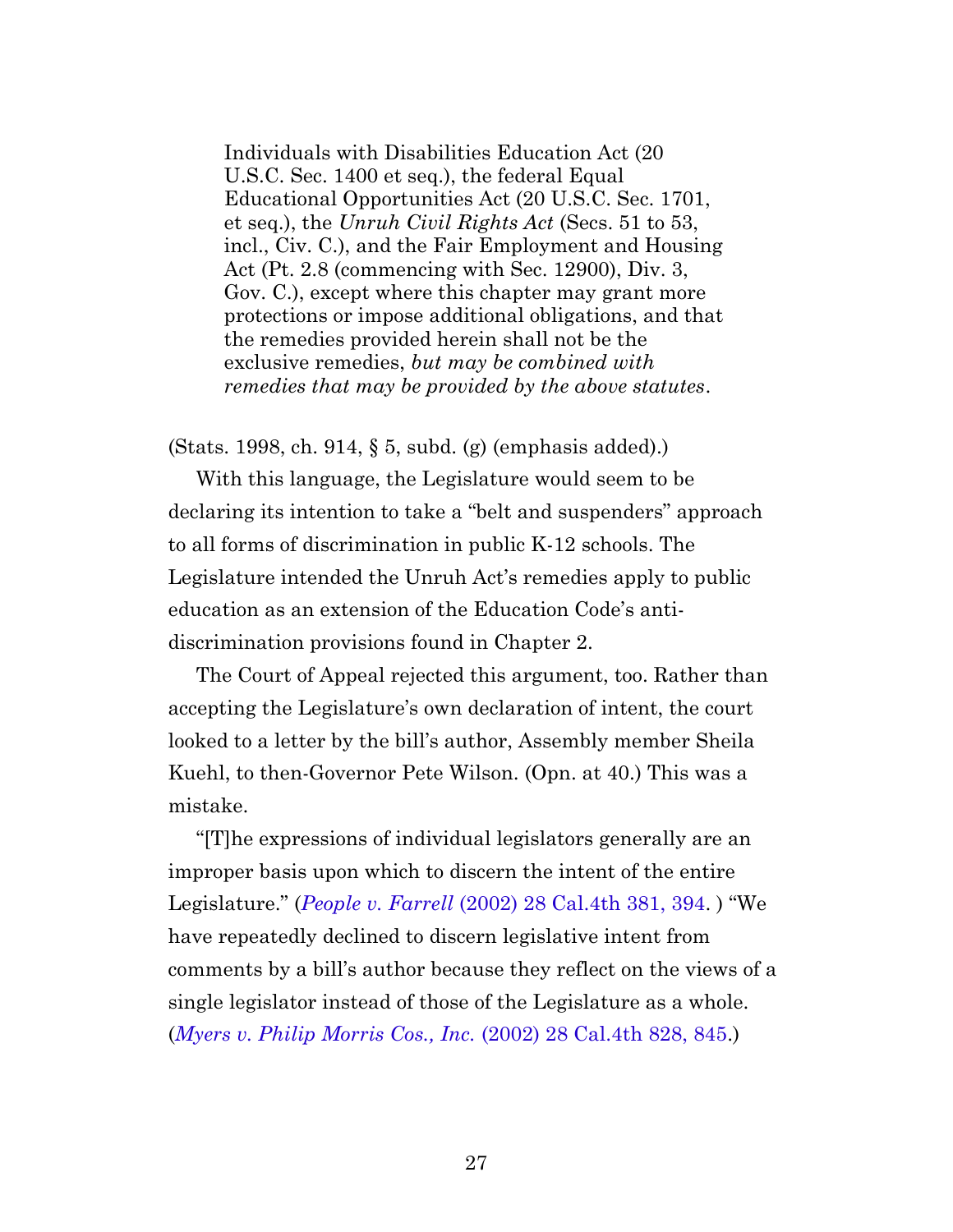> Individuals with Disabilities Education Act (20 U.S.C. Sec. 1400 et seq.), the federal Equal Educational Opportunities Act (20 U.S.C. Sec. 1701, et seq.), the *Unruh Civil Rights Act* (Secs. 51 to 53, incl., Civ. C.), and the Fair Employment and Housing Act (Pt. 2.8 (commencing with Sec. 12900), Div. 3, Gov. C.), except where this chapter may grant more protections or impose additional obligations, and that the remedies provided herein shall not be the exclusive remedies, *but may be combined with remedies that may be provided by the above statutes*.

(Stats. 1998, ch. 914, § 5, subd. (g) (emphasis added).)

With this language, the Legislature would seem to be declaring its intention to take a "belt and suspenders" approach to all forms of discrimination in public K-12 schools. The Legislature intended the Unruh Act's remedies apply to public education as an extension of the Education Code's anti-discrimination provisions found in Chapter 2.

The Court of Appeal rejected this argument, too. Rather than accepting the Legislature's own declaration of intent, the court looked to a letter by the bill's author, Assembly member Sheila Kuehl, to then-Governor Pete Wilson. (Opn. at 40.) This was a mistake.

"[T]he expressions of individual legislators generally are an improper basis upon which to discern the intent of the entire Legislature." (*People v. Farrell* (2002) 28 Cal.4th 381, 394. ) "We have repeatedly declined to discern legislative intent from comments by a bill's author because they reflect on the views of a single legislator instead of those of the Legislature as a whole. (*Myers v. Philip Morris Cos., Inc.* (2002) 28 Cal.4th 828, 845.)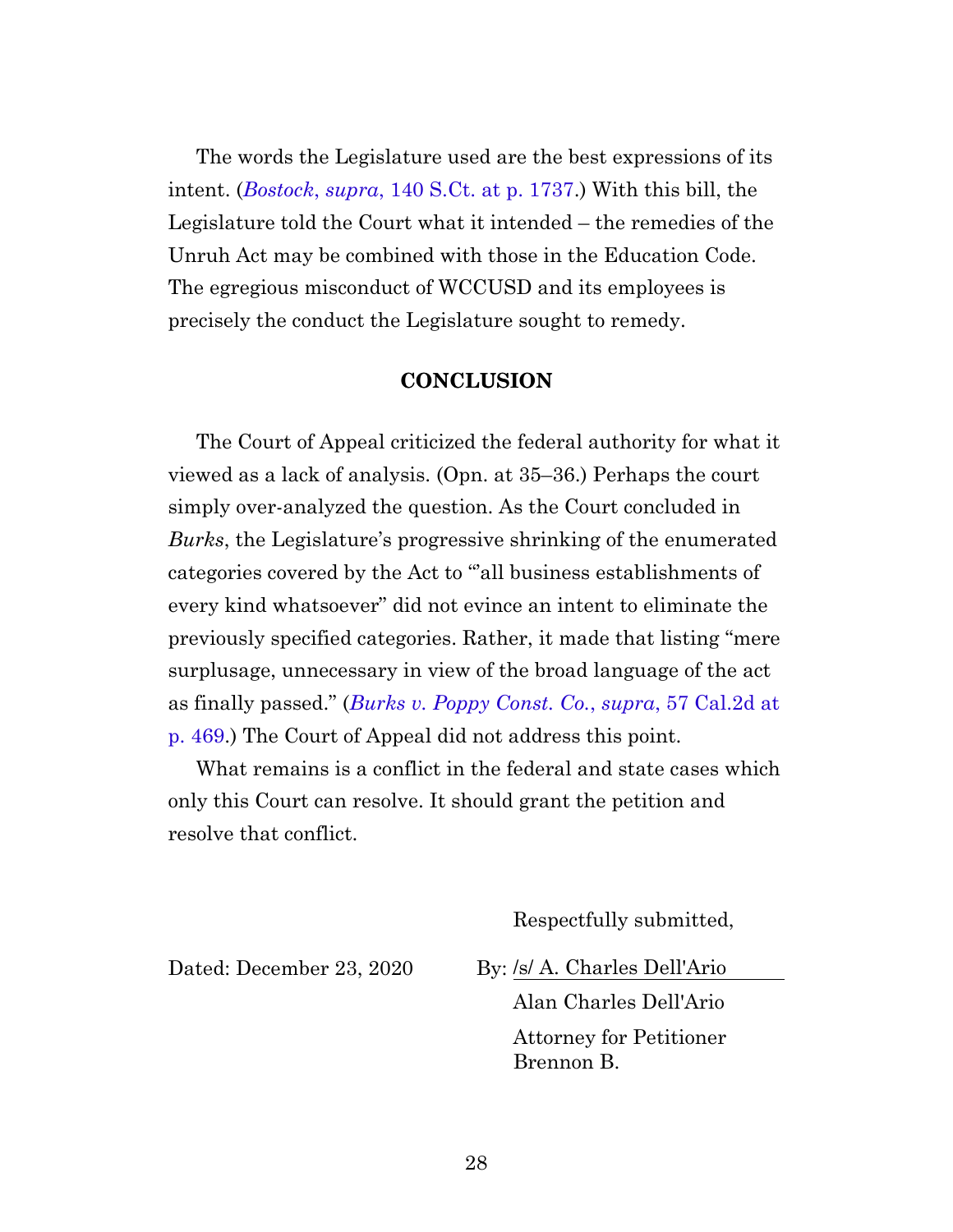The words the Legislature used are the best expressions of its intent. (*Bostock*, *supra*, 140 S.Ct. at p. 1737.) With this bill, the Legislature told the Court what it intended – the remedies of the Unruh Act may be combined with those in the Education Code. The egregious misconduct of WCCUSD and its employees is precisely the conduct the Legislature sought to remedy.

## CONCLUSION

The Court of Appeal criticized the federal authority for what it viewed as a lack of analysis. (Opn. at 35–36.) Perhaps the court simply over-analyzed the question. As the Court concluded in *Burks*, the Legislature's progressive shrinking of the enumerated categories covered by the Act to "'all business establishments of every kind whatsoever" did not evince an intent to eliminate the previously specified categories. Rather, it made that listing "mere surplusage, unnecessary in view of the broad language of the act as finally passed." (*Burks v. Poppy Const. Co.*, *supra*, 57 Cal.2d at p. 469.) The Court of Appeal did not address this point.

What remains is a conflict in the federal and state cases which only this Court can resolve. It should grant the petition and resolve that conflict.

Respectfully submitted,

Dated: December 23, 2020

By: /s/ A. Charles Dell'Ario

Alan Charles Dell'Ario

Attorney for Petitioner Brennon B.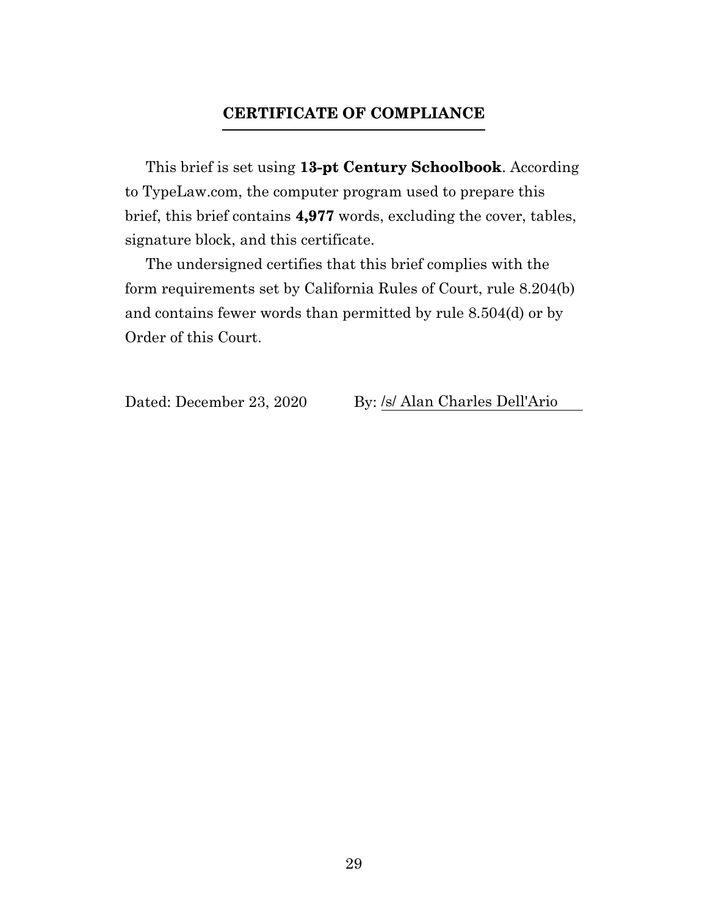## CERTIFICATE OF COMPLIANCE

This brief is set using **13-pt Century Schoolbook**. According to TypeLaw.com, the computer program used to prepare this brief, this brief contains **4,977** words, excluding the cover, tables, signature block, and this certificate.

The undersigned certifies that this brief complies with the form requirements set by California Rules of Court, rule 8.204(b) and contains fewer words than permitted by rule 8.504(d) or by Order of this Court.

Dated: December 23, 2020 By: /s/ Alan Charles Dell'Ario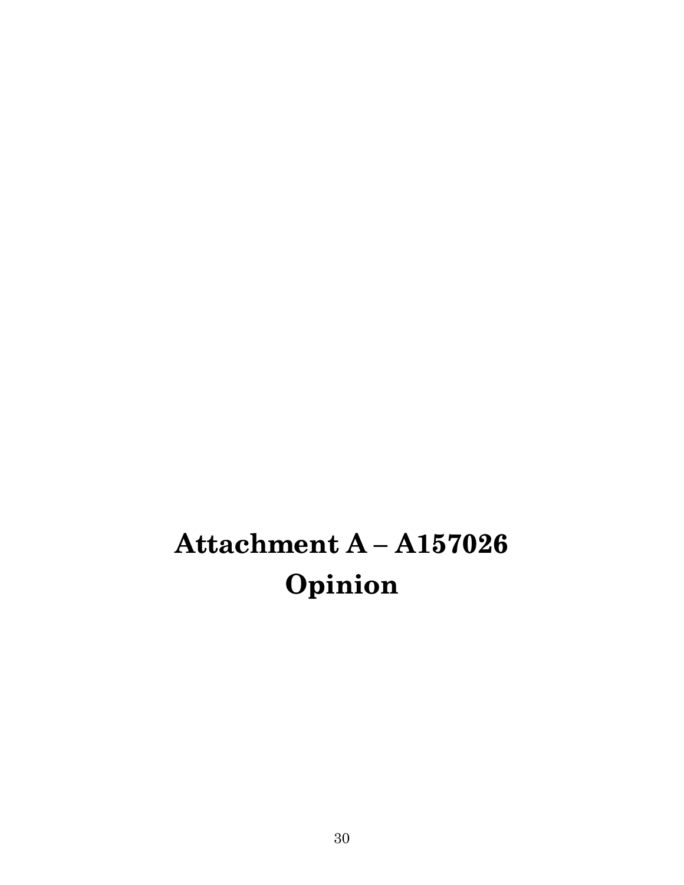# Attachment A – A157026 Opinion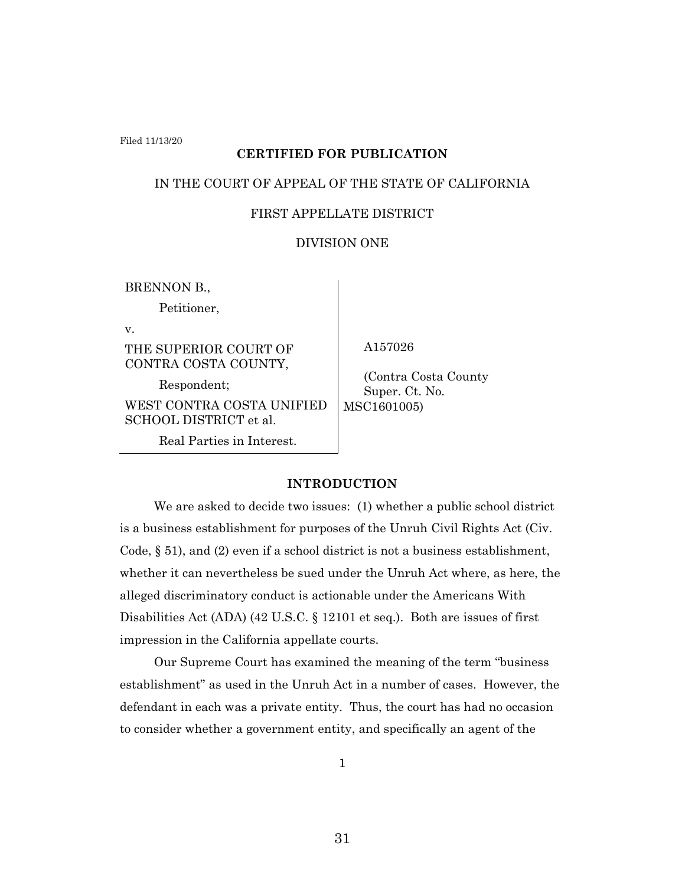Filed 11/13/20

**CERTIFIED FOR PUBLICATION**

IN THE COURT OF APPEAL OF THE STATE OF CALIFORNIA

FIRST APPELLATE DISTRICT

DIVISION ONE

| | |
|---|---|
| BRENNON B.,<br>Petitioner,<br>v.<br>THE SUPERIOR COURT OF CONTRA COSTA COUNTY,<br>Respondent;<br>WEST CONTRA COSTA UNIFIED SCHOOL DISTRICT et al.<br>Real Parties in Interest. | A157026<br><br>(Contra Costa County Super. Ct. No. MSC1601005) |

## INTRODUCTION

We are asked to decide two issues: (1) whether a public school district is a business establishment for purposes of the Unruh Civil Rights Act (Civ. Code, § 51), and (2) even if a school district is not a business establishment, whether it can nevertheless be sued under the Unruh Act where, as here, the alleged discriminatory conduct is actionable under the Americans With Disabilities Act (ADA) (42 U.S.C. § 12101 et seq.). Both are issues of first impression in the California appellate courts.

Our Supreme Court has examined the meaning of the term "business establishment" as used in the Unruh Act in a number of cases. However, the defendant in each was a private entity. Thus, the court has had no occasion to consider whether a government entity, and specifically an agent of the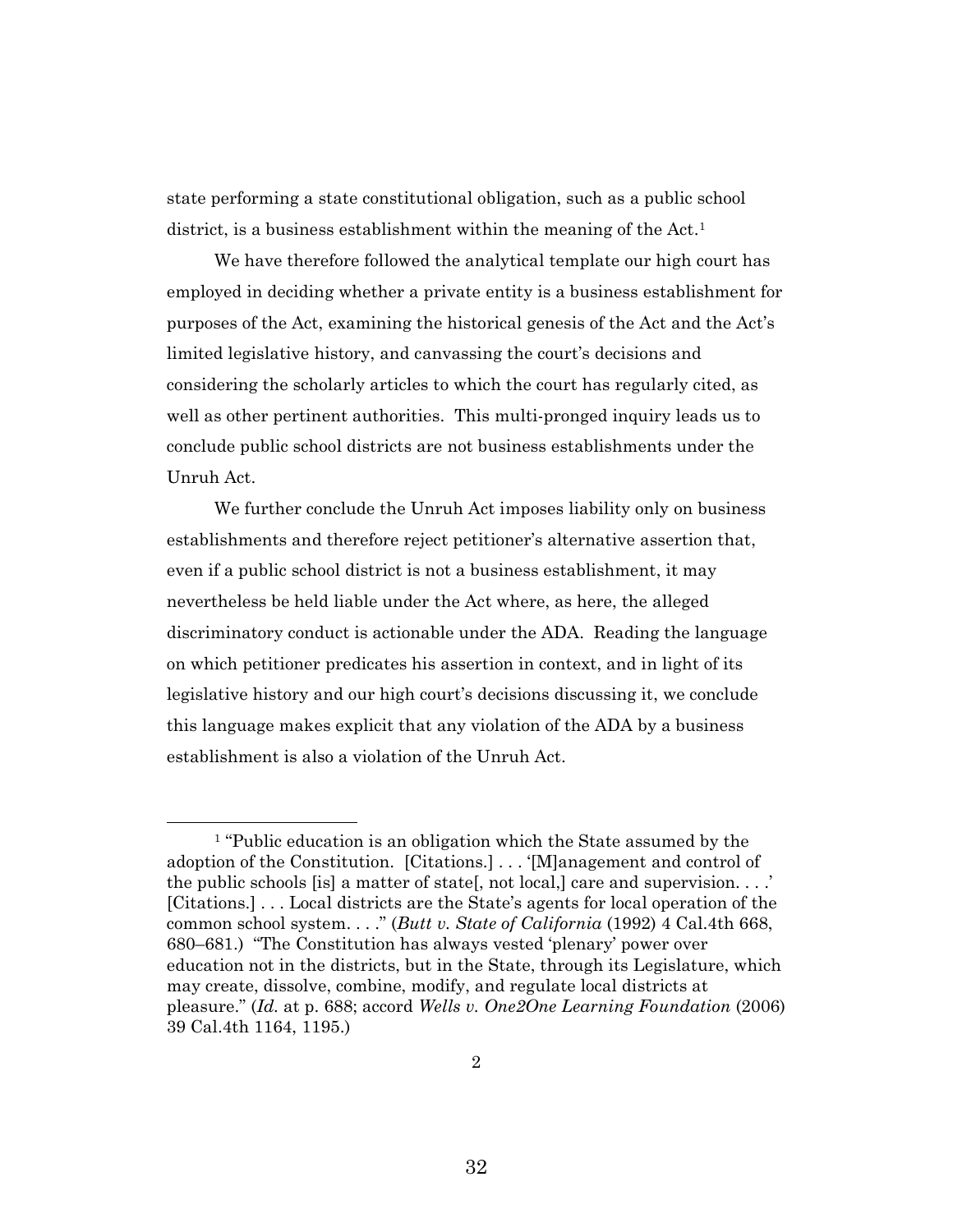state performing a state constitutional obligation, such as a public school district, is a business establishment within the meaning of the Act.[1]

We have therefore followed the analytical template our high court has employed in deciding whether a private entity is a business establishment for purposes of the Act, examining the historical genesis of the Act and the Act's limited legislative history, and canvassing the court's decisions and considering the scholarly articles to which the court has regularly cited, as well as other pertinent authorities. This multi-pronged inquiry leads us to conclude public school districts are not business establishments under the Unruh Act.

We further conclude the Unruh Act imposes liability only on business establishments and therefore reject petitioner's alternative assertion that, even if a public school district is not a business establishment, it may nevertheless be held liable under the Act where, as here, the alleged discriminatory conduct is actionable under the ADA. Reading the language on which petitioner predicates his assertion in context, and in light of its legislative history and our high court's decisions discussing it, we conclude this language makes explicit that any violation of the ADA by a business establishment is also a violation of the Unruh Act.

---

[1] "Public education is an obligation which the State assumed by the adoption of the Constitution. [Citations.] . . . '[M]anagement and control of the public schools [is] a matter of state[, not local,] care and supervision. . . .' [Citations.] . . . Local districts are the State's agents for local operation of the common school system. . . ." (*Butt v. State of California* (1992) 4 Cal.4th 668, 680–681.) "The Constitution has always vested 'plenary' power over education not in the districts, but in the State, through its Legislature, which may create, dissolve, combine, modify, and regulate local districts at pleasure." (*Id.* at p. 688; accord *Wells v. One2One Learning Foundation* (2006) 39 Cal.4th 1164, 1195.)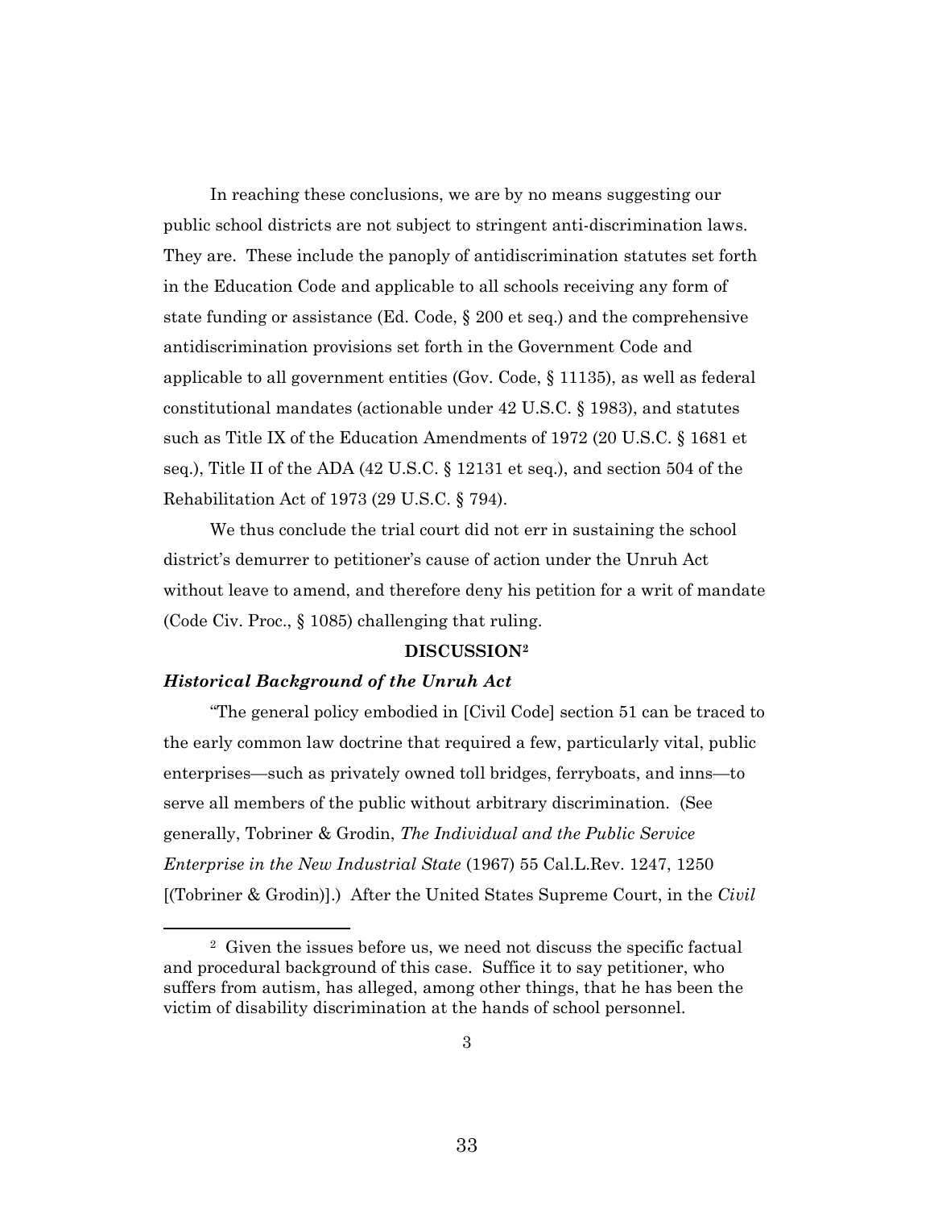In reaching these conclusions, we are by no means suggesting our public school districts are not subject to stringent anti-discrimination laws. They are. These include the panoply of antidiscrimination statutes set forth in the Education Code and applicable to all schools receiving any form of state funding or assistance (Ed. Code, § 200 et seq.) and the comprehensive antidiscrimination provisions set forth in the Government Code and applicable to all government entities (Gov. Code, § 11135), as well as federal constitutional mandates (actionable under 42 U.S.C. § 1983), and statutes such as Title IX of the Education Amendments of 1972 (20 U.S.C. § 1681 et seq.), Title II of the ADA (42 U.S.C. § 12131 et seq.), and section 504 of the Rehabilitation Act of 1973 (29 U.S.C. § 794).

We thus conclude the trial court did not err in sustaining the school district's demurrer to petitioner's cause of action under the Unruh Act without leave to amend, and therefore deny his petition for a writ of mandate (Code Civ. Proc., § 1085) challenging that ruling.

**DISCUSSION[2]**

***Historical Background of the Unruh Act***

"The general policy embodied in [Civil Code] section 51 can be traced to the early common law doctrine that required a few, particularly vital, public enterprises—such as privately owned toll bridges, ferryboats, and inns—to serve all members of the public without arbitrary discrimination. (See generally, Tobriner & Grodin, *The Individual and the Public Service Enterprise in the New Industrial State* (1967) 55 Cal.L.Rev. 1247, 1250 [(Tobriner & Grodin)].) After the United States Supreme Court, in the *Civil*

[2] Given the issues before us, we need not discuss the specific factual and procedural background of this case. Suffice it to say petitioner, who suffers from autism, has alleged, among other things, that he has been the victim of disability discrimination at the hands of school personnel.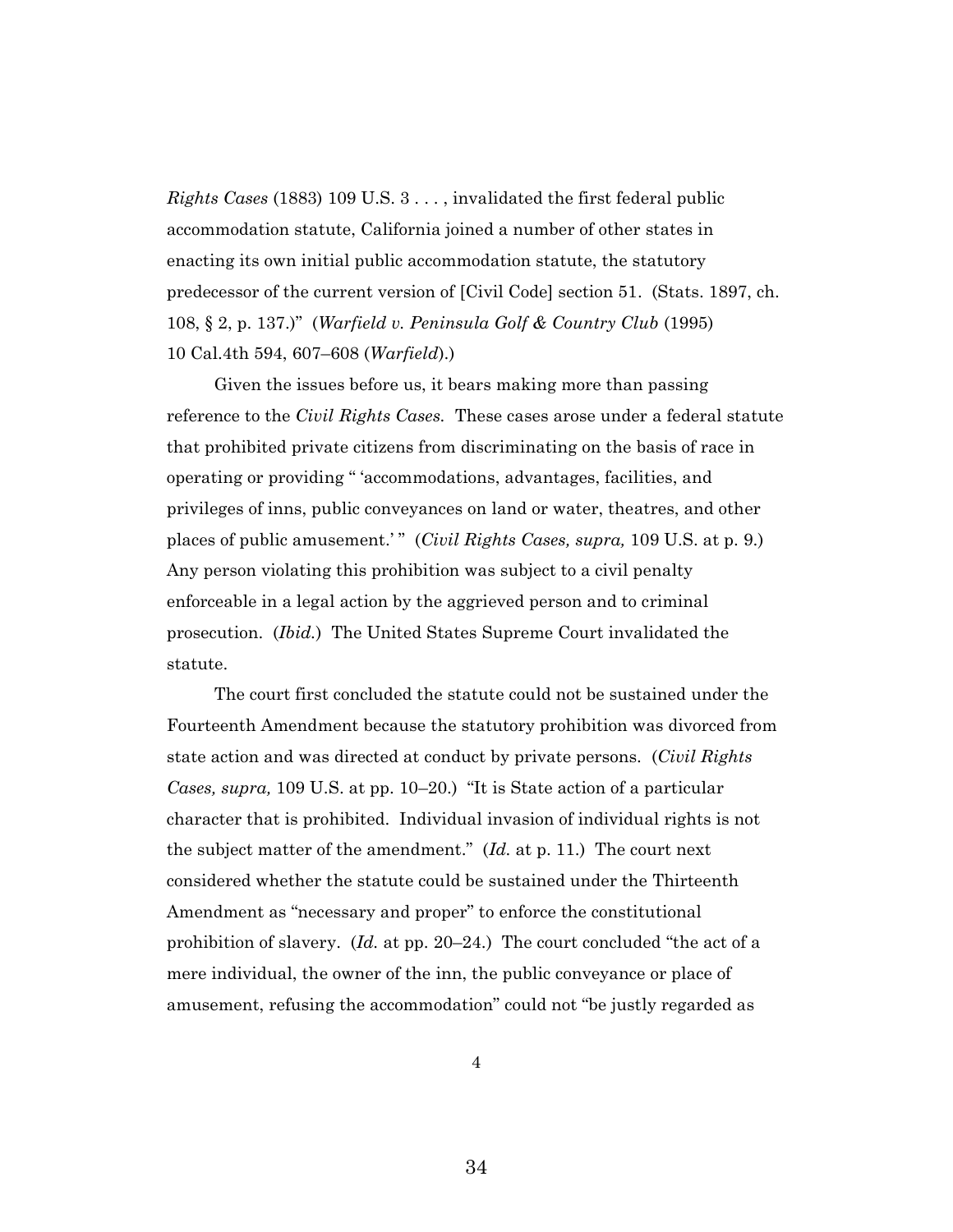*Rights Cases* (1883) 109 U.S. 3 . . . , invalidated the first federal public accommodation statute, California joined a number of other states in enacting its own initial public accommodation statute, the statutory predecessor of the current version of [Civil Code] section 51. (Stats. 1897, ch. 108, § 2, p. 137.)" (*Warfield v. Peninsula Golf & Country Club* (1995) 10 Cal.4th 594, 607–608 (*Warfield*).)

Given the issues before us, it bears making more than passing reference to the *Civil Rights Cases.* These cases arose under a federal statute that prohibited private citizens from discriminating on the basis of race in operating or providing " 'accommodations, advantages, facilities, and privileges of inns, public conveyances on land or water, theatres, and other places of public amusement.' " (*Civil Rights Cases, supra,* 109 U.S. at p. 9.) Any person violating this prohibition was subject to a civil penalty enforceable in a legal action by the aggrieved person and to criminal prosecution. (*Ibid.*) The United States Supreme Court invalidated the statute.

The court first concluded the statute could not be sustained under the Fourteenth Amendment because the statutory prohibition was divorced from state action and was directed at conduct by private persons. (*Civil Rights Cases, supra,* 109 U.S. at pp. 10–20.) "It is State action of a particular character that is prohibited. Individual invasion of individual rights is not the subject matter of the amendment." (*Id.* at p. 11.) The court next considered whether the statute could be sustained under the Thirteenth Amendment as "necessary and proper" to enforce the constitutional prohibition of slavery. (*Id.* at pp. 20–24.) The court concluded "the act of a mere individual, the owner of the inn, the public conveyance or place of amusement, refusing the accommodation" could not "be justly regarded as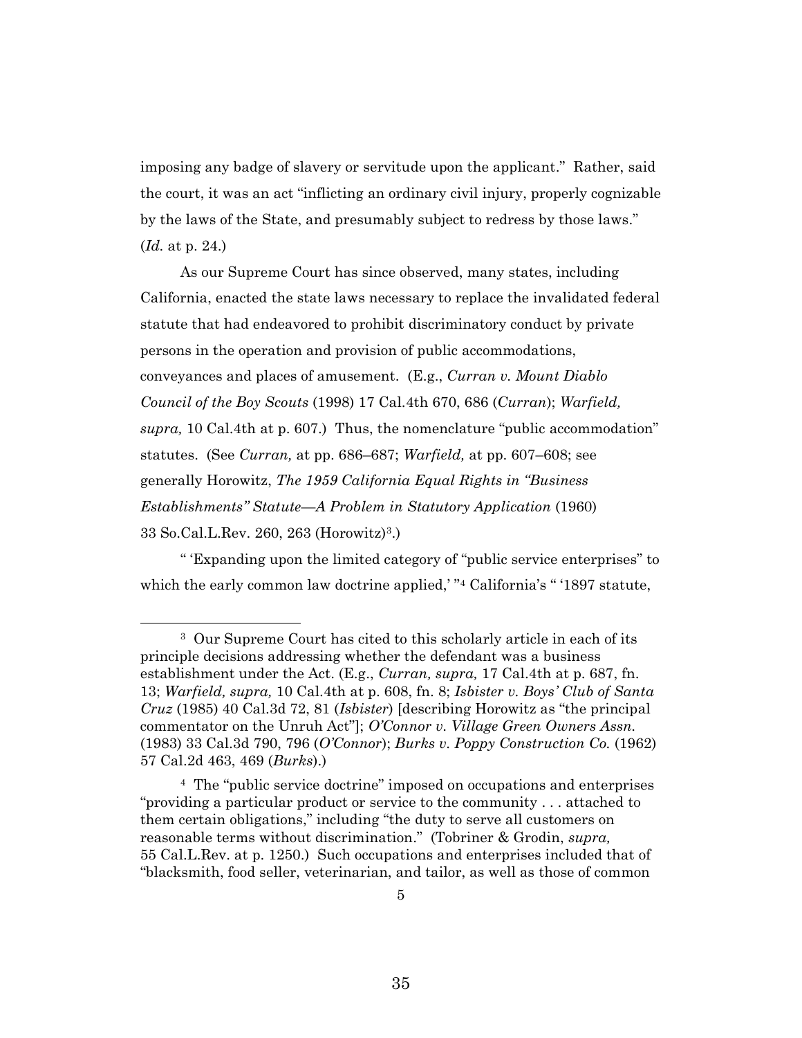imposing any badge of slavery or servitude upon the applicant." Rather, said the court, it was an act "inflicting an ordinary civil injury, properly cognizable by the laws of the State, and presumably subject to redress by those laws." (*Id.* at p. 24.)

As our Supreme Court has since observed, many states, including California, enacted the state laws necessary to replace the invalidated federal statute that had endeavored to prohibit discriminatory conduct by private persons in the operation and provision of public accommodations, conveyances and places of amusement. (E.g., *Curran v. Mount Diablo Council of the Boy Scouts* (1998) 17 Cal.4th 670, 686 (*Curran*); *Warfield, supra,* 10 Cal.4th at p. 607.) Thus, the nomenclature "public accommodation" statutes. (See *Curran,* at pp. 686–687; *Warfield,* at pp. 607–608; see generally Horowitz, *The 1959 California Equal Rights in "Business Establishments" Statute—A Problem in Statutory Application* (1960) 33 So.Cal.L.Rev. 260, 263 (Horowitz)[3].)

" 'Expanding upon the limited category of "public service enterprises" to which the early common law doctrine applied,' "[4] California's " '1897 statute,

---

[3] Our Supreme Court has cited to this scholarly article in each of its principle decisions addressing whether the defendant was a business establishment under the Act. (E.g., *Curran, supra,* 17 Cal.4th at p. 687, fn. 13; *Warfield, supra,* 10 Cal.4th at p. 608, fn. 8; *Isbister v. Boys' Club of Santa Cruz* (1985) 40 Cal.3d 72, 81 (*Isbister*) [describing Horowitz as "the principal commentator on the Unruh Act"]; *O'Connor v. Village Green Owners Assn.* (1983) 33 Cal.3d 790, 796 (*O'Connor*); *Burks v. Poppy Construction Co.* (1962) 57 Cal.2d 463, 469 (*Burks*).)

[4] The "public service doctrine" imposed on occupations and enterprises "providing a particular product or service to the community . . . attached to them certain obligations," including "the duty to serve all customers on reasonable terms without discrimination." (Tobriner & Grodin, *supra,* 55 Cal.L.Rev. at p. 1250.) Such occupations and enterprises included that of "blacksmith, food seller, veterinarian, and tailor, as well as those of common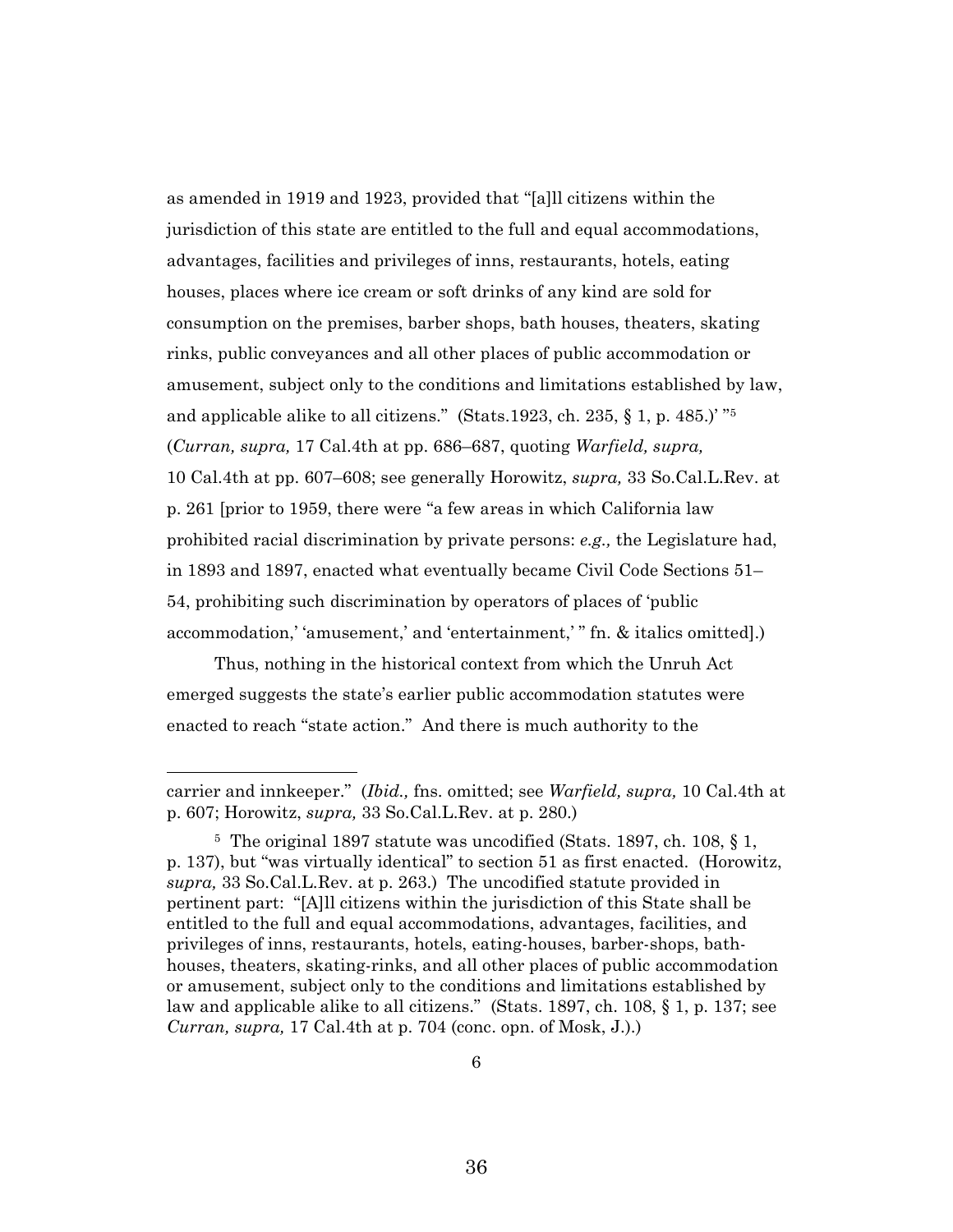as amended in 1919 and 1923, provided that "[a]ll citizens within the jurisdiction of this state are entitled to the full and equal accommodations, advantages, facilities and privileges of inns, restaurants, hotels, eating houses, places where ice cream or soft drinks of any kind are sold for consumption on the premises, barber shops, bath houses, theaters, skating rinks, public conveyances and all other places of public accommodation or amusement, subject only to the conditions and limitations established by law, and applicable alike to all citizens." (Stats.1923, ch. 235, § 1, p. 485.)' "[5] (*Curran, supra,* 17 Cal.4th at pp. 686–687, quoting *Warfield, supra,* 10 Cal.4th at pp. 607–608; see generally Horowitz, *supra,* 33 So.Cal.L.Rev. at p. 261 [prior to 1959, there were "a few areas in which California law prohibited racial discrimination by private persons: *e.g.,* the Legislature had, in 1893 and 1897, enacted what eventually became Civil Code Sections 51–54, prohibiting such discrimination by operators of places of 'public accommodation,' 'amusement,' and 'entertainment,' " fn. & italics omitted].)

Thus, nothing in the historical context from which the Unruh Act emerged suggests the state's earlier public accommodation statutes were enacted to reach "state action." And there is much authority to the

---

carrier and innkeeper." (*Ibid.,* fns. omitted; see *Warfield, supra,* 10 Cal.4th at p. 607; Horowitz, *supra,* 33 So.Cal.L.Rev. at p. 280.)

[5] The original 1897 statute was uncodified (Stats. 1897, ch. 108, § 1, p. 137), but "was virtually identical" to section 51 as first enacted. (Horowitz, *supra,* 33 So.Cal.L.Rev. at p. 263.) The uncodified statute provided in pertinent part: "[A]ll citizens within the jurisdiction of this State shall be entitled to the full and equal accommodations, advantages, facilities, and privileges of inns, restaurants, hotels, eating-houses, barber-shops, bath-houses, theaters, skating-rinks, and all other places of public accommodation or amusement, subject only to the conditions and limitations established by law and applicable alike to all citizens." (Stats. 1897, ch. 108, § 1, p. 137; see *Curran, supra,* 17 Cal.4th at p. 704 (conc. opn. of Mosk, J.).)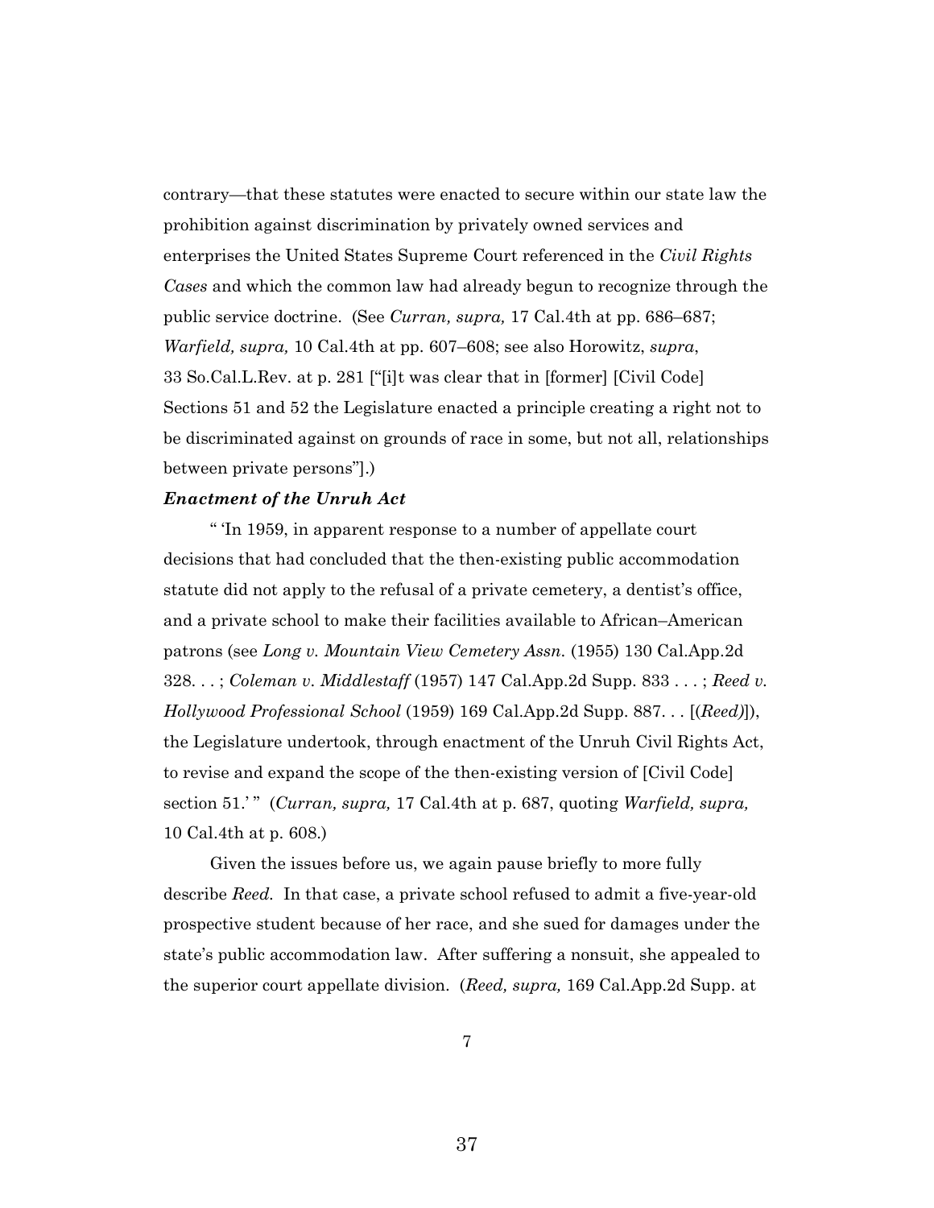contrary—that these statutes were enacted to secure within our state law the prohibition against discrimination by privately owned services and enterprises the United States Supreme Court referenced in the *Civil Rights Cases* and which the common law had already begun to recognize through the public service doctrine. (See *Curran, supra,* 17 Cal.4th at pp. 686–687; *Warfield, supra,* 10 Cal.4th at pp. 607–608; see also Horowitz, *supra*, 33 So.Cal.L.Rev. at p. 281 ["[i]t was clear that in [former] [Civil Code] Sections 51 and 52 the Legislature enacted a principle creating a right not to be discriminated against on grounds of race in some, but not all, relationships between private persons"].)

***Enactment of the Unruh Act***

" 'In 1959, in apparent response to a number of appellate court decisions that had concluded that the then-existing public accommodation statute did not apply to the refusal of a private cemetery, a dentist's office, and a private school to make their facilities available to African–American patrons (see *Long v. Mountain View Cemetery Assn.* (1955) 130 Cal.App.2d 328. . . ; *Coleman v. Middlestaff* (1957) 147 Cal.App.2d Supp. 833 . . . ; *Reed v. Hollywood Professional School* (1959) 169 Cal.App.2d Supp. 887. . . [(*Reed)*]), the Legislature undertook, through enactment of the Unruh Civil Rights Act, to revise and expand the scope of the then-existing version of [Civil Code] section 51.' " (*Curran, supra,* 17 Cal.4th at p. 687, quoting *Warfield, supra,* 10 Cal.4th at p. 608.)

Given the issues before us, we again pause briefly to more fully describe *Reed.* In that case, a private school refused to admit a five-year-old prospective student because of her race, and she sued for damages under the state's public accommodation law. After suffering a nonsuit, she appealed to the superior court appellate division. (*Reed, supra,* 169 Cal.App.2d Supp. at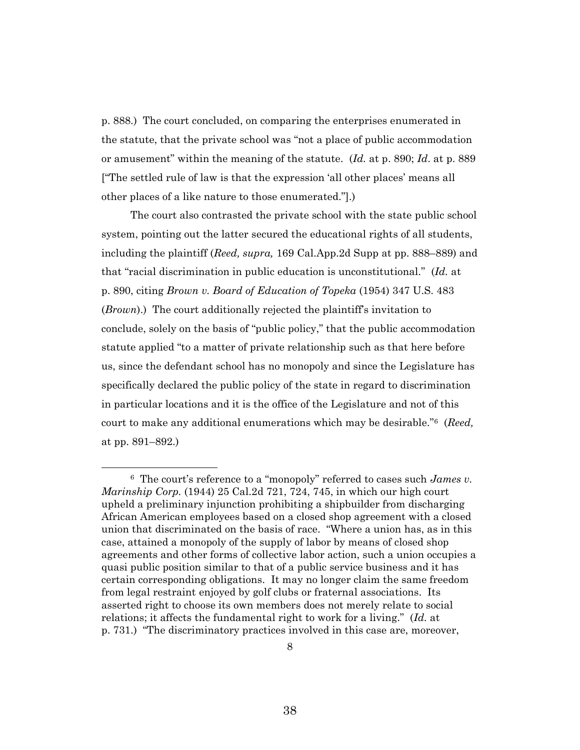p. 888.) The court concluded, on comparing the enterprises enumerated in the statute, that the private school was "not a place of public accommodation or amusement" within the meaning of the statute. (*Id.* at p. 890; *Id.* at p. 889 ["The settled rule of law is that the expression 'all other places' means all other places of a like nature to those enumerated."].)

The court also contrasted the private school with the state public school system, pointing out the latter secured the educational rights of all students, including the plaintiff (*Reed, supra,* 169 Cal.App.2d Supp at pp. 888–889) and that "racial discrimination in public education is unconstitutional." (*Id.* at p. 890, citing *Brown v. Board of Education of Topeka* (1954) 347 U.S. 483 (*Brown*).) The court additionally rejected the plaintiff's invitation to conclude, solely on the basis of "public policy," that the public accommodation statute applied "to a matter of private relationship such as that here before us, since the defendant school has no monopoly and since the Legislature has specifically declared the public policy of the state in regard to discrimination in particular locations and it is the office of the Legislature and not of this court to make any additional enumerations which may be desirable."[6] (*Reed,* at pp. 891–892.)

---

[6] The court's reference to a "monopoly" referred to cases such *James v. Marinship Corp.* (1944) 25 Cal.2d 721, 724, 745, in which our high court upheld a preliminary injunction prohibiting a shipbuilder from discharging African American employees based on a closed shop agreement with a closed union that discriminated on the basis of race. "Where a union has, as in this case, attained a monopoly of the supply of labor by means of closed shop agreements and other forms of collective labor action, such a union occupies a quasi public position similar to that of a public service business and it has certain corresponding obligations. It may no longer claim the same freedom from legal restraint enjoyed by golf clubs or fraternal associations. Its asserted right to choose its own members does not merely relate to social relations; it affects the fundamental right to work for a living." (*Id.* at p. 731.) "The discriminatory practices involved in this case are, moreover,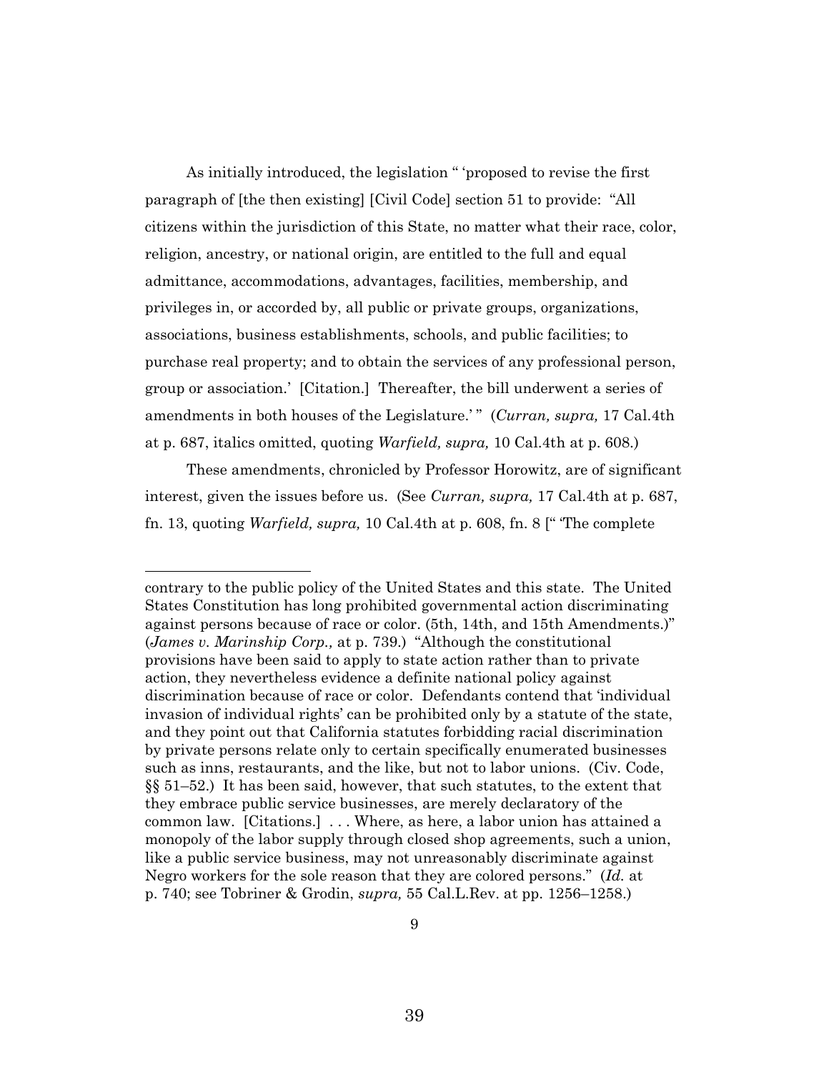As initially introduced, the legislation " 'proposed to revise the first paragraph of [the then existing] [Civil Code] section 51 to provide: "All citizens within the jurisdiction of this State, no matter what their race, color, religion, ancestry, or national origin, are entitled to the full and equal admittance, accommodations, advantages, facilities, membership, and privileges in, or accorded by, all public or private groups, organizations, associations, business establishments, schools, and public facilities; to purchase real property; and to obtain the services of any professional person, group or association.' [Citation.] Thereafter, the bill underwent a series of amendments in both houses of the Legislature.' " (*Curran, supra,* 17 Cal.4th at p. 687, italics omitted, quoting *Warfield, supra,* 10 Cal.4th at p. 608.)

These amendments, chronicled by Professor Horowitz, are of significant interest, given the issues before us. (See *Curran, supra,* 17 Cal.4th at p. 687, fn. 13, quoting *Warfield, supra,* 10 Cal.4th at p. 608, fn. 8 [" 'The complete

---

contrary to the public policy of the United States and this state. The United States Constitution has long prohibited governmental action discriminating against persons because of race or color. (5th, 14th, and 15th Amendments.)" (*James v. Marinship Corp.,* at p. 739.) "Although the constitutional provisions have been said to apply to state action rather than to private action, they nevertheless evidence a definite national policy against discrimination because of race or color. Defendants contend that 'individual invasion of individual rights' can be prohibited only by a statute of the state, and they point out that California statutes forbidding racial discrimination by private persons relate only to certain specifically enumerated businesses such as inns, restaurants, and the like, but not to labor unions. (Civ. Code, §§ 51–52.) It has been said, however, that such statutes, to the extent that they embrace public service businesses, are merely declaratory of the common law. [Citations.] . . . Where, as here, a labor union has attained a monopoly of the labor supply through closed shop agreements, such a union, like a public service business, may not unreasonably discriminate against Negro workers for the sole reason that they are colored persons." (*Id.* at p. 740; see Tobriner & Grodin, *supra,* 55 Cal.L.Rev. at pp. 1256–1258.)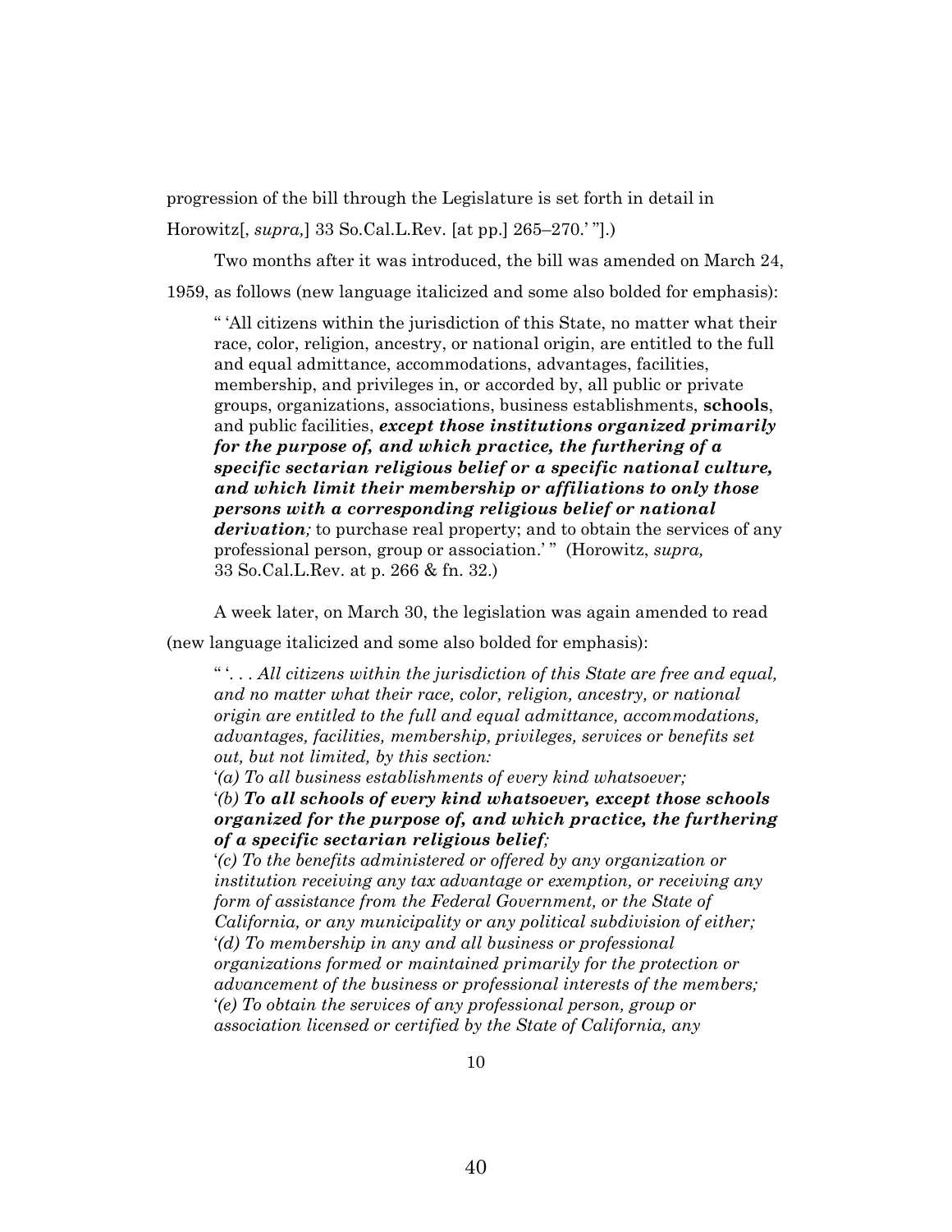progression of the bill through the Legislature is set forth in detail in Horowitz[, *supra,*] 33 So.Cal.L.Rev. [at pp.] 265–270.' "].)

Two months after it was introduced, the bill was amended on March 24, 1959, as follows (new language italicized and some also bolded for emphasis):

> " 'All citizens within the jurisdiction of this State, no matter what their race, color, religion, ancestry, or national origin, are entitled to the full and equal admittance, accommodations, advantages, facilities, membership, and privileges in, or accorded by, all public or private groups, organizations, associations, business establishments, **schools**, and public facilities, ***except those institutions organized primarily for the purpose of, and which practice, the furthering of a specific sectarian religious belief or a specific national culture, and which limit their membership or affiliations to only those persons with a corresponding religious belief or national derivation****;* to purchase real property; and to obtain the services of any professional person, group or association.' " (Horowitz, *supra,* 33 So.Cal.L.Rev. at p. 266 & fn. 32.)

A week later, on March 30, the legislation was again amended to read (new language italicized and some also bolded for emphasis):

> " '. . . *All citizens within the jurisdiction of this State are free and equal, and no matter what their race, color, religion, ancestry, or national origin are entitled to the full and equal admittance, accommodations, advantages, facilities, membership, privileges, services or benefits set out, but not limited, by this section:*
>
> '*(a) To all business establishments of every kind whatsoever;*
>
> '*(b)* ***To all schools of every kind whatsoever, except those schools organized for the purpose of, and which practice, the furthering of a specific sectarian religious belief****;*
>
> '*(c) To the benefits administered or offered by any organization or institution receiving any tax advantage or exemption, or receiving any form of assistance from the Federal Government, or the State of California, or any municipality or any political subdivision of either;*
>
> '*(d) To membership in any and all business or professional organizations formed or maintained primarily for the protection or advancement of the business or professional interests of the members;*
>
> '*(e) To obtain the services of any professional person, group or association licensed or certified by the State of California, any*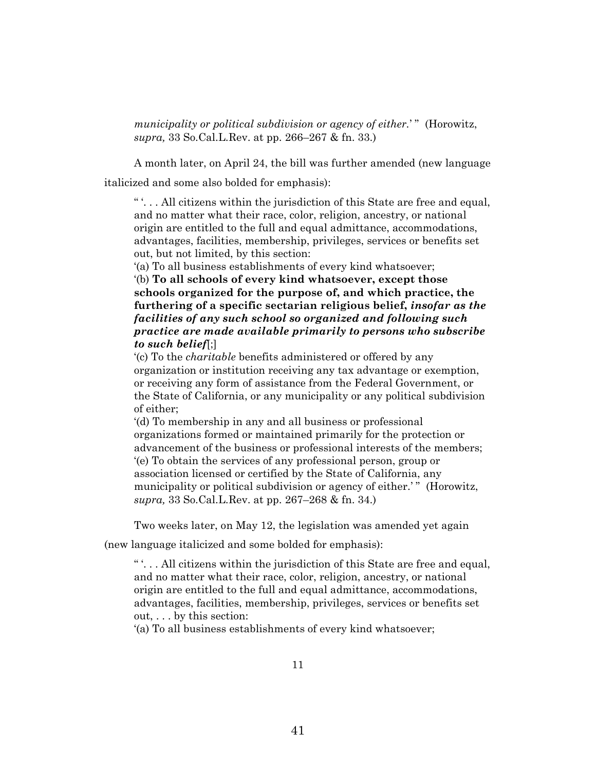*municipality or political subdivision or agency of either.*' " (Horowitz, *supra,* 33 So.Cal.L.Rev. at pp. 266–267 & fn. 33.)

A month later, on April 24, the bill was further amended (new language italicized and some also bolded for emphasis):

> " '. . . All citizens within the jurisdiction of this State are free and equal, and no matter what their race, color, religion, ancestry, or national origin are entitled to the full and equal admittance, accommodations, advantages, facilities, membership, privileges, services or benefits set out, but not limited, by this section:
>
> '(a) To all business establishments of every kind whatsoever;
>
> '(b) **To all schools of every kind whatsoever, except those schools organized for the purpose of, and which practice, the furthering of a specific sectarian religious belief,** ***insofar as the facilities of any such school so organized and following such practice are made available primarily to persons who subscribe to such belief***[;]
>
> '(c) To the *charitable* benefits administered or offered by any organization or institution receiving any tax advantage or exemption, or receiving any form of assistance from the Federal Government, or the State of California, or any municipality or any political subdivision of either;
>
> '(d) To membership in any and all business or professional organizations formed or maintained primarily for the protection or advancement of the business or professional interests of the members;
>
> '(e) To obtain the services of any professional person, group or association licensed or certified by the State of California, any municipality or political subdivision or agency of either.' " (Horowitz, *supra,* 33 So.Cal.L.Rev. at pp. 267–268 & fn. 34.)

Two weeks later, on May 12, the legislation was amended yet again (new language italicized and some bolded for emphasis):

> " '. . . All citizens within the jurisdiction of this State are free and equal, and no matter what their race, color, religion, ancestry, or national origin are entitled to the full and equal admittance, accommodations, advantages, facilities, membership, privileges, services or benefits set out, . . . by this section:
>
> '(a) To all business establishments of every kind whatsoever;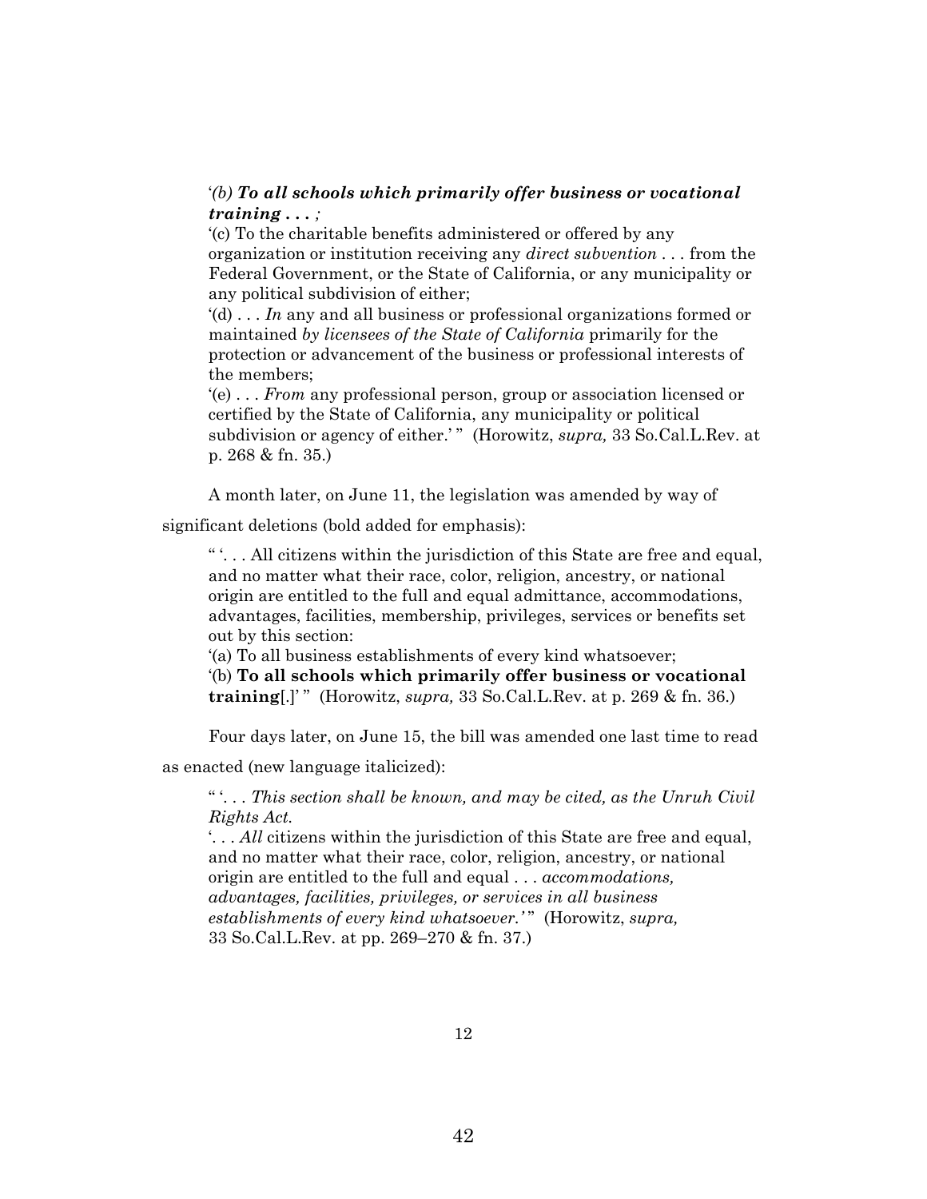'*(b)* ***To all schools which primarily offer business or vocational training . . . ;***
'(c) To the charitable benefits administered or offered by any organization or institution receiving any *direct subvention* . . . from the Federal Government, or the State of California, or any municipality or any political subdivision of either;
'(d) . . . *In* any and all business or professional organizations formed or maintained *by licensees of the State of California* primarily for the protection or advancement of the business or professional interests of the members;
'(e) . . . *From* any professional person, group or association licensed or certified by the State of California, any municipality or political subdivision or agency of either.' " (Horowitz, *supra,* 33 So.Cal.L.Rev. at p. 268 & fn. 35.)

A month later, on June 11, the legislation was amended by way of significant deletions (bold added for emphasis):

" '. . . All citizens within the jurisdiction of this State are free and equal, and no matter what their race, color, religion, ancestry, or national origin are entitled to the full and equal admittance, accommodations, advantages, facilities, membership, privileges, services or benefits set out by this section:
'(a) To all business establishments of every kind whatsoever;
'(b) **To all schools which primarily offer business or vocational training**[.]' " (Horowitz, *supra,* 33 So.Cal.L.Rev. at p. 269 & fn. 36.)

Four days later, on June 15, the bill was amended one last time to read as enacted (new language italicized):

" '. . . *This section shall be known, and may be cited, as the Unruh Civil Rights Act.*
'. . . *All* citizens within the jurisdiction of this State are free and equal, and no matter what their race, color, religion, ancestry, or national origin are entitled to the full and equal . . . *accommodations, advantages, facilities, privileges, or services in all business establishments of every kind whatsoever.'* " (Horowitz, *supra,* 33 So.Cal.L.Rev. at pp. 269–270 & fn. 37.)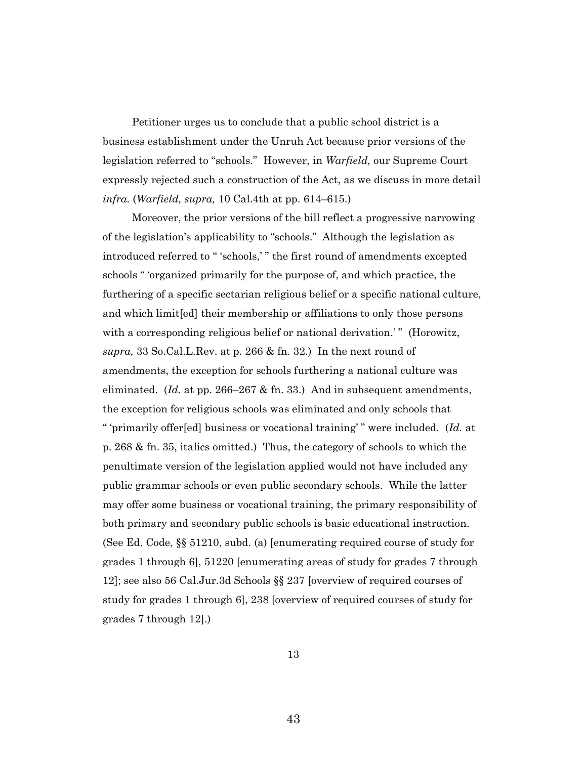Petitioner urges us to conclude that a public school district is a business establishment under the Unruh Act because prior versions of the legislation referred to "schools." However, in *Warfield,* our Supreme Court expressly rejected such a construction of the Act, as we discuss in more detail *infra.* (*Warfield, supra,* 10 Cal.4th at pp. 614–615.)

Moreover, the prior versions of the bill reflect a progressive narrowing of the legislation's applicability to "schools." Although the legislation as introduced referred to " 'schools,' " the first round of amendments excepted schools " 'organized primarily for the purpose of, and which practice, the furthering of a specific sectarian religious belief or a specific national culture, and which limit[ed] their membership or affiliations to only those persons with a corresponding religious belief or national derivation.' " (Horowitz, *supra,* 33 So.Cal.L.Rev. at p. 266 & fn. 32.) In the next round of amendments, the exception for schools furthering a national culture was eliminated. (*Id.* at pp. 266–267 & fn. 33.) And in subsequent amendments, the exception for religious schools was eliminated and only schools that " 'primarily offer[ed] business or vocational training' " were included. (*Id.* at p. 268 & fn. 35, italics omitted.) Thus, the category of schools to which the penultimate version of the legislation applied would not have included any public grammar schools or even public secondary schools. While the latter may offer some business or vocational training, the primary responsibility of both primary and secondary public schools is basic educational instruction. (See Ed. Code, §§ 51210, subd. (a) [enumerating required course of study for grades 1 through 6], 51220 [enumerating areas of study for grades 7 through 12]; see also 56 Cal.Jur.3d Schools §§ 237 [overview of required courses of study for grades 1 through 6], 238 [overview of required courses of study for grades 7 through 12].)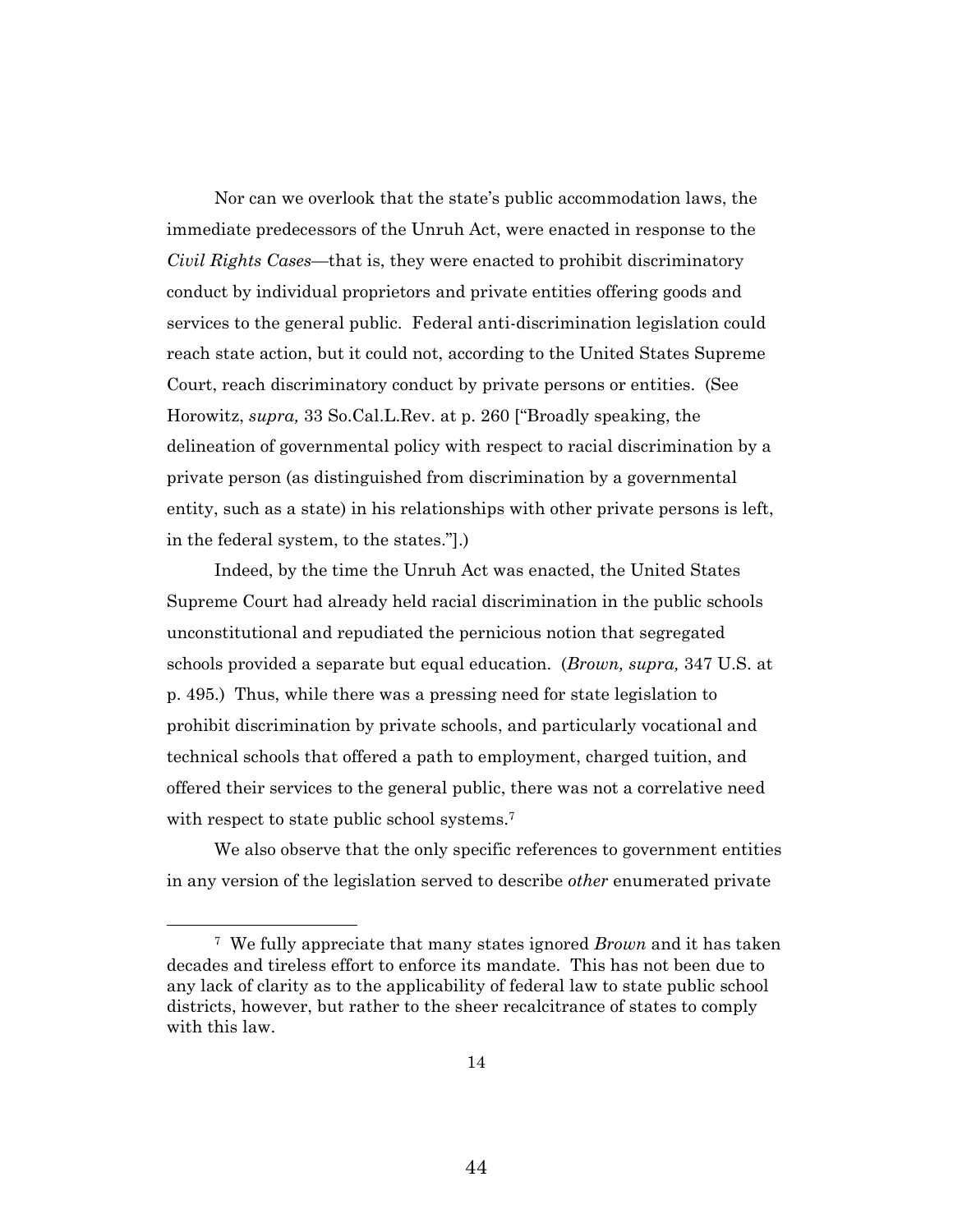Nor can we overlook that the state's public accommodation laws, the immediate predecessors of the Unruh Act, were enacted in response to the *Civil Rights Cases*—that is, they were enacted to prohibit discriminatory conduct by individual proprietors and private entities offering goods and services to the general public. Federal anti-discrimination legislation could reach state action, but it could not, according to the United States Supreme Court, reach discriminatory conduct by private persons or entities. (See Horowitz, *supra,* 33 So.Cal.L.Rev. at p. 260 ["Broadly speaking, the delineation of governmental policy with respect to racial discrimination by a private person (as distinguished from discrimination by a governmental entity, such as a state) in his relationships with other private persons is left, in the federal system, to the states."].)

Indeed, by the time the Unruh Act was enacted, the United States Supreme Court had already held racial discrimination in the public schools unconstitutional and repudiated the pernicious notion that segregated schools provided a separate but equal education. (*Brown, supra,* 347 U.S. at p. 495.) Thus, while there was a pressing need for state legislation to prohibit discrimination by private schools, and particularly vocational and technical schools that offered a path to employment, charged tuition, and offered their services to the general public, there was not a correlative need with respect to state public school systems.[7]

We also observe that the only specific references to government entities in any version of the legislation served to describe *other* enumerated private

[7] We fully appreciate that many states ignored *Brown* and it has taken decades and tireless effort to enforce its mandate. This has not been due to any lack of clarity as to the applicability of federal law to state public school districts, however, but rather to the sheer recalcitrance of states to comply with this law.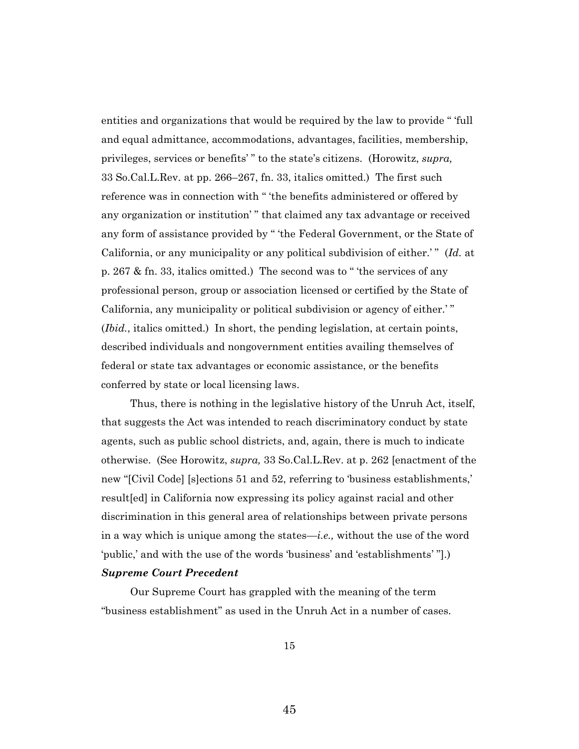entities and organizations that would be required by the law to provide " 'full and equal admittance, accommodations, advantages, facilities, membership, privileges, services or benefits' " to the state's citizens. (Horowitz, *supra,* 33 So.Cal.L.Rev. at pp. 266–267, fn. 33, italics omitted.) The first such reference was in connection with " 'the benefits administered or offered by any organization or institution' " that claimed any tax advantage or received any form of assistance provided by " 'the Federal Government, or the State of California, or any municipality or any political subdivision of either.' " (*Id.* at p. 267 & fn. 33, italics omitted.) The second was to " 'the services of any professional person, group or association licensed or certified by the State of California, any municipality or political subdivision or agency of either.' " (*Ibid.*, italics omitted.) In short, the pending legislation, at certain points, described individuals and nongovernment entities availing themselves of federal or state tax advantages or economic assistance, or the benefits conferred by state or local licensing laws.

Thus, there is nothing in the legislative history of the Unruh Act, itself, that suggests the Act was intended to reach discriminatory conduct by state agents, such as public school districts, and, again, there is much to indicate otherwise. (See Horowitz, *supra,* 33 So.Cal.L.Rev. at p. 262 [enactment of the new "[Civil Code] [s]ections 51 and 52, referring to 'business establishments,' result[ed] in California now expressing its policy against racial and other discrimination in this general area of relationships between private persons in a way which is unique among the states—*i.e.,* without the use of the word 'public,' and with the use of the words 'business' and 'establishments' "].)

***Supreme Court Precedent***

Our Supreme Court has grappled with the meaning of the term "business establishment" as used in the Unruh Act in a number of cases.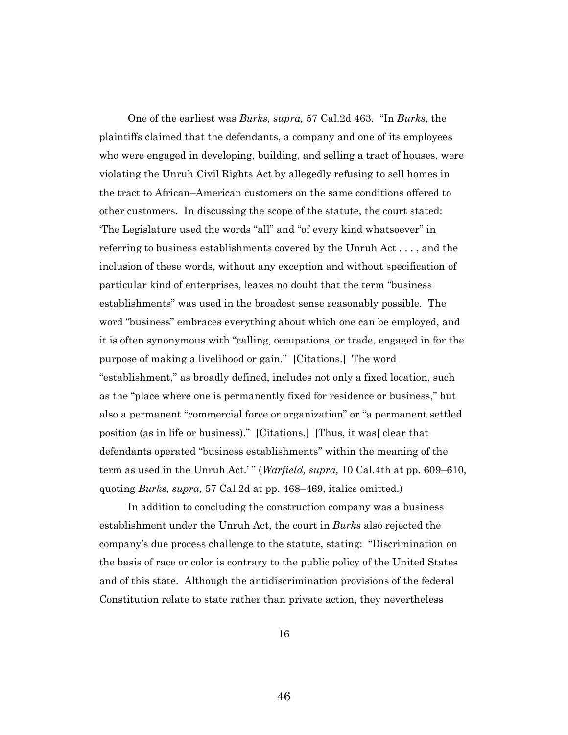One of the earliest was *Burks, supra,* 57 Cal.2d 463. "In *Burks*, the plaintiffs claimed that the defendants, a company and one of its employees who were engaged in developing, building, and selling a tract of houses, were violating the Unruh Civil Rights Act by allegedly refusing to sell homes in the tract to African–American customers on the same conditions offered to other customers. In discussing the scope of the statute, the court stated: 'The Legislature used the words "all" and "of every kind whatsoever" in referring to business establishments covered by the Unruh Act . . . , and the inclusion of these words, without any exception and without specification of particular kind of enterprises, leaves no doubt that the term "business establishments" was used in the broadest sense reasonably possible. The word "business" embraces everything about which one can be employed, and it is often synonymous with "calling, occupations, or trade, engaged in for the purpose of making a livelihood or gain." [Citations.] The word "establishment," as broadly defined, includes not only a fixed location, such as the "place where one is permanently fixed for residence or business," but also a permanent "commercial force or organization" or "a permanent settled position (as in life or business)." [Citations.] [Thus, it was] clear that defendants operated "business establishments" within the meaning of the term as used in the Unruh Act.' " (*Warfield, supra,* 10 Cal.4th at pp. 609–610, quoting *Burks, supra,* 57 Cal.2d at pp. 468–469, italics omitted.)

In addition to concluding the construction company was a business establishment under the Unruh Act, the court in *Burks* also rejected the company's due process challenge to the statute, stating: "Discrimination on the basis of race or color is contrary to the public policy of the United States and of this state. Although the antidiscrimination provisions of the federal Constitution relate to state rather than private action, they nevertheless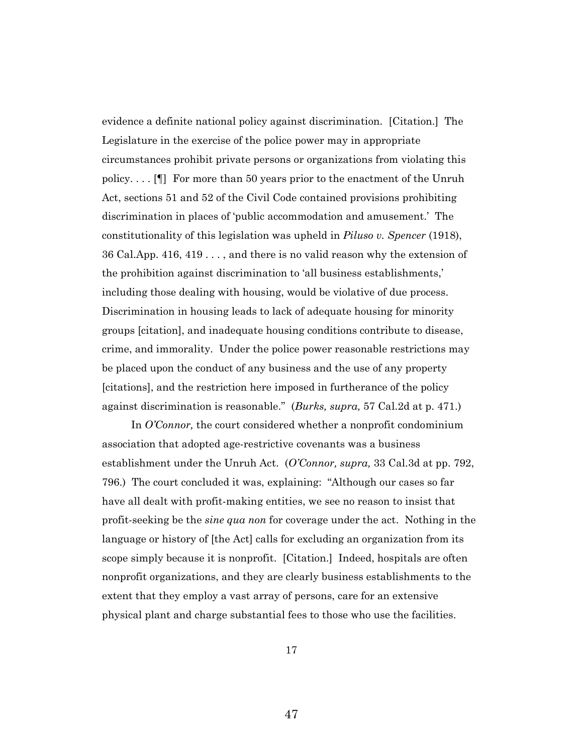evidence a definite national policy against discrimination. [Citation.] The Legislature in the exercise of the police power may in appropriate circumstances prohibit private persons or organizations from violating this policy. . . . [¶] For more than 50 years prior to the enactment of the Unruh Act, sections 51 and 52 of the Civil Code contained provisions prohibiting discrimination in places of 'public accommodation and amusement.' The constitutionality of this legislation was upheld in *Piluso v. Spencer* (1918), 36 Cal.App. 416, 419 . . . , and there is no valid reason why the extension of the prohibition against discrimination to 'all business establishments,' including those dealing with housing, would be violative of due process. Discrimination in housing leads to lack of adequate housing for minority groups [citation], and inadequate housing conditions contribute to disease, crime, and immorality. Under the police power reasonable restrictions may be placed upon the conduct of any business and the use of any property [citations], and the restriction here imposed in furtherance of the policy against discrimination is reasonable." (*Burks, supra,* 57 Cal.2d at p. 471.)

In *O'Connor,* the court considered whether a nonprofit condominium association that adopted age-restrictive covenants was a business establishment under the Unruh Act. (*O'Connor, supra,* 33 Cal.3d at pp. 792, 796.) The court concluded it was, explaining: "Although our cases so far have all dealt with profit-making entities, we see no reason to insist that profit-seeking be the *sine qua non* for coverage under the act. Nothing in the language or history of [the Act] calls for excluding an organization from its scope simply because it is nonprofit. [Citation.] Indeed, hospitals are often nonprofit organizations, and they are clearly business establishments to the extent that they employ a vast array of persons, care for an extensive physical plant and charge substantial fees to those who use the facilities.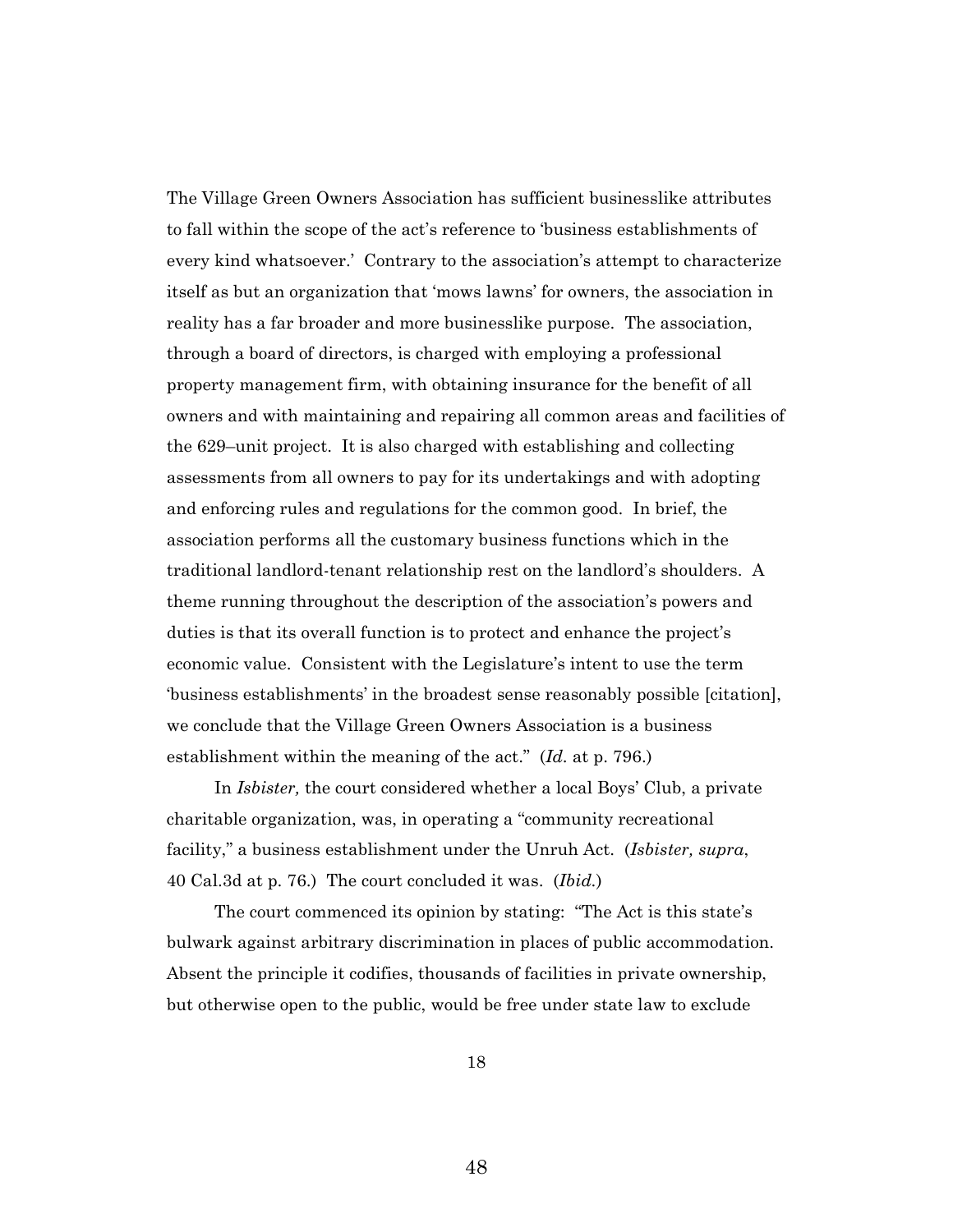The Village Green Owners Association has sufficient businesslike attributes to fall within the scope of the act's reference to 'business establishments of every kind whatsoever.' Contrary to the association's attempt to characterize itself as but an organization that 'mows lawns' for owners, the association in reality has a far broader and more businesslike purpose. The association, through a board of directors, is charged with employing a professional property management firm, with obtaining insurance for the benefit of all owners and with maintaining and repairing all common areas and facilities of the 629–unit project. It is also charged with establishing and collecting assessments from all owners to pay for its undertakings and with adopting and enforcing rules and regulations for the common good. In brief, the association performs all the customary business functions which in the traditional landlord-tenant relationship rest on the landlord's shoulders. A theme running throughout the description of the association's powers and duties is that its overall function is to protect and enhance the project's economic value. Consistent with the Legislature's intent to use the term 'business establishments' in the broadest sense reasonably possible [citation], we conclude that the Village Green Owners Association is a business establishment within the meaning of the act." (*Id*. at p. 796.)

In *Isbister,* the court considered whether a local Boys' Club, a private charitable organization, was, in operating a "community recreational facility," a business establishment under the Unruh Act. (*Isbister, supra*, 40 Cal.3d at p. 76.) The court concluded it was. (*Ibid.*)

The court commenced its opinion by stating: "The Act is this state's bulwark against arbitrary discrimination in places of public accommodation. Absent the principle it codifies, thousands of facilities in private ownership, but otherwise open to the public, would be free under state law to exclude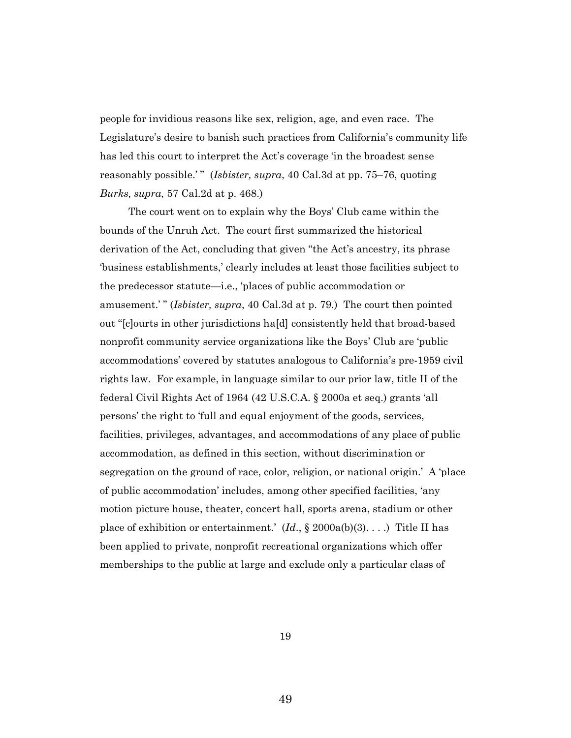people for invidious reasons like sex, religion, age, and even race. The Legislature's desire to banish such practices from California's community life has led this court to interpret the Act's coverage 'in the broadest sense reasonably possible.' " (*Isbister, supra*, 40 Cal.3d at pp. 75–76, quoting *Burks, supra,* 57 Cal.2d at p. 468.)

The court went on to explain why the Boys' Club came within the bounds of the Unruh Act. The court first summarized the historical derivation of the Act, concluding that given "the Act's ancestry, its phrase 'business establishments,' clearly includes at least those facilities subject to the predecessor statute—i.e., 'places of public accommodation or amusement.' " (*Isbister, supra*, 40 Cal.3d at p. 79.) The court then pointed out "[c]ourts in other jurisdictions ha[d] consistently held that broad-based nonprofit community service organizations like the Boys' Club are 'public accommodations' covered by statutes analogous to California's pre-1959 civil rights law. For example, in language similar to our prior law, title II of the federal Civil Rights Act of 1964 (42 U.S.C.A. § 2000a et seq.) grants 'all persons' the right to 'full and equal enjoyment of the goods, services, facilities, privileges, advantages, and accommodations of any place of public accommodation, as defined in this section, without discrimination or segregation on the ground of race, color, religion, or national origin.' A 'place of public accommodation' includes, among other specified facilities, 'any motion picture house, theater, concert hall, sports arena, stadium or other place of exhibition or entertainment.' (*Id*., § 2000a(b)(3). . . .) Title II has been applied to private, nonprofit recreational organizations which offer memberships to the public at large and exclude only a particular class of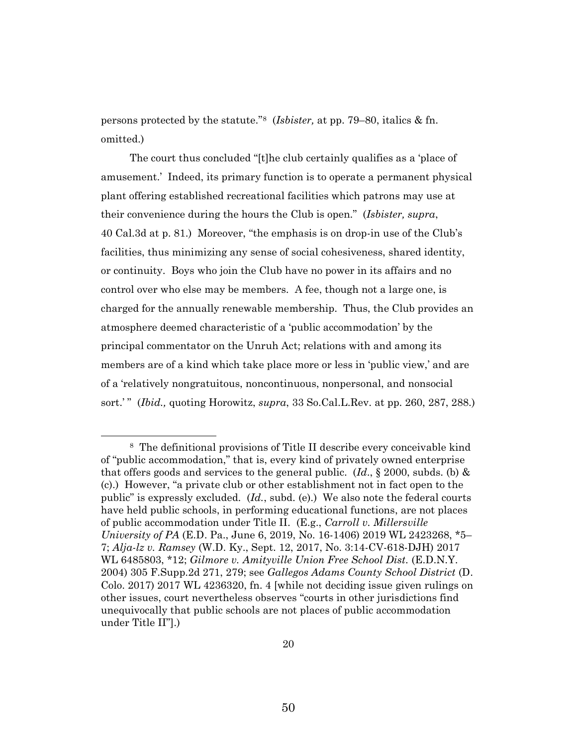persons protected by the statute."[8] (*Isbister,* at pp. 79–80, italics & fn. omitted.)

The court thus concluded "[t]he club certainly qualifies as a 'place of amusement.' Indeed, its primary function is to operate a permanent physical plant offering established recreational facilities which patrons may use at their convenience during the hours the Club is open." (*Isbister, supra*, 40 Cal.3d at p. 81.) Moreover, "the emphasis is on drop-in use of the Club's facilities, thus minimizing any sense of social cohesiveness, shared identity, or continuity. Boys who join the Club have no power in its affairs and no control over who else may be members. A fee, though not a large one, is charged for the annually renewable membership. Thus, the Club provides an atmosphere deemed characteristic of a 'public accommodation' by the principal commentator on the Unruh Act; relations with and among its members are of a kind which take place more or less in 'public view,' and are of a 'relatively nongratuitous, noncontinuous, nonpersonal, and nonsocial sort.' " (*Ibid.,* quoting Horowitz, *supra*, 33 So.Cal.L.Rev. at pp. 260, 287, 288.)

---

[8] The definitional provisions of Title II describe every conceivable kind of "public accommodation," that is, every kind of privately owned enterprise that offers goods and services to the general public. (*Id*., § 2000, subds. (b) & (c).) However, "a private club or other establishment not in fact open to the public" is expressly excluded. (*Id.*, subd. (e).) We also note the federal courts have held public schools, in performing educational functions, are not places of public accommodation under Title II. (E.g., *Carroll v. Millersville University of PA* (E.D. Pa., June 6, 2019, No. 16-1406) 2019 WL 2423268, *5–7; *Alja-lz v. Ramsey* (W.D. Ky., Sept. 12, 2017, No. 3:14-CV-618-DJH) 2017 WL 6485803, *12; *Gilmore v. Amityville Union Free School Dist.* (E.D.N.Y. 2004) 305 F.Supp.2d 271, 279; see *Gallegos Adams County School District* (D. Colo. 2017) 2017 WL 4236320, fn. 4 [while not deciding issue given rulings on other issues, court nevertheless observes "courts in other jurisdictions find unequivocally that public schools are not places of public accommodation under Title II"].)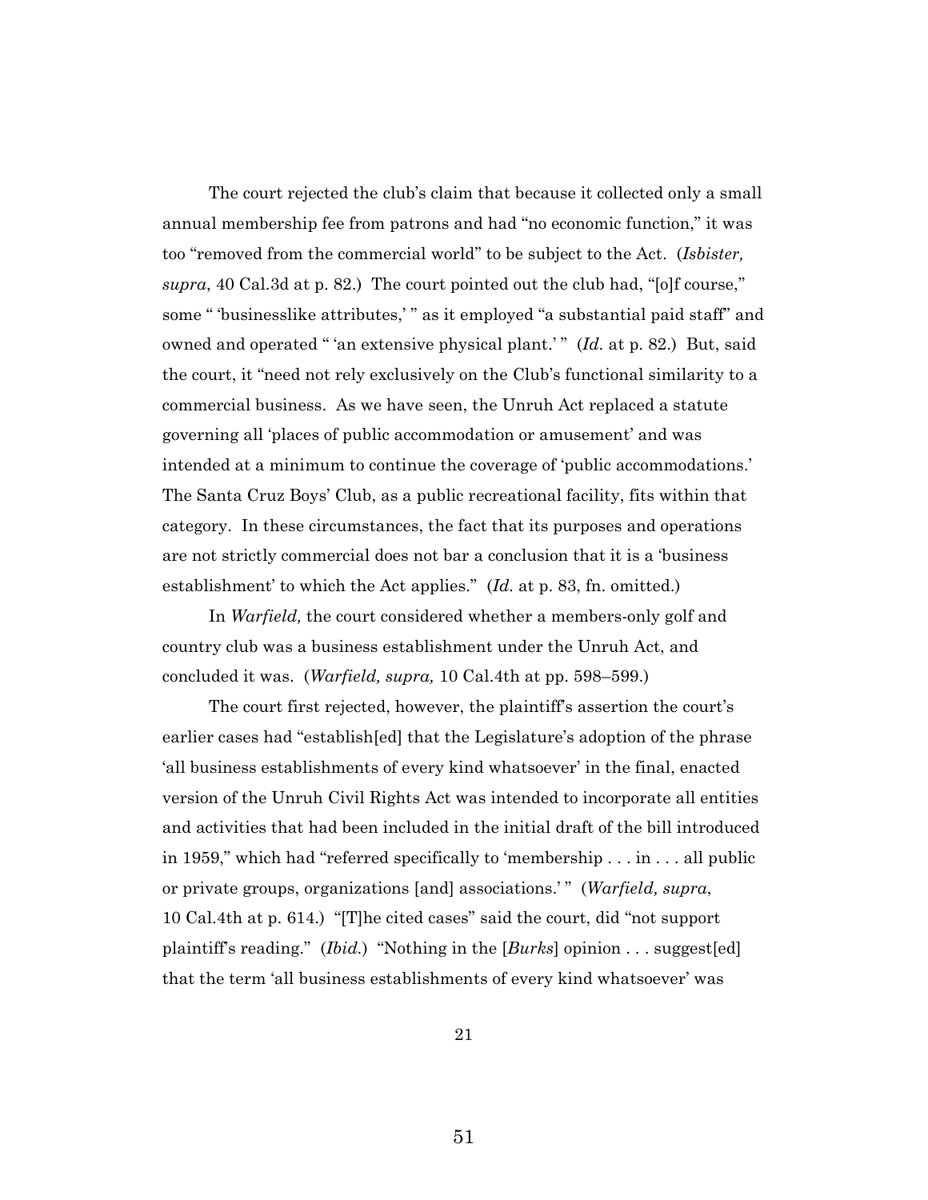The court rejected the club's claim that because it collected only a small annual membership fee from patrons and had "no economic function," it was too "removed from the commercial world" to be subject to the Act. (*Isbister, supra*, 40 Cal.3d at p. 82.) The court pointed out the club had, "[o]f course," some " 'businesslike attributes,' " as it employed "a substantial paid staff" and owned and operated " 'an extensive physical plant.' " (*Id.* at p. 82.) But, said the court, it "need not rely exclusively on the Club's functional similarity to a commercial business. As we have seen, the Unruh Act replaced a statute governing all 'places of public accommodation or amusement' and was intended at a minimum to continue the coverage of 'public accommodations.' The Santa Cruz Boys' Club, as a public recreational facility, fits within that category. In these circumstances, the fact that its purposes and operations are not strictly commercial does not bar a conclusion that it is a 'business establishment' to which the Act applies." (*Id.* at p. 83, fn. omitted.)

In *Warfield,* the court considered whether a members-only golf and country club was a business establishment under the Unruh Act, and concluded it was. (*Warfield, supra,* 10 Cal.4th at pp. 598–599.)

The court first rejected, however, the plaintiff's assertion the court's earlier cases had "establish[ed] that the Legislature's adoption of the phrase 'all business establishments of every kind whatsoever' in the final, enacted version of the Unruh Civil Rights Act was intended to incorporate all entities and activities that had been included in the initial draft of the bill introduced in 1959," which had "referred specifically to 'membership . . . in . . . all public or private groups, organizations [and] associations.' " (*Warfield, supra*, 10 Cal.4th at p. 614.) "[T]he cited cases" said the court, did "not support plaintiff's reading." (*Ibid.*) "Nothing in the [*Burks*] opinion . . . suggest[ed] that the term 'all business establishments of every kind whatsoever' was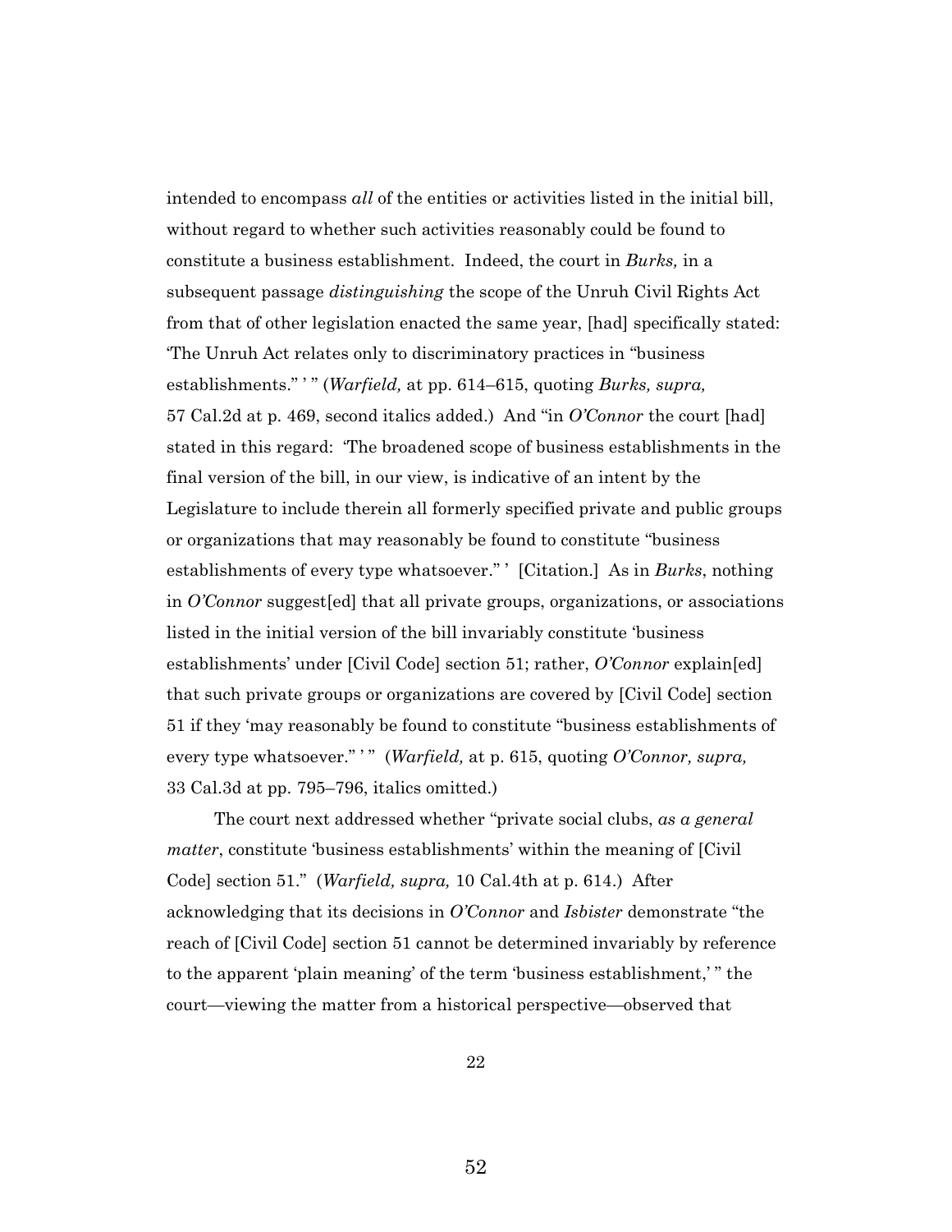intended to encompass *all* of the entities or activities listed in the initial bill, without regard to whether such activities reasonably could be found to constitute a business establishment. Indeed, the court in *Burks,* in a subsequent passage *distinguishing* the scope of the Unruh Civil Rights Act from that of other legislation enacted the same year, [had] specifically stated: 'The Unruh Act relates only to discriminatory practices in "business establishments." ' " (*Warfield,* at pp. 614–615, quoting *Burks, supra,* 57 Cal.2d at p. 469, second italics added.) And "in *O'Connor* the court [had] stated in this regard: 'The broadened scope of business establishments in the final version of the bill, in our view, is indicative of an intent by the Legislature to include therein all formerly specified private and public groups or organizations that may reasonably be found to constitute "business establishments of every type whatsoever." ' [Citation.] As in *Burks*, nothing in *O'Connor* suggest[ed] that all private groups, organizations, or associations listed in the initial version of the bill invariably constitute 'business establishments' under [Civil Code] section 51; rather, *O'Connor* explain[ed] that such private groups or organizations are covered by [Civil Code] section 51 if they 'may reasonably be found to constitute "business establishments of every type whatsoever." ' " (*Warfield,* at p. 615, quoting *O'Connor, supra,* 33 Cal.3d at pp. 795–796, italics omitted.)

The court next addressed whether "private social clubs, *as a general matter*, constitute 'business establishments' within the meaning of [Civil Code] section 51." (*Warfield, supra,* 10 Cal.4th at p. 614.) After acknowledging that its decisions in *O'Connor* and *Isbister* demonstrate "the reach of [Civil Code] section 51 cannot be determined invariably by reference to the apparent 'plain meaning' of the term 'business establishment,' " the court—viewing the matter from a historical perspective—observed that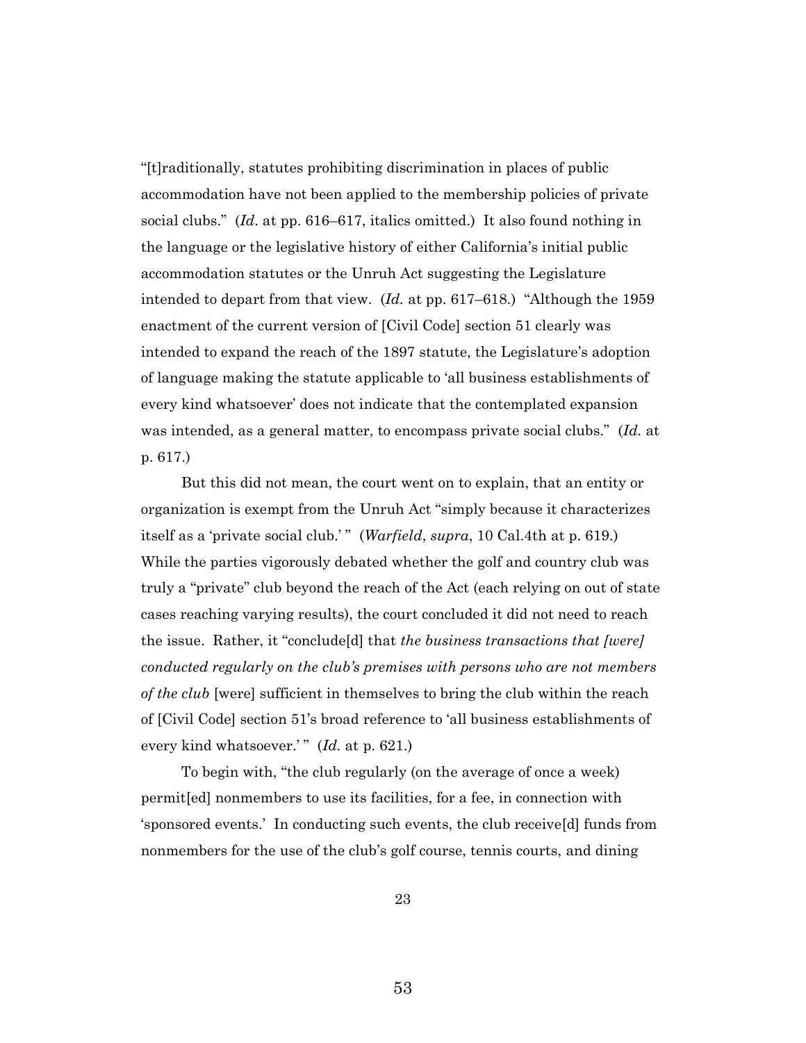"[t]raditionally, statutes prohibiting discrimination in places of public accommodation have not been applied to the membership policies of private social clubs." (*Id*. at pp. 616–617, italics omitted.) It also found nothing in the language or the legislative history of either California's initial public accommodation statutes or the Unruh Act suggesting the Legislature intended to depart from that view. (*Id.* at pp. 617–618.) "Although the 1959 enactment of the current version of [Civil Code] section 51 clearly was intended to expand the reach of the 1897 statute, the Legislature's adoption of language making the statute applicable to 'all business establishments of every kind whatsoever' does not indicate that the contemplated expansion was intended, as a general matter, to encompass private social clubs." (*Id.* at p. 617.)

But this did not mean, the court went on to explain, that an entity or organization is exempt from the Unruh Act "simply because it characterizes itself as a 'private social club.' " (*Warfield*, *supra*, 10 Cal.4th at p. 619.) While the parties vigorously debated whether the golf and country club was truly a "private" club beyond the reach of the Act (each relying on out of state cases reaching varying results), the court concluded it did not need to reach the issue. Rather, it "conclude[d] that *the business transactions that [were] conducted regularly on the club's premises with persons who are not members of the club* [were] sufficient in themselves to bring the club within the reach of [Civil Code] section 51's broad reference to 'all business establishments of every kind whatsoever.' " (*Id.* at p. 621.)

To begin with, "the club regularly (on the average of once a week) permit[ed] nonmembers to use its facilities, for a fee, in connection with 'sponsored events.' In conducting such events, the club receive[d] funds from nonmembers for the use of the club's golf course, tennis courts, and dining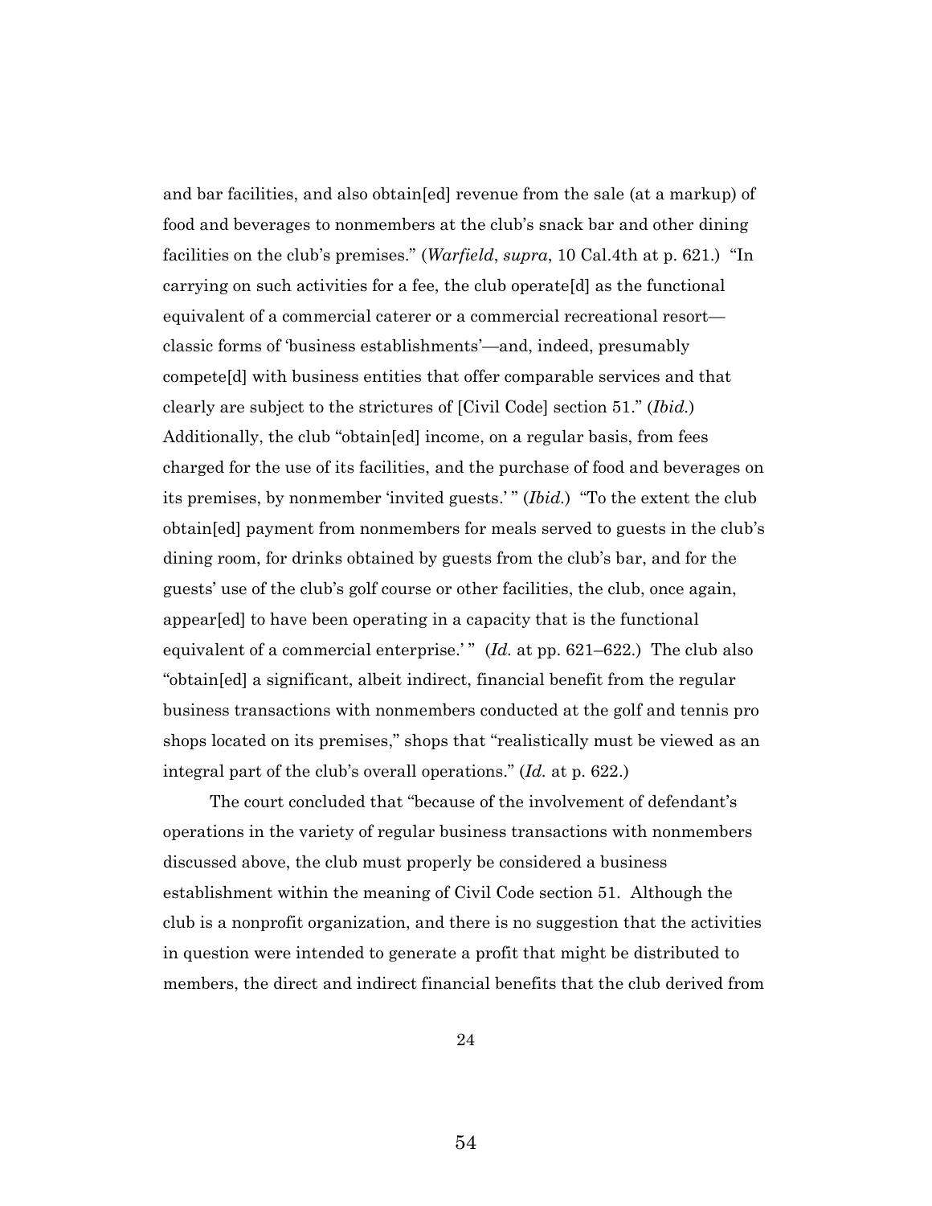and bar facilities, and also obtain[ed] revenue from the sale (at a markup) of food and beverages to nonmembers at the club's snack bar and other dining facilities on the club's premises." (*Warfield*, *supra*, 10 Cal.4th at p. 621.) "In carrying on such activities for a fee, the club operate[d] as the functional equivalent of a commercial caterer or a commercial recreational resort—classic forms of 'business establishments'—and, indeed, presumably compete[d] with business entities that offer comparable services and that clearly are subject to the strictures of [Civil Code] section 51." (*Ibid.*) Additionally, the club "obtain[ed] income, on a regular basis, from fees charged for the use of its facilities, and the purchase of food and beverages on its premises, by nonmember 'invited guests.' " (*Ibid.*) "To the extent the club obtain[ed] payment from nonmembers for meals served to guests in the club's dining room, for drinks obtained by guests from the club's bar, and for the guests' use of the club's golf course or other facilities, the club, once again, appear[ed] to have been operating in a capacity that is the functional equivalent of a commercial enterprise.' " (*Id.* at pp. 621–622.) The club also "obtain[ed] a significant, albeit indirect, financial benefit from the regular business transactions with nonmembers conducted at the golf and tennis pro shops located on its premises," shops that "realistically must be viewed as an integral part of the club's overall operations." (*Id.* at p. 622.)

The court concluded that "because of the involvement of defendant's operations in the variety of regular business transactions with nonmembers discussed above, the club must properly be considered a business establishment within the meaning of Civil Code section 51. Although the club is a nonprofit organization, and there is no suggestion that the activities in question were intended to generate a profit that might be distributed to members, the direct and indirect financial benefits that the club derived from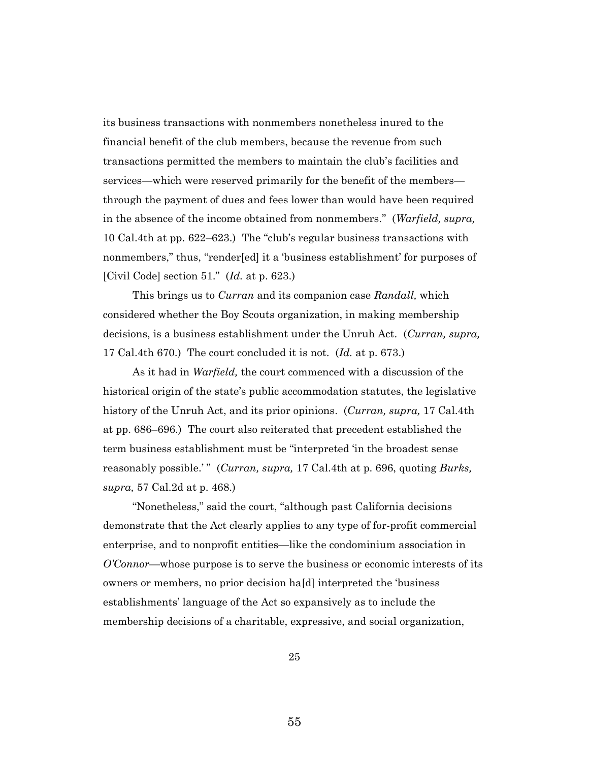its business transactions with nonmembers nonetheless inured to the financial benefit of the club members, because the revenue from such transactions permitted the members to maintain the club's facilities and services—which were reserved primarily for the benefit of the members—through the payment of dues and fees lower than would have been required in the absence of the income obtained from nonmembers." (*Warfield, supra,* 10 Cal.4th at pp. 622–623.) The "club's regular business transactions with nonmembers," thus, "render[ed] it a 'business establishment' for purposes of [Civil Code] section 51." (*Id.* at p. 623.)

This brings us to *Curran* and its companion case *Randall,* which considered whether the Boy Scouts organization, in making membership decisions, is a business establishment under the Unruh Act. (*Curran, supra,* 17 Cal.4th 670.) The court concluded it is not. (*Id.* at p. 673.)

As it had in *Warfield,* the court commenced with a discussion of the historical origin of the state's public accommodation statutes, the legislative history of the Unruh Act, and its prior opinions. (*Curran, supra,* 17 Cal.4th at pp. 686–696.) The court also reiterated that precedent established the term business establishment must be "interpreted 'in the broadest sense reasonably possible.' " (*Curran, supra,* 17 Cal.4th at p. 696, quoting *Burks, supra,* 57 Cal.2d at p. 468.)

"Nonetheless," said the court, "although past California decisions demonstrate that the Act clearly applies to any type of for-profit commercial enterprise, and to nonprofit entities—like the condominium association in *O'Connor*—whose purpose is to serve the business or economic interests of its owners or members, no prior decision ha[d] interpreted the 'business establishments' language of the Act so expansively as to include the membership decisions of a charitable, expressive, and social organization,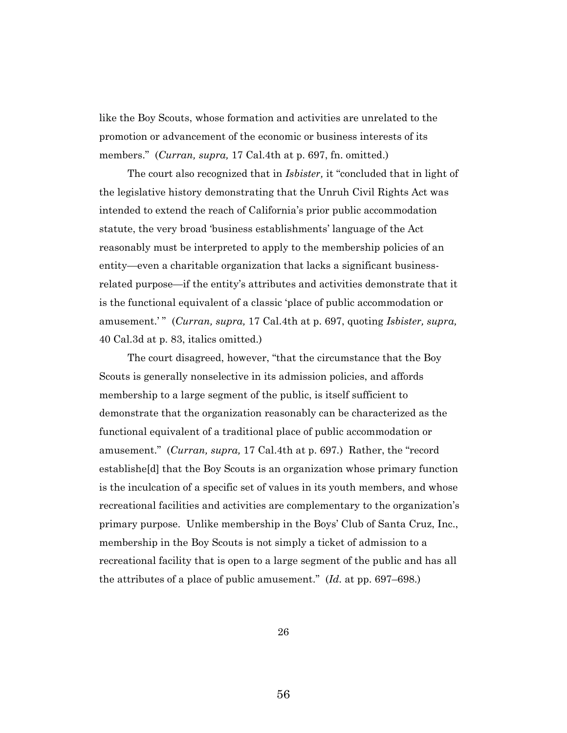like the Boy Scouts, whose formation and activities are unrelated to the promotion or advancement of the economic or business interests of its members." (*Curran, supra,* 17 Cal.4th at p. 697, fn. omitted.)

The court also recognized that in *Isbister,* it "concluded that in light of the legislative history demonstrating that the Unruh Civil Rights Act was intended to extend the reach of California's prior public accommodation statute, the very broad 'business establishments' language of the Act reasonably must be interpreted to apply to the membership policies of an entity—even a charitable organization that lacks a significant business-related purpose—if the entity's attributes and activities demonstrate that it is the functional equivalent of a classic 'place of public accommodation or amusement.' " (*Curran, supra,* 17 Cal.4th at p. 697, quoting *Isbister, supra,* 40 Cal.3d at p. 83, italics omitted.)

The court disagreed, however, "that the circumstance that the Boy Scouts is generally nonselective in its admission policies, and affords membership to a large segment of the public, is itself sufficient to demonstrate that the organization reasonably can be characterized as the functional equivalent of a traditional place of public accommodation or amusement." (*Curran, supra,* 17 Cal.4th at p. 697.) Rather, the "record establishe[d] that the Boy Scouts is an organization whose primary function is the inculcation of a specific set of values in its youth members, and whose recreational facilities and activities are complementary to the organization's primary purpose. Unlike membership in the Boys' Club of Santa Cruz, Inc., membership in the Boy Scouts is not simply a ticket of admission to a recreational facility that is open to a large segment of the public and has all the attributes of a place of public amusement." (*Id.* at pp. 697–698.)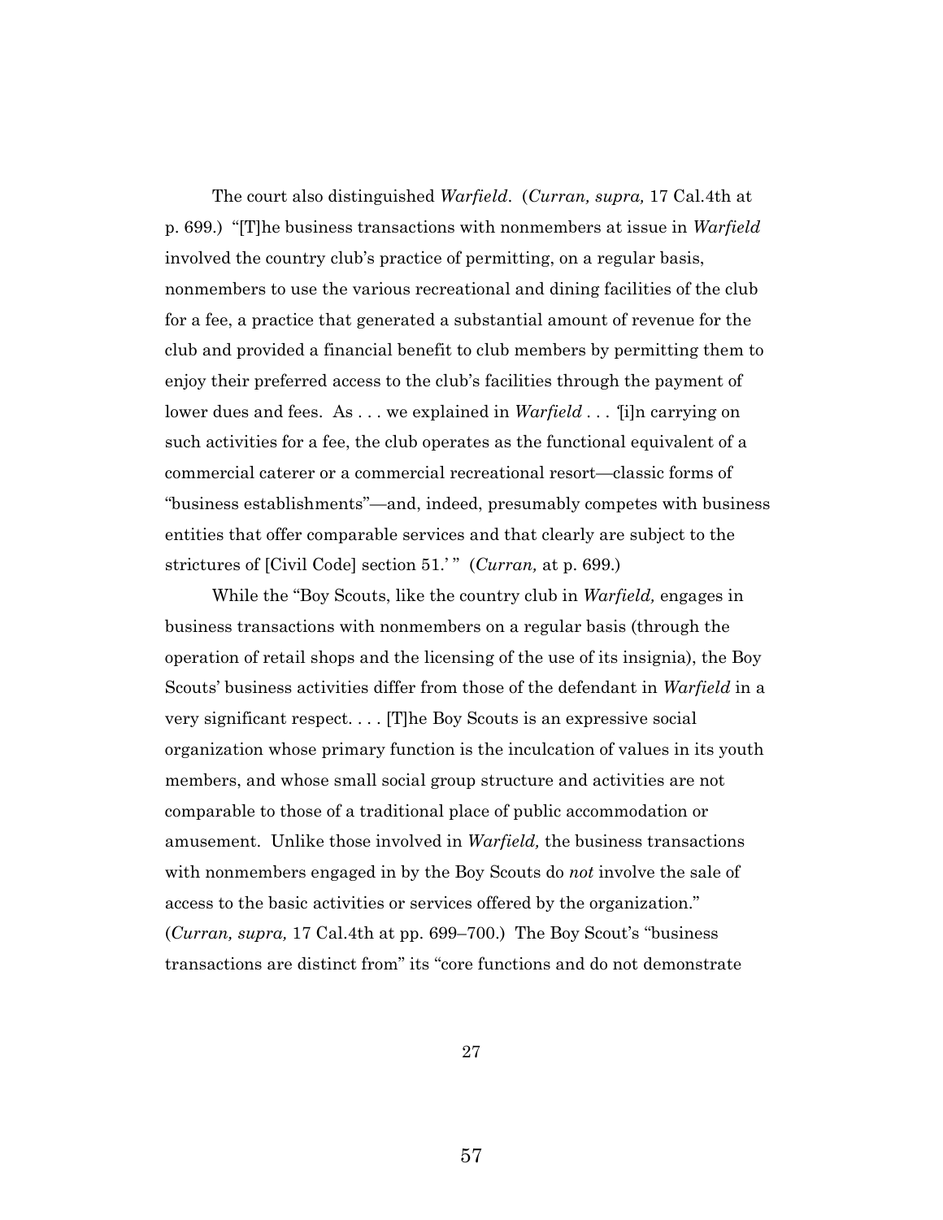The court also distinguished *Warfield*. (*Curran, supra,* 17 Cal.4th at p. 699.) "[T]he business transactions with nonmembers at issue in *Warfield* involved the country club's practice of permitting, on a regular basis, nonmembers to use the various recreational and dining facilities of the club for a fee, a practice that generated a substantial amount of revenue for the club and provided a financial benefit to club members by permitting them to enjoy their preferred access to the club's facilities through the payment of lower dues and fees. As . . . we explained in *Warfield* . . . '[i]n carrying on such activities for a fee, the club operates as the functional equivalent of a commercial caterer or a commercial recreational resort—classic forms of "business establishments"—and, indeed, presumably competes with business entities that offer comparable services and that clearly are subject to the strictures of [Civil Code] section 51.' " (*Curran,* at p. 699.)

While the "Boy Scouts, like the country club in *Warfield,* engages in business transactions with nonmembers on a regular basis (through the operation of retail shops and the licensing of the use of its insignia), the Boy Scouts' business activities differ from those of the defendant in *Warfield* in a very significant respect. . . . [T]he Boy Scouts is an expressive social organization whose primary function is the inculcation of values in its youth members, and whose small social group structure and activities are not comparable to those of a traditional place of public accommodation or amusement. Unlike those involved in *Warfield,* the business transactions with nonmembers engaged in by the Boy Scouts do *not* involve the sale of access to the basic activities or services offered by the organization." (*Curran, supra,* 17 Cal.4th at pp. 699–700.) The Boy Scout's "business transactions are distinct from" its "core functions and do not demonstrate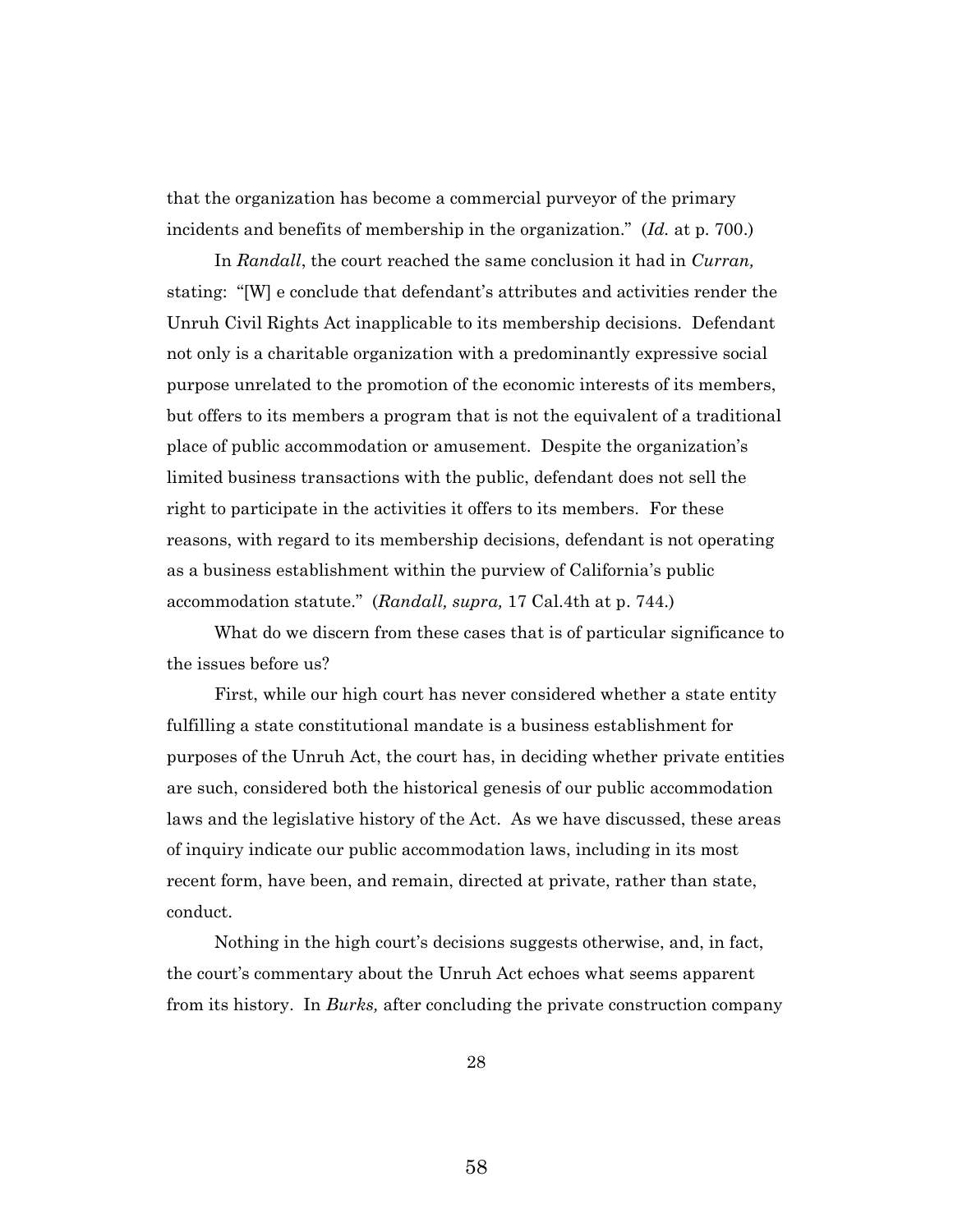that the organization has become a commercial purveyor of the primary incidents and benefits of membership in the organization." (*Id.* at p. 700.)

In *Randall*, the court reached the same conclusion it had in *Curran,* stating: "[W] e conclude that defendant's attributes and activities render the Unruh Civil Rights Act inapplicable to its membership decisions. Defendant not only is a charitable organization with a predominantly expressive social purpose unrelated to the promotion of the economic interests of its members, but offers to its members a program that is not the equivalent of a traditional place of public accommodation or amusement. Despite the organization's limited business transactions with the public, defendant does not sell the right to participate in the activities it offers to its members. For these reasons, with regard to its membership decisions, defendant is not operating as a business establishment within the purview of California's public accommodation statute." (*Randall, supra,* 17 Cal.4th at p. 744.)

What do we discern from these cases that is of particular significance to the issues before us?

First, while our high court has never considered whether a state entity fulfilling a state constitutional mandate is a business establishment for purposes of the Unruh Act, the court has, in deciding whether private entities are such, considered both the historical genesis of our public accommodation laws and the legislative history of the Act. As we have discussed, these areas of inquiry indicate our public accommodation laws, including in its most recent form, have been, and remain, directed at private, rather than state, conduct.

Nothing in the high court's decisions suggests otherwise, and, in fact, the court's commentary about the Unruh Act echoes what seems apparent from its history. In *Burks,* after concluding the private construction company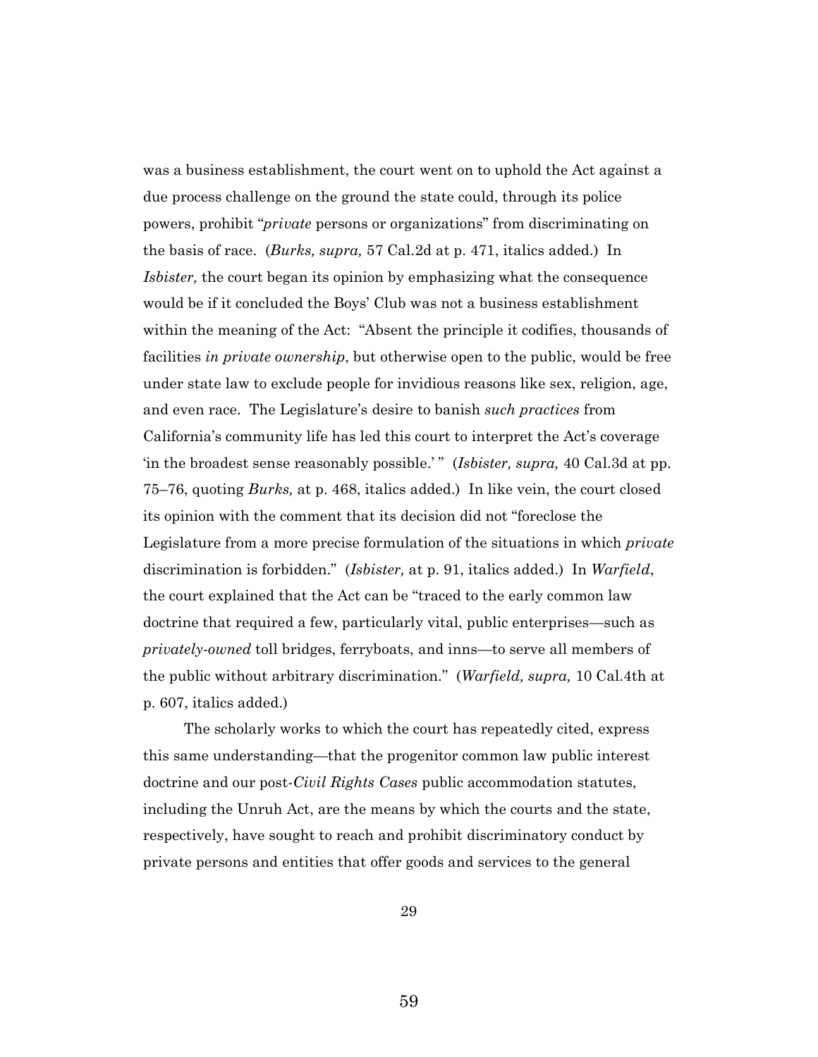was a business establishment, the court went on to uphold the Act against a due process challenge on the ground the state could, through its police powers, prohibit "*private* persons or organizations" from discriminating on the basis of race. (*Burks, supra,* 57 Cal.2d at p. 471, italics added.) In *Isbister,* the court began its opinion by emphasizing what the consequence would be if it concluded the Boys' Club was not a business establishment within the meaning of the Act: "Absent the principle it codifies, thousands of facilities *in private ownership*, but otherwise open to the public, would be free under state law to exclude people for invidious reasons like sex, religion, age, and even race. The Legislature's desire to banish *such practices* from California's community life has led this court to interpret the Act's coverage 'in the broadest sense reasonably possible.' " (*Isbister, supra,* 40 Cal.3d at pp. 75–76, quoting *Burks,* at p. 468, italics added.) In like vein, the court closed its opinion with the comment that its decision did not "foreclose the Legislature from a more precise formulation of the situations in which *private* discrimination is forbidden." (*Isbister,* at p. 91, italics added.) In *Warfield*, the court explained that the Act can be "traced to the early common law doctrine that required a few, particularly vital, public enterprises—such as *privately-owned* toll bridges, ferryboats, and inns—to serve all members of the public without arbitrary discrimination." (*Warfield, supra,* 10 Cal.4th at p. 607, italics added.)

The scholarly works to which the court has repeatedly cited, express this same understanding—that the progenitor common law public interest doctrine and our post-*Civil Rights Cases* public accommodation statutes, including the Unruh Act, are the means by which the courts and the state, respectively, have sought to reach and prohibit discriminatory conduct by private persons and entities that offer goods and services to the general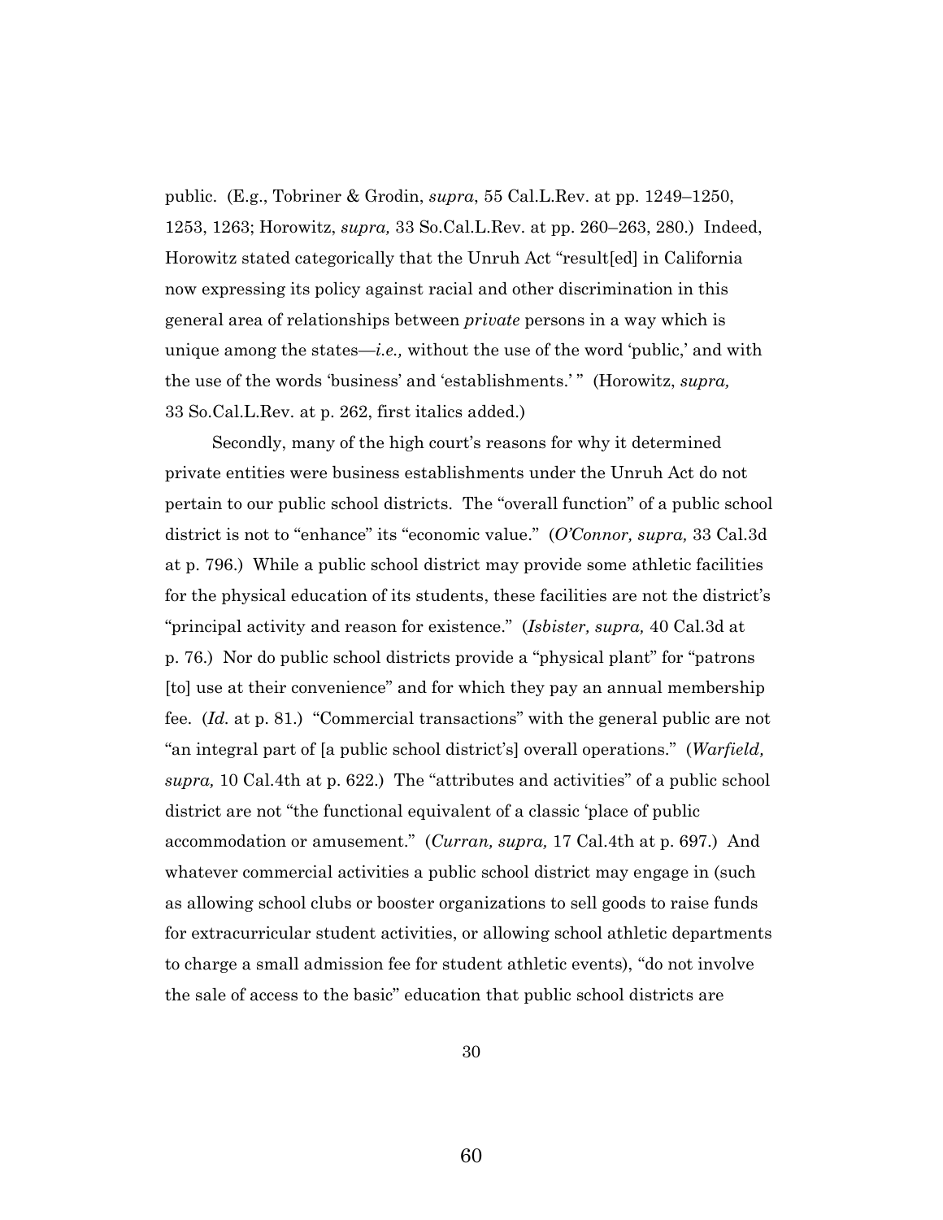public. (E.g., Tobriner & Grodin, *supra*, 55 Cal.L.Rev. at pp. 1249–1250, 1253, 1263; Horowitz, *supra,* 33 So.Cal.L.Rev. at pp. 260–263, 280.) Indeed, Horowitz stated categorically that the Unruh Act "result[ed] in California now expressing its policy against racial and other discrimination in this general area of relationships between *private* persons in a way which is unique among the states—*i.e.,* without the use of the word 'public,' and with the use of the words 'business' and 'establishments.' " (Horowitz, *supra,* 33 So.Cal.L.Rev. at p. 262, first italics added.)

Secondly, many of the high court's reasons for why it determined private entities were business establishments under the Unruh Act do not pertain to our public school districts. The "overall function" of a public school district is not to "enhance" its "economic value." (*O'Connor, supra,* 33 Cal.3d at p. 796.) While a public school district may provide some athletic facilities for the physical education of its students, these facilities are not the district's "principal activity and reason for existence." (*Isbister, supra,* 40 Cal.3d at p. 76.) Nor do public school districts provide a "physical plant" for "patrons [to] use at their convenience" and for which they pay an annual membership fee. (*Id.* at p. 81.) "Commercial transactions" with the general public are not "an integral part of [a public school district's] overall operations." (*Warfield, supra,* 10 Cal.4th at p. 622.) The "attributes and activities" of a public school district are not "the functional equivalent of a classic 'place of public accommodation or amusement." (*Curran, supra,* 17 Cal.4th at p. 697.) And whatever commercial activities a public school district may engage in (such as allowing school clubs or booster organizations to sell goods to raise funds for extracurricular student activities, or allowing school athletic departments to charge a small admission fee for student athletic events), "do not involve the sale of access to the basic" education that public school districts are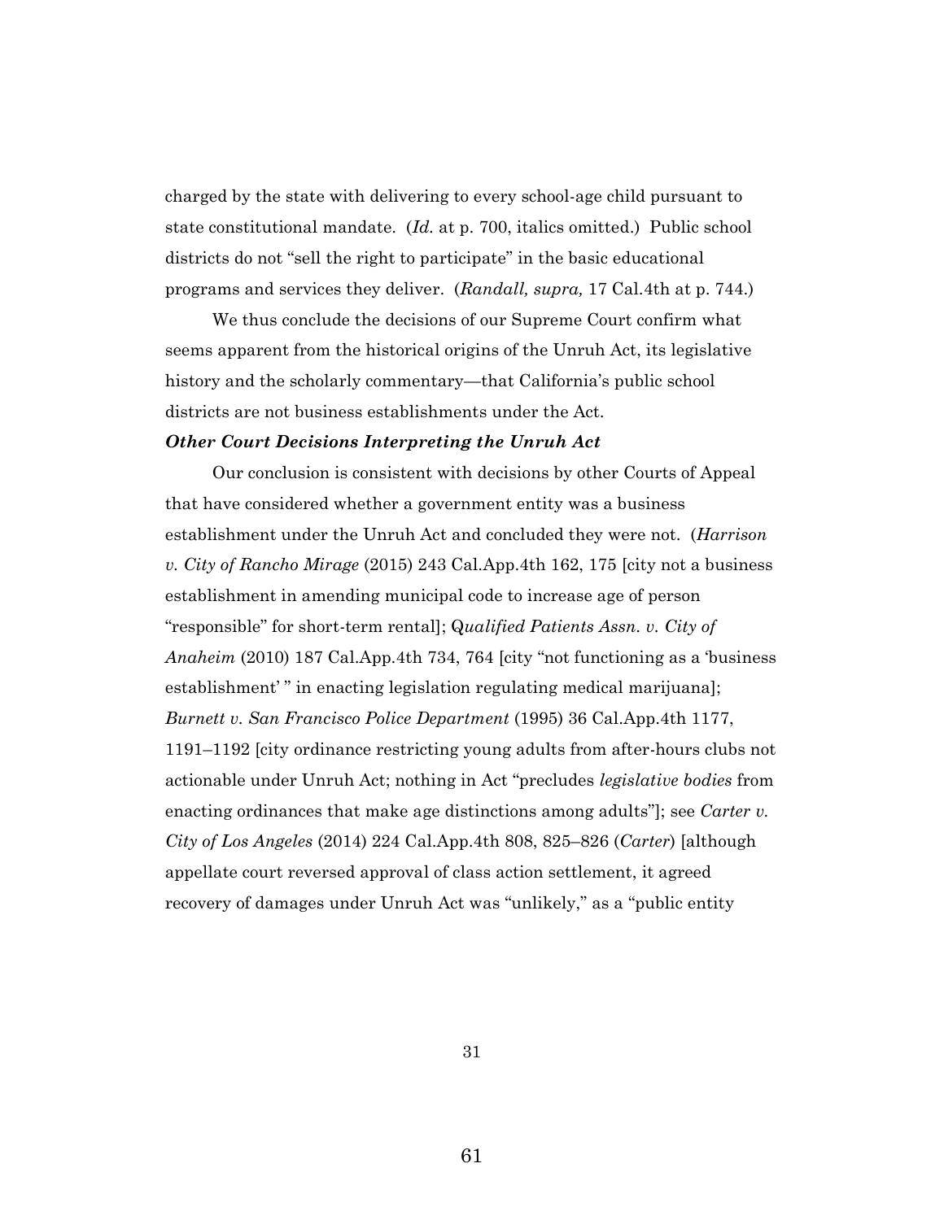charged by the state with delivering to every school-age child pursuant to state constitutional mandate. (*Id.* at p. 700, italics omitted.) Public school districts do not "sell the right to participate" in the basic educational programs and services they deliver. (*Randall, supra,* 17 Cal.4th at p. 744.)

We thus conclude the decisions of our Supreme Court confirm what seems apparent from the historical origins of the Unruh Act, its legislative history and the scholarly commentary—that California's public school districts are not business establishments under the Act.

***Other Court Decisions Interpreting the Unruh Act***

Our conclusion is consistent with decisions by other Courts of Appeal that have considered whether a government entity was a business establishment under the Unruh Act and concluded they were not. (*Harrison v. City of Rancho Mirage* (2015) 243 Cal.App.4th 162, 175 [city not a business establishment in amending municipal code to increase age of person "responsible" for short-term rental]; Q*ualified Patients Assn. v. City of Anaheim* (2010) 187 Cal.App.4th 734, 764 [city "not functioning as a 'business establishment' " in enacting legislation regulating medical marijuana]; *Burnett v. San Francisco Police Department* (1995) 36 Cal.App.4th 1177, 1191–1192 [city ordinance restricting young adults from after-hours clubs not actionable under Unruh Act; nothing in Act "precludes *legislative bodies* from enacting ordinances that make age distinctions among adults"]; see *Carter v. City of Los Angeles* (2014) 224 Cal.App.4th 808, 825–826 (*Carter*) [although appellate court reversed approval of class action settlement, it agreed recovery of damages under Unruh Act was "unlikely," as a "public entity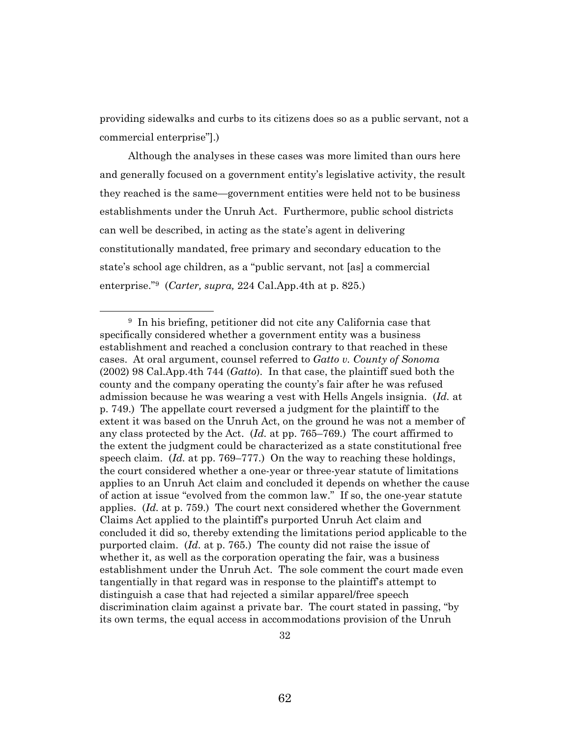providing sidewalks and curbs to its citizens does so as a public servant, not a commercial enterprise"].)

Although the analyses in these cases was more limited than ours here and generally focused on a government entity's legislative activity, the result they reached is the same—government entities were held not to be business establishments under the Unruh Act. Furthermore, public school districts can well be described, in acting as the state's agent in delivering constitutionally mandated, free primary and secondary education to the state's school age children, as a "public servant, not [as] a commercial enterprise."[9] (*Carter, supra,* 224 Cal.App.4th at p. 825.)

---

[9] In his briefing, petitioner did not cite any California case that specifically considered whether a government entity was a business establishment and reached a conclusion contrary to that reached in these cases. At oral argument, counsel referred to *Gatto v. County of Sonoma* (2002) 98 Cal.App.4th 744 (*Gatto*). In that case, the plaintiff sued both the county and the company operating the county's fair after he was refused admission because he was wearing a vest with Hells Angels insignia. (*Id.* at p. 749.) The appellate court reversed a judgment for the plaintiff to the extent it was based on the Unruh Act, on the ground he was not a member of any class protected by the Act. (*Id.* at pp. 765–769.) The court affirmed to the extent the judgment could be characterized as a state constitutional free speech claim. (*Id.* at pp. 769–777.) On the way to reaching these holdings, the court considered whether a one-year or three-year statute of limitations applies to an Unruh Act claim and concluded it depends on whether the cause of action at issue "evolved from the common law." If so, the one-year statute applies. (*Id.* at p. 759.) The court next considered whether the Government Claims Act applied to the plaintiff's purported Unruh Act claim and concluded it did so, thereby extending the limitations period applicable to the purported claim. (*Id.* at p. 765.) The county did not raise the issue of whether it, as well as the corporation operating the fair, was a business establishment under the Unruh Act. The sole comment the court made even tangentially in that regard was in response to the plaintiff's attempt to distinguish a case that had rejected a similar apparel/free speech discrimination claim against a private bar. The court stated in passing, "by its own terms, the equal access in accommodations provision of the Unruh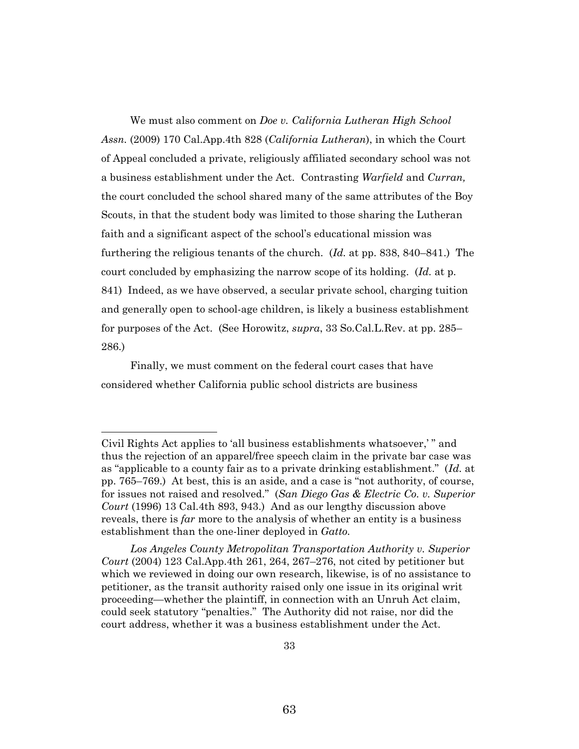We must also comment on *Doe v. California Lutheran High School Assn.* (2009) 170 Cal.App.4th 828 (*California Lutheran*), in which the Court of Appeal concluded a private, religiously affiliated secondary school was not a business establishment under the Act. Contrasting *Warfield* and *Curran,* the court concluded the school shared many of the same attributes of the Boy Scouts, in that the student body was limited to those sharing the Lutheran faith and a significant aspect of the school's educational mission was furthering the religious tenants of the church. (*Id.* at pp. 838, 840–841.) The court concluded by emphasizing the narrow scope of its holding. (*Id.* at p. 841) Indeed, as we have observed, a secular private school, charging tuition and generally open to school-age children, is likely a business establishment for purposes of the Act. (See Horowitz, *supra*, 33 So.Cal.L.Rev. at pp. 285–286.)

Finally, we must comment on the federal court cases that have considered whether California public school districts are business

---

Civil Rights Act applies to 'all business establishments whatsoever,' " and thus the rejection of an apparel/free speech claim in the private bar case was as "applicable to a county fair as to a private drinking establishment." (*Id.* at pp. 765–769.) At best, this is an aside, and a case is "not authority, of course, for issues not raised and resolved." (*San Diego Gas & Electric Co. v. Superior Court* (1996) 13 Cal.4th 893, 943.) And as our lengthy discussion above reveals, there is *far* more to the analysis of whether an entity is a business establishment than the one-liner deployed in *Gatto*.

*Los Angeles County Metropolitan Transportation Authority v. Superior Court* (2004) 123 Cal.App.4th 261, 264, 267–276, not cited by petitioner but which we reviewed in doing our own research, likewise, is of no assistance to petitioner, as the transit authority raised only one issue in its original writ proceeding—whether the plaintiff, in connection with an Unruh Act claim, could seek statutory "penalties." The Authority did not raise, nor did the court address, whether it was a business establishment under the Act.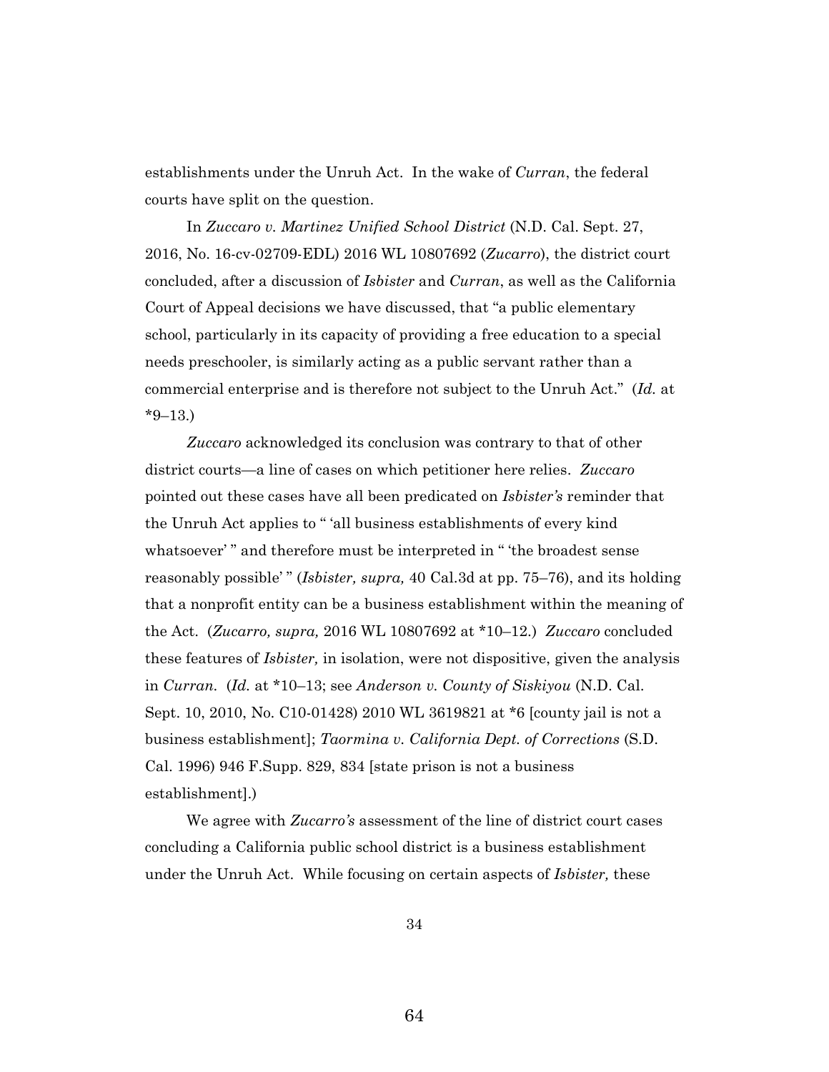establishments under the Unruh Act. In the wake of *Curran*, the federal courts have split on the question.

In *Zuccaro v. Martinez Unified School District* (N.D. Cal. Sept. 27, 2016, No. 16-cv-02709-EDL) 2016 WL 10807692 (*Zucarro*), the district court concluded, after a discussion of *Isbister* and *Curran*, as well as the California Court of Appeal decisions we have discussed, that "a public elementary school, particularly in its capacity of providing a free education to a special needs preschooler, is similarly acting as a public servant rather than a commercial enterprise and is therefore not subject to the Unruh Act." (*Id.* at *9–13.)

*Zuccaro* acknowledged its conclusion was contrary to that of other district courts—a line of cases on which petitioner here relies. *Zuccaro* pointed out these cases have all been predicated on *Isbister's* reminder that the Unruh Act applies to " 'all business establishments of every kind whatsoever' " and therefore must be interpreted in " 'the broadest sense reasonably possible' " (*Isbister, supra,* 40 Cal.3d at pp. 75–76), and its holding that a nonprofit entity can be a business establishment within the meaning of the Act. (*Zucarro, supra,* 2016 WL 10807692 at *10–12.) *Zuccaro* concluded these features of *Isbister,* in isolation, were not dispositive, given the analysis in *Curran.* (*Id.* at *10–13; see *Anderson v. County of Siskiyou* (N.D. Cal. Sept. 10, 2010, No. C10-01428) 2010 WL 3619821 at *6 [county jail is not a business establishment]; *Taormina v. California Dept. of Corrections* (S.D. Cal. 1996) 946 F.Supp. 829, 834 [state prison is not a business establishment].)

We agree with *Zucarro's* assessment of the line of district court cases concluding a California public school district is a business establishment under the Unruh Act. While focusing on certain aspects of *Isbister,* these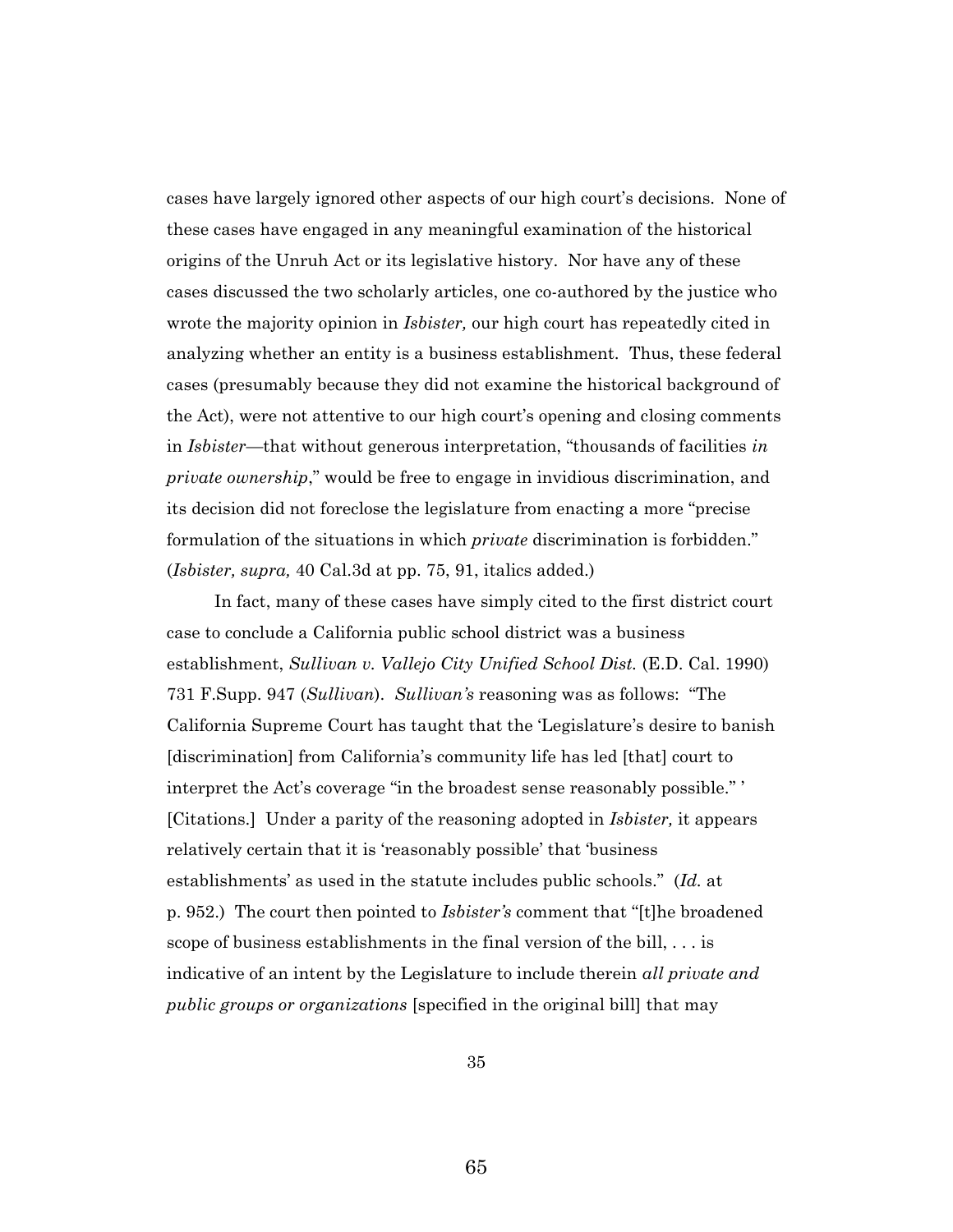cases have largely ignored other aspects of our high court's decisions. None of these cases have engaged in any meaningful examination of the historical origins of the Unruh Act or its legislative history. Nor have any of these cases discussed the two scholarly articles, one co-authored by the justice who wrote the majority opinion in *Isbister,* our high court has repeatedly cited in analyzing whether an entity is a business establishment. Thus, these federal cases (presumably because they did not examine the historical background of the Act), were not attentive to our high court's opening and closing comments in *Isbister*—that without generous interpretation, "thousands of facilities *in private ownership*," would be free to engage in invidious discrimination, and its decision did not foreclose the legislature from enacting a more "precise formulation of the situations in which *private* discrimination is forbidden." (*Isbister, supra,* 40 Cal.3d at pp. 75, 91, italics added.)

In fact, many of these cases have simply cited to the first district court case to conclude a California public school district was a business establishment, *Sullivan v. Vallejo City Unified School Dist.* (E.D. Cal. 1990) 731 F.Supp. 947 (*Sullivan*). *Sullivan's* reasoning was as follows: "The California Supreme Court has taught that the 'Legislature's desire to banish [discrimination] from California's community life has led [that] court to interpret the Act's coverage "in the broadest sense reasonably possible." ' [Citations.] Under a parity of the reasoning adopted in *Isbister,* it appears relatively certain that it is 'reasonably possible' that 'business establishments' as used in the statute includes public schools." (*Id.* at p. 952.) The court then pointed to *Isbister's* comment that "[t]he broadened scope of business establishments in the final version of the bill, . . . is indicative of an intent by the Legislature to include therein *all private and public groups or organizations* [specified in the original bill] that may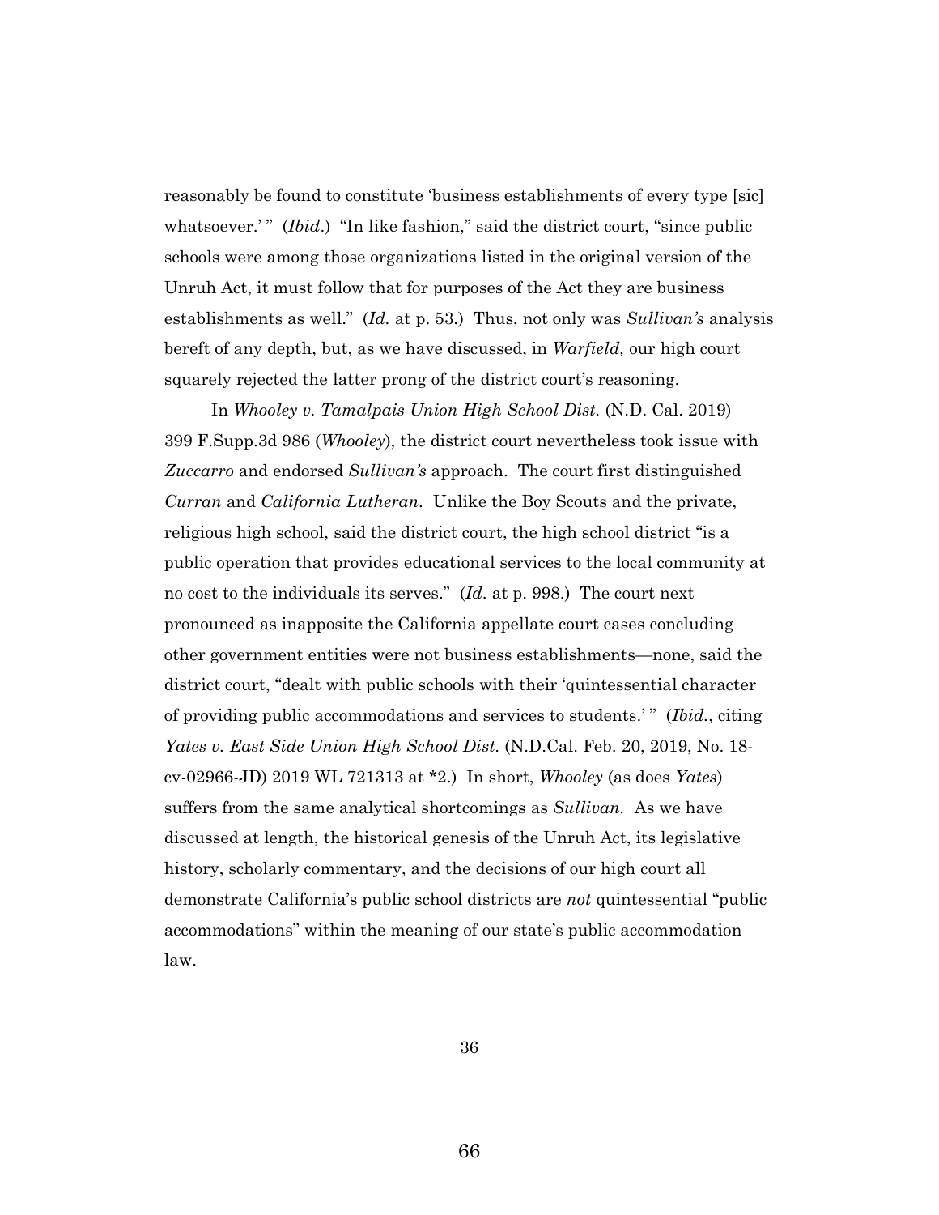reasonably be found to constitute 'business establishments of every type [sic] whatsoever.' " (*Ibid*.) "In like fashion," said the district court, "since public schools were among those organizations listed in the original version of the Unruh Act, it must follow that for purposes of the Act they are business establishments as well." (*Id.* at p. 53.) Thus, not only was *Sullivan's* analysis bereft of any depth, but, as we have discussed, in *Warfield,* our high court squarely rejected the latter prong of the district court's reasoning.

In *Whooley v. Tamalpais Union High School Dist.* (N.D. Cal. 2019) 399 F.Supp.3d 986 (*Whooley*), the district court nevertheless took issue with *Zuccarro* and endorsed *Sullivan's* approach. The court first distinguished *Curran* and *California Lutheran*. Unlike the Boy Scouts and the private, religious high school, said the district court, the high school district "is a public operation that provides educational services to the local community at no cost to the individuals its serves." (*Id*. at p. 998.) The court next pronounced as inapposite the California appellate court cases concluding other government entities were not business establishments—none, said the district court, "dealt with public schools with their 'quintessential character of providing public accommodations and services to students.' " (*Ibid.*, citing *Yates v. East Side Union High School Dist.* (N.D.Cal. Feb. 20, 2019, No. 18-cv-02966-JD) 2019 WL 721313 at *2.) In short, *Whooley* (as does *Yates*) suffers from the same analytical shortcomings as *Sullivan*. As we have discussed at length, the historical genesis of the Unruh Act, its legislative history, scholarly commentary, and the decisions of our high court all demonstrate California's public school districts are *not* quintessential "public accommodations" within the meaning of our state's public accommodation law.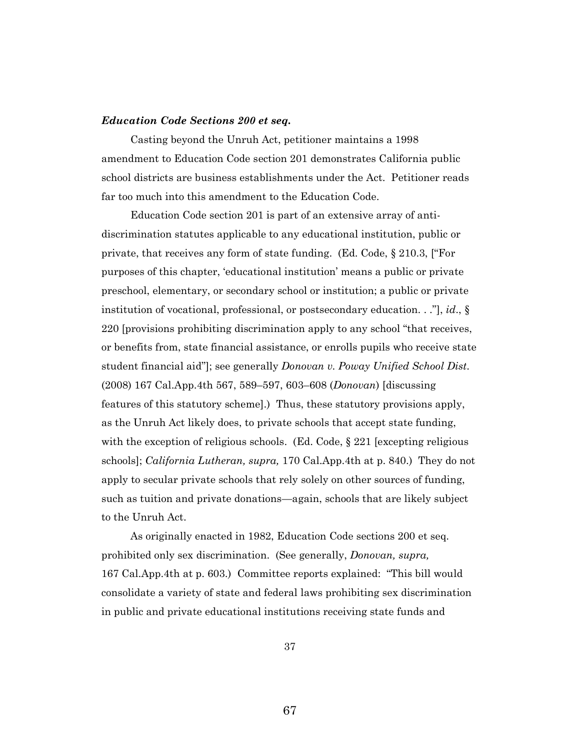***Education Code Sections 200 et seq.***

Casting beyond the Unruh Act, petitioner maintains a 1998 amendment to Education Code section 201 demonstrates California public school districts are business establishments under the Act. Petitioner reads far too much into this amendment to the Education Code.

Education Code section 201 is part of an extensive array of anti-discrimination statutes applicable to any educational institution, public or private, that receives any form of state funding. (Ed. Code, § 210.3, ["For purposes of this chapter, 'educational institution' means a public or private preschool, elementary, or secondary school or institution; a public or private institution of vocational, professional, or postsecondary education. . ."], *id*., § 220 [provisions prohibiting discrimination apply to any school "that receives, or benefits from, state financial assistance, or enrolls pupils who receive state student financial aid"]; see generally *Donovan v. Poway Unified School Dist.* (2008) 167 Cal.App.4th 567, 589–597, 603–608 (*Donovan*) [discussing features of this statutory scheme].) Thus, these statutory provisions apply, as the Unruh Act likely does, to private schools that accept state funding, with the exception of religious schools. (Ed. Code, § 221 [excepting religious schools]; *California Lutheran, supra,* 170 Cal.App.4th at p. 840.) They do not apply to secular private schools that rely solely on other sources of funding, such as tuition and private donations—again, schools that are likely subject to the Unruh Act.

As originally enacted in 1982, Education Code sections 200 et seq. prohibited only sex discrimination. (See generally, *Donovan, supra,* 167 Cal.App.4th at p. 603.) Committee reports explained: "This bill would consolidate a variety of state and federal laws prohibiting sex discrimination in public and private educational institutions receiving state funds and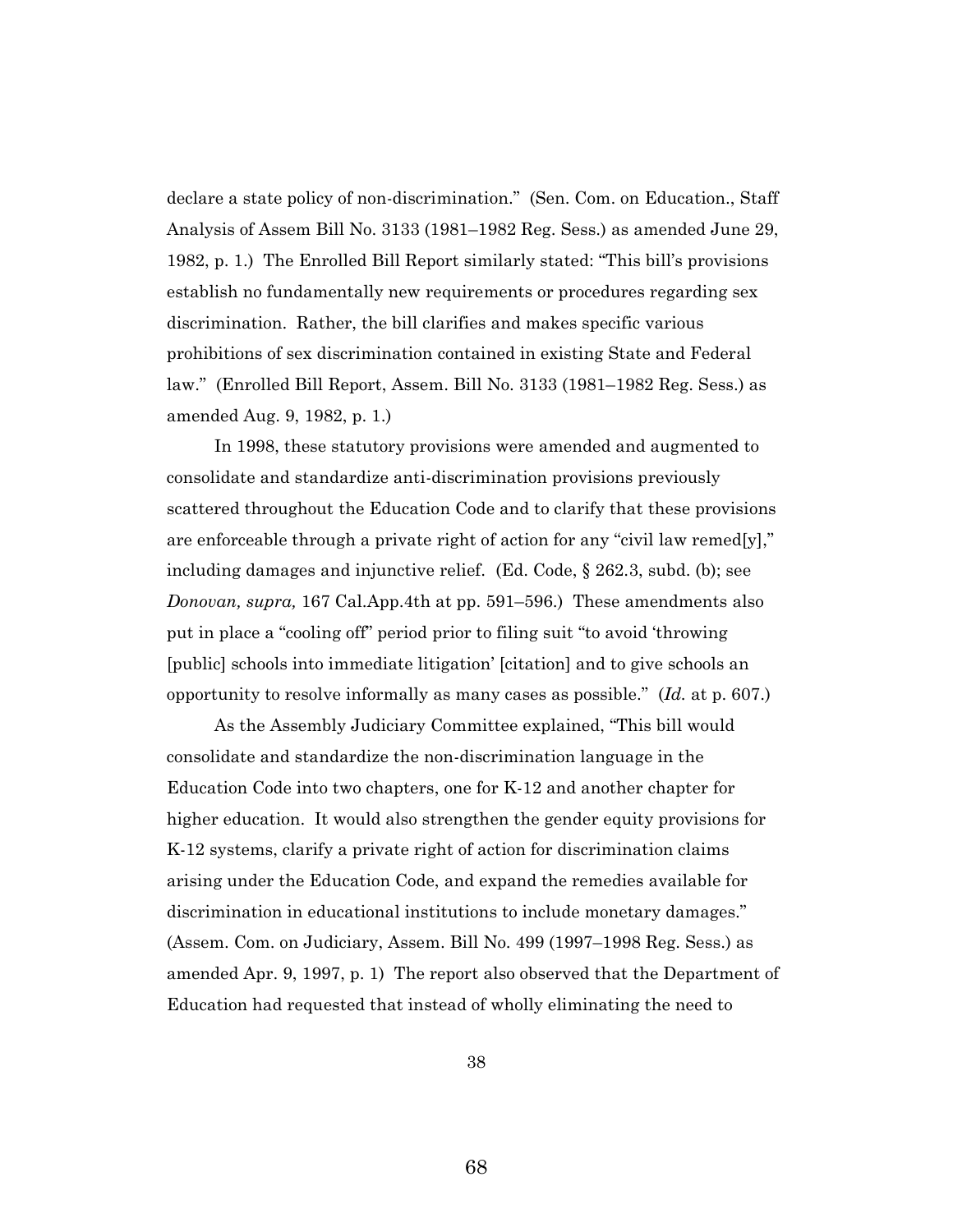declare a state policy of non-discrimination." (Sen. Com. on Education., Staff Analysis of Assem Bill No. 3133 (1981–1982 Reg. Sess.) as amended June 29, 1982, p. 1.) The Enrolled Bill Report similarly stated: "This bill's provisions establish no fundamentally new requirements or procedures regarding sex discrimination. Rather, the bill clarifies and makes specific various prohibitions of sex discrimination contained in existing State and Federal law." (Enrolled Bill Report, Assem. Bill No. 3133 (1981–1982 Reg. Sess.) as amended Aug. 9, 1982, p. 1.)

In 1998, these statutory provisions were amended and augmented to consolidate and standardize anti-discrimination provisions previously scattered throughout the Education Code and to clarify that these provisions are enforceable through a private right of action for any "civil law remed[y]," including damages and injunctive relief. (Ed. Code, § 262.3, subd. (b); see *Donovan, supra,* 167 Cal.App.4th at pp. 591–596.) These amendments also put in place a "cooling off" period prior to filing suit "to avoid 'throwing [public] schools into immediate litigation' [citation] and to give schools an opportunity to resolve informally as many cases as possible." (*Id.* at p. 607.)

As the Assembly Judiciary Committee explained, "This bill would consolidate and standardize the non-discrimination language in the Education Code into two chapters, one for K-12 and another chapter for higher education. It would also strengthen the gender equity provisions for K-12 systems, clarify a private right of action for discrimination claims arising under the Education Code, and expand the remedies available for discrimination in educational institutions to include monetary damages." (Assem. Com. on Judiciary, Assem. Bill No. 499 (1997–1998 Reg. Sess.) as amended Apr. 9, 1997, p. 1) The report also observed that the Department of Education had requested that instead of wholly eliminating the need to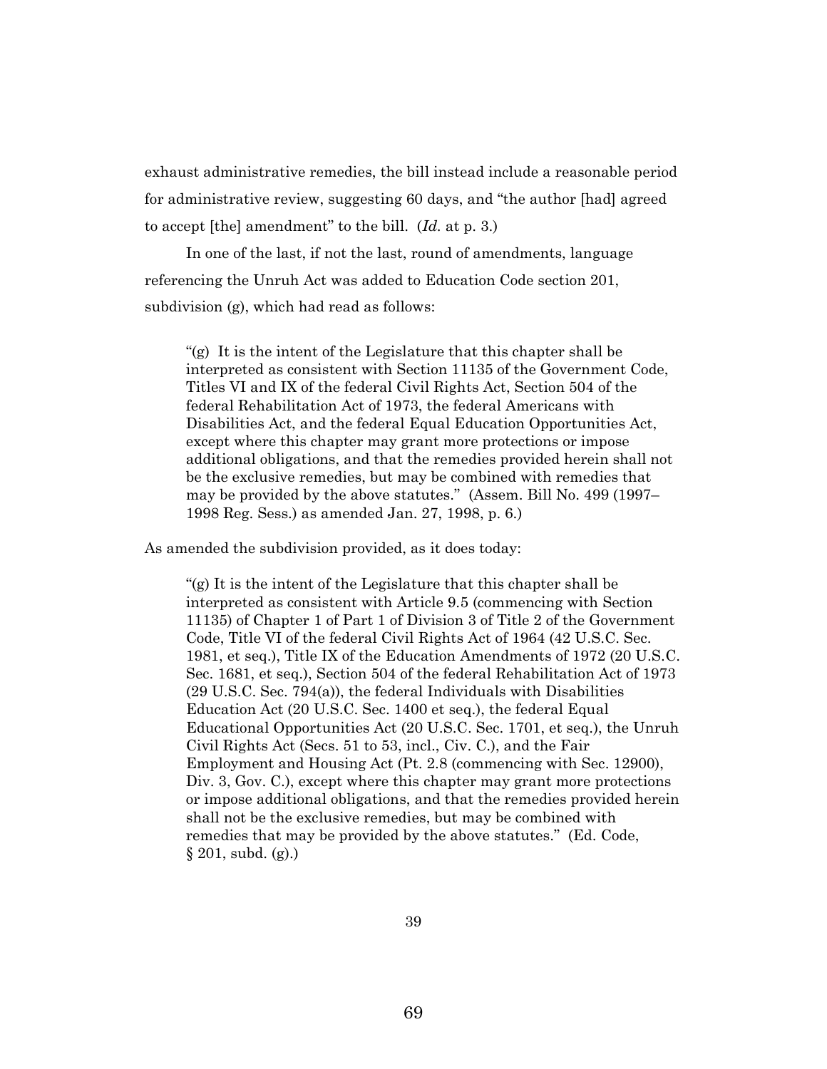exhaust administrative remedies, the bill instead include a reasonable period for administrative review, suggesting 60 days, and "the author [had] agreed to accept [the] amendment" to the bill. (*Id.* at p. 3.)

In one of the last, if not the last, round of amendments, language referencing the Unruh Act was added to Education Code section 201, subdivision (g), which had read as follows:

> "(g) It is the intent of the Legislature that this chapter shall be interpreted as consistent with Section 11135 of the Government Code, Titles VI and IX of the federal Civil Rights Act, Section 504 of the federal Rehabilitation Act of 1973, the federal Americans with Disabilities Act, and the federal Equal Education Opportunities Act, except where this chapter may grant more protections or impose additional obligations, and that the remedies provided herein shall not be the exclusive remedies, but may be combined with remedies that may be provided by the above statutes." (Assem. Bill No. 499 (1997–1998 Reg. Sess.) as amended Jan. 27, 1998, p. 6.)

As amended the subdivision provided, as it does today:

> "(g) It is the intent of the Legislature that this chapter shall be interpreted as consistent with Article 9.5 (commencing with Section 11135) of Chapter 1 of Part 1 of Division 3 of Title 2 of the Government Code, Title VI of the federal Civil Rights Act of 1964 (42 U.S.C. Sec. 1981, et seq.), Title IX of the Education Amendments of 1972 (20 U.S.C. Sec. 1681, et seq.), Section 504 of the federal Rehabilitation Act of 1973 (29 U.S.C. Sec. 794(a)), the federal Individuals with Disabilities Education Act (20 U.S.C. Sec. 1400 et seq.), the federal Equal Educational Opportunities Act (20 U.S.C. Sec. 1701, et seq.), the Unruh Civil Rights Act (Secs. 51 to 53, incl., Civ. C.), and the Fair Employment and Housing Act (Pt. 2.8 (commencing with Sec. 12900), Div. 3, Gov. C.), except where this chapter may grant more protections or impose additional obligations, and that the remedies provided herein shall not be the exclusive remedies, but may be combined with remedies that may be provided by the above statutes." (Ed. Code, § 201, subd. (g).)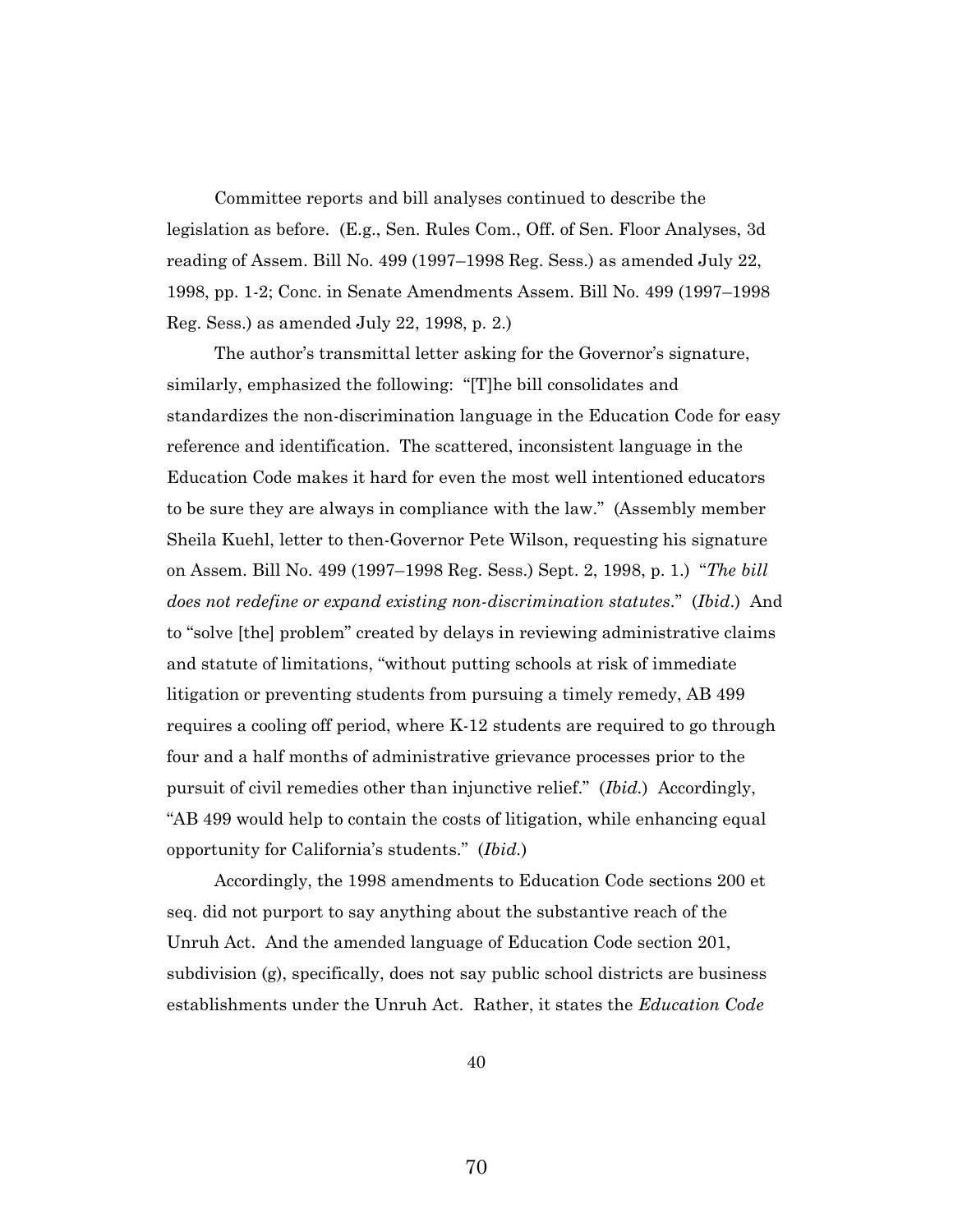Committee reports and bill analyses continued to describe the legislation as before. (E.g., Sen. Rules Com., Off. of Sen. Floor Analyses, 3d reading of Assem. Bill No. 499 (1997–1998 Reg. Sess.) as amended July 22, 1998, pp. 1-2; Conc. in Senate Amendments Assem. Bill No. 499 (1997–1998 Reg. Sess.) as amended July 22, 1998, p. 2.)

The author's transmittal letter asking for the Governor's signature, similarly, emphasized the following: "[T]he bill consolidates and standardizes the non-discrimination language in the Education Code for easy reference and identification. The scattered, inconsistent language in the Education Code makes it hard for even the most well intentioned educators to be sure they are always in compliance with the law." (Assembly member Sheila Kuehl, letter to then-Governor Pete Wilson, requesting his signature on Assem. Bill No. 499 (1997–1998 Reg. Sess.) Sept. 2, 1998, p. 1.) "*The bill does not redefine or expand existing non-discrimination statutes*." (*Ibid*.) And to "solve [the] problem" created by delays in reviewing administrative claims and statute of limitations, "without putting schools at risk of immediate litigation or preventing students from pursuing a timely remedy, AB 499 requires a cooling off period, where K-12 students are required to go through four and a half months of administrative grievance processes prior to the pursuit of civil remedies other than injunctive relief." (*Ibid.*) Accordingly, "AB 499 would help to contain the costs of litigation, while enhancing equal opportunity for California's students." (*Ibid.*)

Accordingly, the 1998 amendments to Education Code sections 200 et seq. did not purport to say anything about the substantive reach of the Unruh Act. And the amended language of Education Code section 201, subdivision (g), specifically, does not say public school districts are business establishments under the Unruh Act. Rather, it states the *Education Code*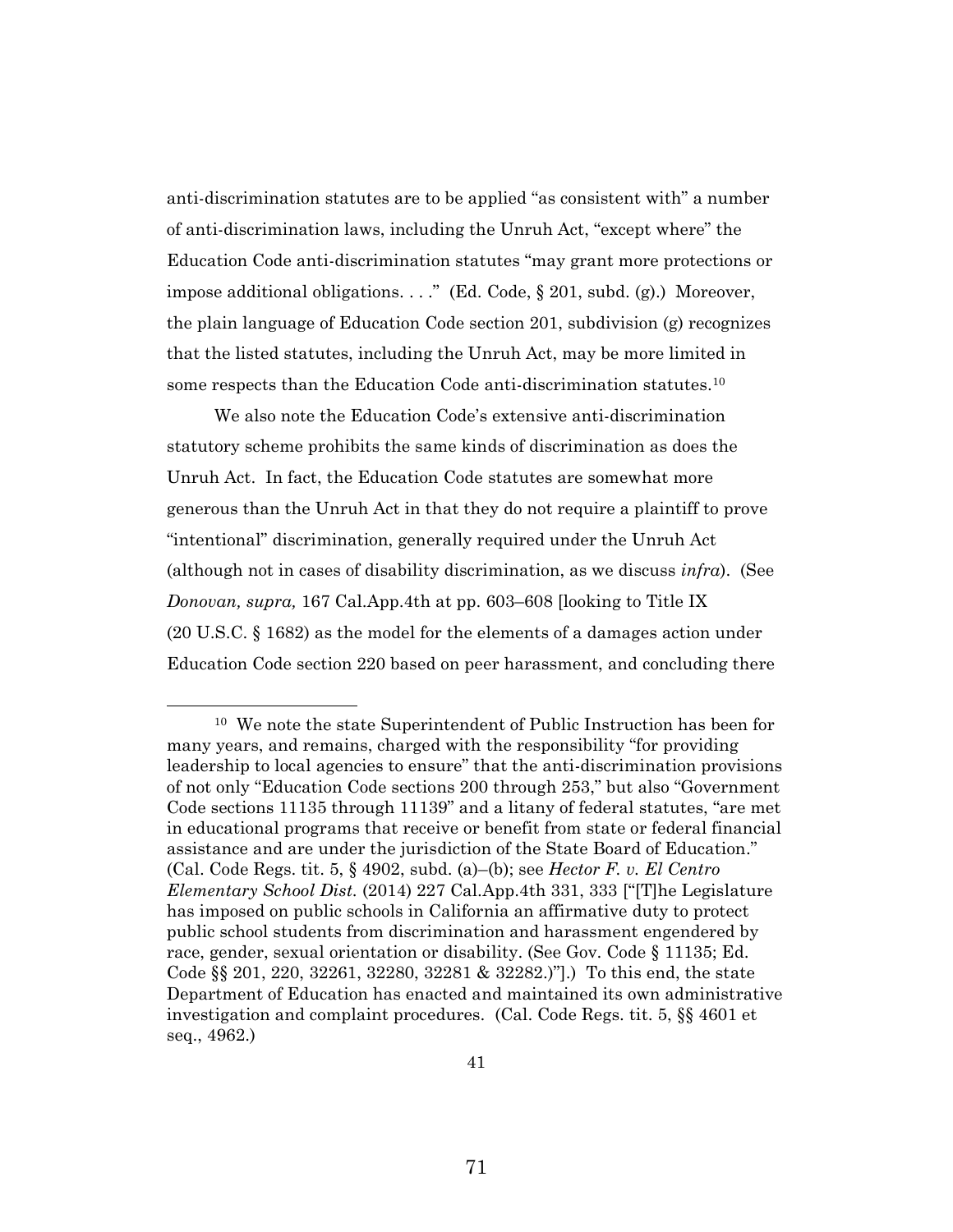anti-discrimination statutes are to be applied "as consistent with" a number of anti-discrimination laws, including the Unruh Act, "except where" the Education Code anti-discrimination statutes "may grant more protections or impose additional obligations. . . ." (Ed. Code, § 201, subd. (g).) Moreover, the plain language of Education Code section 201, subdivision (g) recognizes that the listed statutes, including the Unruh Act, may be more limited in some respects than the Education Code anti-discrimination statutes.[10]

We also note the Education Code's extensive anti-discrimination statutory scheme prohibits the same kinds of discrimination as does the Unruh Act. In fact, the Education Code statutes are somewhat more generous than the Unruh Act in that they do not require a plaintiff to prove "intentional" discrimination, generally required under the Unruh Act (although not in cases of disability discrimination, as we discuss *infra*). (See *Donovan, supra,* 167 Cal.App.4th at pp. 603–608 [looking to Title IX (20 U.S.C. § 1682) as the model for the elements of a damages action under Education Code section 220 based on peer harassment, and concluding there

---

[10] We note the state Superintendent of Public Instruction has been for many years, and remains, charged with the responsibility "for providing leadership to local agencies to ensure" that the anti-discrimination provisions of not only "Education Code sections 200 through 253," but also "Government Code sections 11135 through 11139" and a litany of federal statutes, "are met in educational programs that receive or benefit from state or federal financial assistance and are under the jurisdiction of the State Board of Education." (Cal. Code Regs. tit. 5, § 4902, subd. (a)–(b); see *Hector F. v. El Centro Elementary School Dist.* (2014) 227 Cal.App.4th 331, 333 ["[T]he Legislature has imposed on public schools in California an affirmative duty to protect public school students from discrimination and harassment engendered by race, gender, sexual orientation or disability. (See Gov. Code § 11135; Ed. Code §§ 201, 220, 32261, 32280, 32281 & 32282.)"].) To this end, the state Department of Education has enacted and maintained its own administrative investigation and complaint procedures. (Cal. Code Regs. tit. 5, §§ 4601 et seq., 4962.)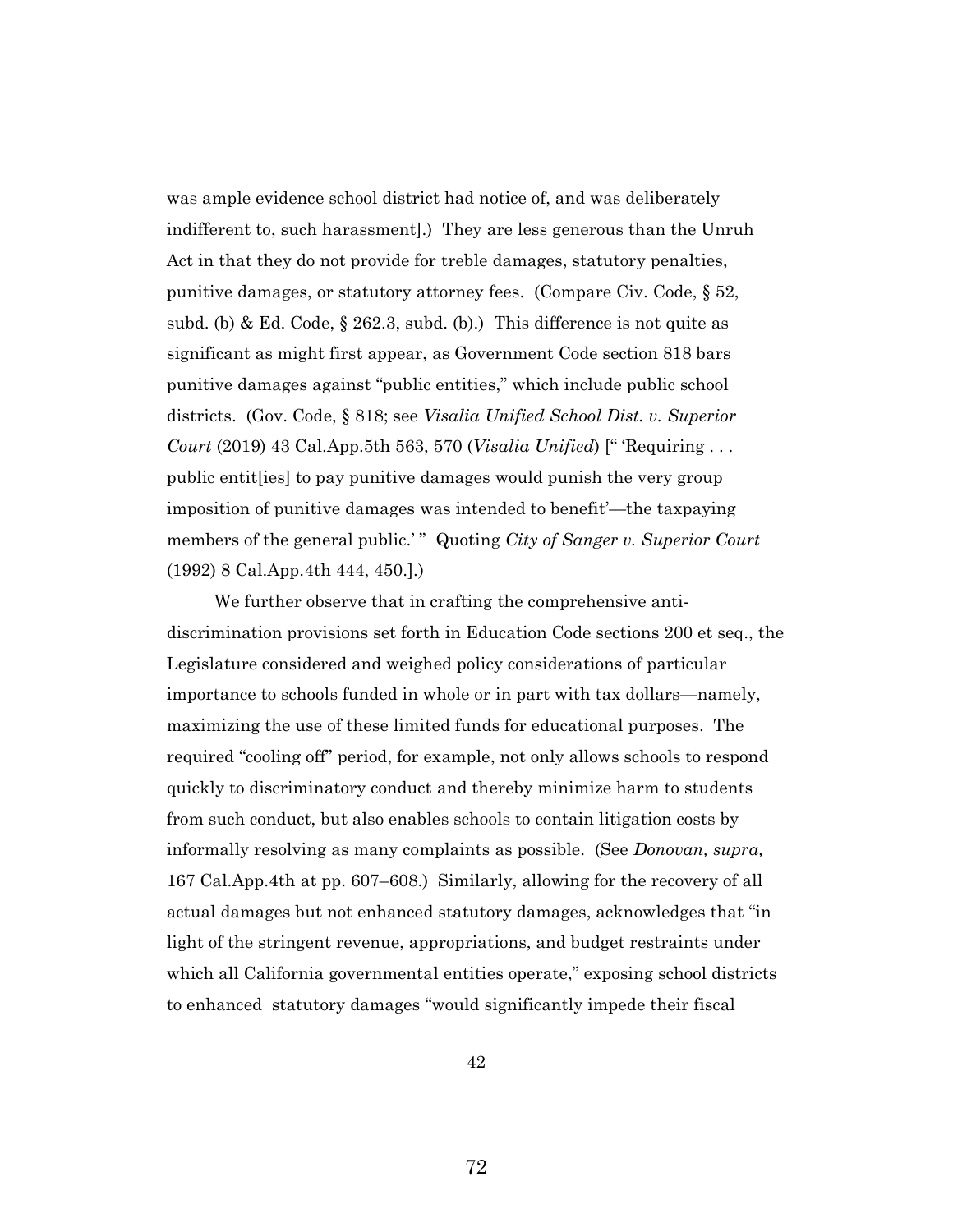was ample evidence school district had notice of, and was deliberately indifferent to, such harassment].) They are less generous than the Unruh Act in that they do not provide for treble damages, statutory penalties, punitive damages, or statutory attorney fees. (Compare Civ. Code, § 52, subd. (b) & Ed. Code, § 262.3, subd. (b).) This difference is not quite as significant as might first appear, as Government Code section 818 bars punitive damages against "public entities," which include public school districts. (Gov. Code, § 818; see *Visalia Unified School Dist. v. Superior Court* (2019) 43 Cal.App.5th 563, 570 (*Visalia Unified*) [" 'Requiring . . . public entit[ies] to pay punitive damages would punish the very group imposition of punitive damages was intended to benefit'—the taxpaying members of the general public.' " Quoting *City of Sanger v. Superior Court* (1992) 8 Cal.App.4th 444, 450.].)

We further observe that in crafting the comprehensive anti-discrimination provisions set forth in Education Code sections 200 et seq., the Legislature considered and weighed policy considerations of particular importance to schools funded in whole or in part with tax dollars—namely, maximizing the use of these limited funds for educational purposes. The required "cooling off" period, for example, not only allows schools to respond quickly to discriminatory conduct and thereby minimize harm to students from such conduct, but also enables schools to contain litigation costs by informally resolving as many complaints as possible. (See *Donovan, supra,* 167 Cal.App.4th at pp. 607–608.) Similarly, allowing for the recovery of all actual damages but not enhanced statutory damages, acknowledges that "in light of the stringent revenue, appropriations, and budget restraints under which all California governmental entities operate," exposing school districts to enhanced statutory damages "would significantly impede their fiscal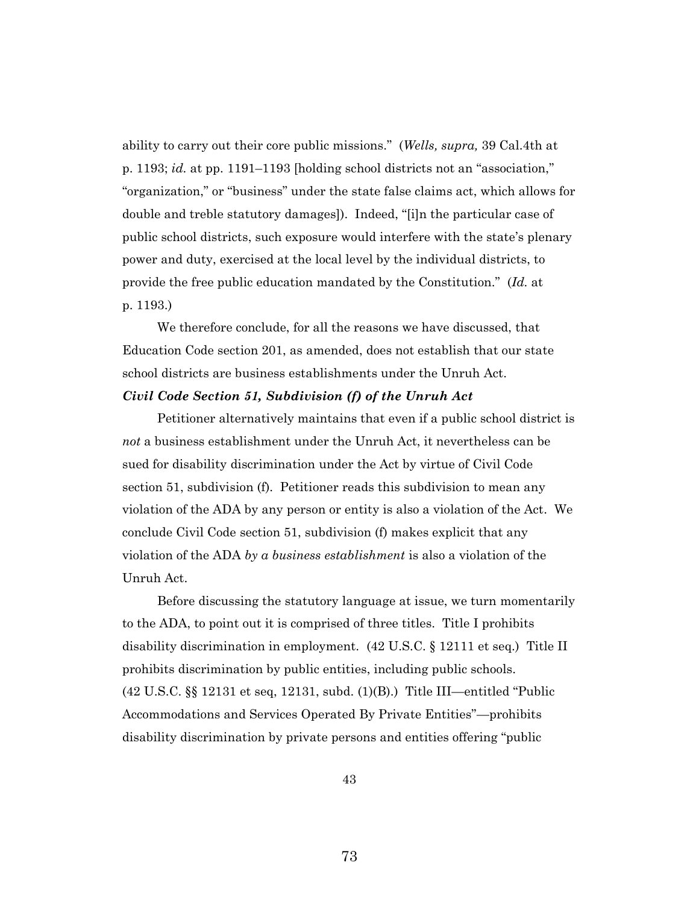ability to carry out their core public missions." (*Wells, supra,* 39 Cal.4th at p. 1193; *id.* at pp. 1191–1193 [holding school districts not an "association," "organization," or "business" under the state false claims act, which allows for double and treble statutory damages]). Indeed, "[i]n the particular case of public school districts, such exposure would interfere with the state's plenary power and duty, exercised at the local level by the individual districts, to provide the free public education mandated by the Constitution." (*Id.* at p. 1193.)

We therefore conclude, for all the reasons we have discussed, that Education Code section 201, as amended, does not establish that our state school districts are business establishments under the Unruh Act.

***Civil Code Section 51, Subdivision (f) of the Unruh Act***

Petitioner alternatively maintains that even if a public school district is *not* a business establishment under the Unruh Act, it nevertheless can be sued for disability discrimination under the Act by virtue of Civil Code section 51, subdivision (f). Petitioner reads this subdivision to mean any violation of the ADA by any person or entity is also a violation of the Act. We conclude Civil Code section 51, subdivision (f) makes explicit that any violation of the ADA *by a business establishment* is also a violation of the Unruh Act.

Before discussing the statutory language at issue, we turn momentarily to the ADA, to point out it is comprised of three titles. Title I prohibits disability discrimination in employment. (42 U.S.C. § 12111 et seq.) Title II prohibits discrimination by public entities, including public schools. (42 U.S.C. §§ 12131 et seq, 12131, subd. (1)(B).) Title III—entitled "Public Accommodations and Services Operated By Private Entities"—prohibits disability discrimination by private persons and entities offering "public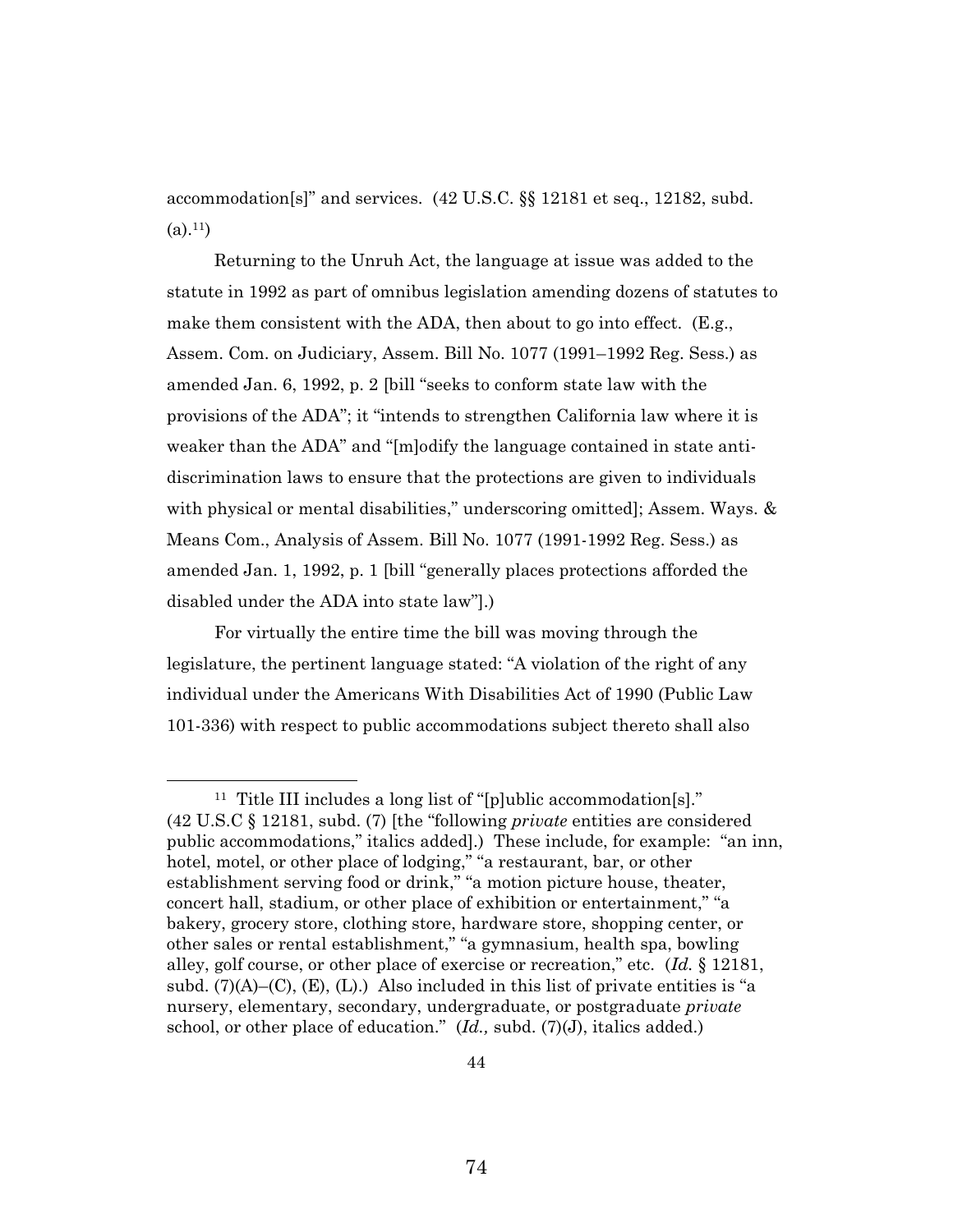accommodation[s]" and services. (42 U.S.C. §§ 12181 et seq., 12182, subd. (a).[11])

Returning to the Unruh Act, the language at issue was added to the statute in 1992 as part of omnibus legislation amending dozens of statutes to make them consistent with the ADA, then about to go into effect. (E.g., Assem. Com. on Judiciary, Assem. Bill No. 1077 (1991–1992 Reg. Sess.) as amended Jan. 6, 1992, p. 2 [bill "seeks to conform state law with the provisions of the ADA"; it "intends to strengthen California law where it is weaker than the ADA" and "[m]odify the language contained in state anti-discrimination laws to ensure that the protections are given to individuals with physical or mental disabilities," underscoring omitted]; Assem. Ways. & Means Com., Analysis of Assem. Bill No. 1077 (1991-1992 Reg. Sess.) as amended Jan. 1, 1992, p. 1 [bill "generally places protections afforded the disabled under the ADA into state law"].)

For virtually the entire time the bill was moving through the legislature, the pertinent language stated: "A violation of the right of any individual under the Americans With Disabilities Act of 1990 (Public Law 101-336) with respect to public accommodations subject thereto shall also

---

[11] Title III includes a long list of "[p]ublic accommodation[s]." (42 U.S.C § 12181, subd. (7) [the "following *private* entities are considered public accommodations," italics added].) These include, for example: "an inn, hotel, motel, or other place of lodging," "a restaurant, bar, or other establishment serving food or drink," "a motion picture house, theater, concert hall, stadium, or other place of exhibition or entertainment," "a bakery, grocery store, clothing store, hardware store, shopping center, or other sales or rental establishment," "a gymnasium, health spa, bowling alley, golf course, or other place of exercise or recreation," etc. (*Id.* § 12181, subd. (7)(A)–(C), (E), (L).) Also included in this list of private entities is "a nursery, elementary, secondary, undergraduate, or postgraduate *private* school, or other place of education." (*Id.,* subd. (7)(J), italics added.)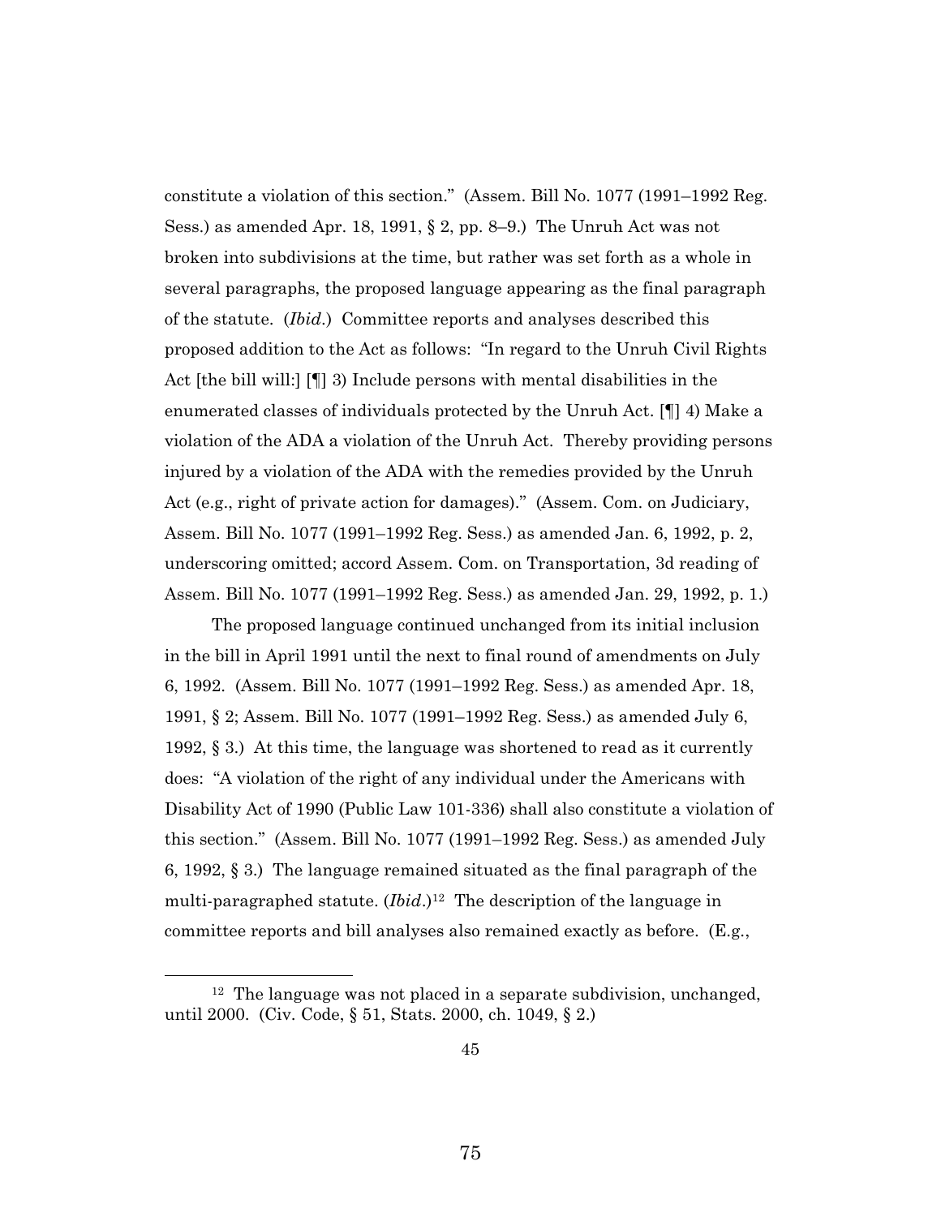constitute a violation of this section." (Assem. Bill No. 1077 (1991–1992 Reg. Sess.) as amended Apr. 18, 1991, § 2, pp. 8–9.) The Unruh Act was not broken into subdivisions at the time, but rather was set forth as a whole in several paragraphs, the proposed language appearing as the final paragraph of the statute. (*Ibid.*) Committee reports and analyses described this proposed addition to the Act as follows: "In regard to the Unruh Civil Rights Act [the bill will:] [¶] 3) Include persons with mental disabilities in the enumerated classes of individuals protected by the Unruh Act. [¶] 4) Make a violation of the ADA a violation of the Unruh Act. Thereby providing persons injured by a violation of the ADA with the remedies provided by the Unruh Act (e.g., right of private action for damages)." (Assem. Com. on Judiciary, Assem. Bill No. 1077 (1991–1992 Reg. Sess.) as amended Jan. 6, 1992, p. 2, underscoring omitted; accord Assem. Com. on Transportation, 3d reading of Assem. Bill No. 1077 (1991–1992 Reg. Sess.) as amended Jan. 29, 1992, p. 1.)

The proposed language continued unchanged from its initial inclusion in the bill in April 1991 until the next to final round of amendments on July 6, 1992. (Assem. Bill No. 1077 (1991–1992 Reg. Sess.) as amended Apr. 18, 1991, § 2; Assem. Bill No. 1077 (1991–1992 Reg. Sess.) as amended July 6, 1992, § 3.) At this time, the language was shortened to read as it currently does: "A violation of the right of any individual under the Americans with Disability Act of 1990 (Public Law 101-336) shall also constitute a violation of this section." (Assem. Bill No. 1077 (1991–1992 Reg. Sess.) as amended July 6, 1992, § 3.) The language remained situated as the final paragraph of the multi-paragraphed statute. (*Ibid.*)[12] The description of the language in committee reports and bill analyses also remained exactly as before. (E.g.,

[12] The language was not placed in a separate subdivision, unchanged, until 2000. (Civ. Code, § 51, Stats. 2000, ch. 1049, § 2.)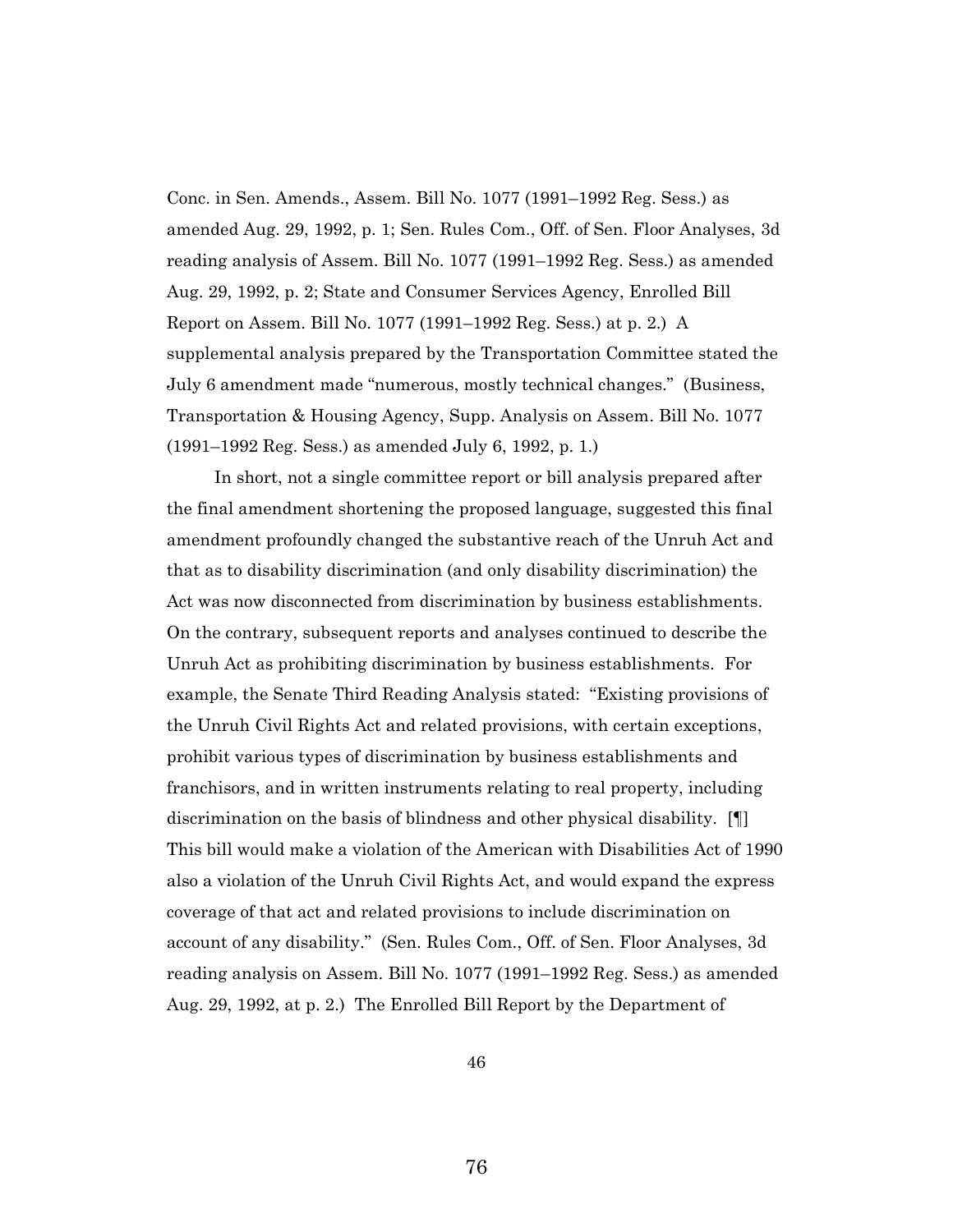Conc. in Sen. Amends., Assem. Bill No. 1077 (1991–1992 Reg. Sess.) as amended Aug. 29, 1992, p. 1; Sen. Rules Com., Off. of Sen. Floor Analyses, 3d reading analysis of Assem. Bill No. 1077 (1991–1992 Reg. Sess.) as amended Aug. 29, 1992, p. 2; State and Consumer Services Agency, Enrolled Bill Report on Assem. Bill No. 1077 (1991–1992 Reg. Sess.) at p. 2.) A supplemental analysis prepared by the Transportation Committee stated the July 6 amendment made "numerous, mostly technical changes." (Business, Transportation & Housing Agency, Supp. Analysis on Assem. Bill No. 1077 (1991–1992 Reg. Sess.) as amended July 6, 1992, p. 1.)

In short, not a single committee report or bill analysis prepared after the final amendment shortening the proposed language, suggested this final amendment profoundly changed the substantive reach of the Unruh Act and that as to disability discrimination (and only disability discrimination) the Act was now disconnected from discrimination by business establishments. On the contrary, subsequent reports and analyses continued to describe the Unruh Act as prohibiting discrimination by business establishments. For example, the Senate Third Reading Analysis stated: "Existing provisions of the Unruh Civil Rights Act and related provisions, with certain exceptions, prohibit various types of discrimination by business establishments and franchisors, and in written instruments relating to real property, including discrimination on the basis of blindness and other physical disability. [¶] This bill would make a violation of the American with Disabilities Act of 1990 also a violation of the Unruh Civil Rights Act, and would expand the express coverage of that act and related provisions to include discrimination on account of any disability." (Sen. Rules Com., Off. of Sen. Floor Analyses, 3d reading analysis on Assem. Bill No. 1077 (1991–1992 Reg. Sess.) as amended Aug. 29, 1992, at p. 2.) The Enrolled Bill Report by the Department of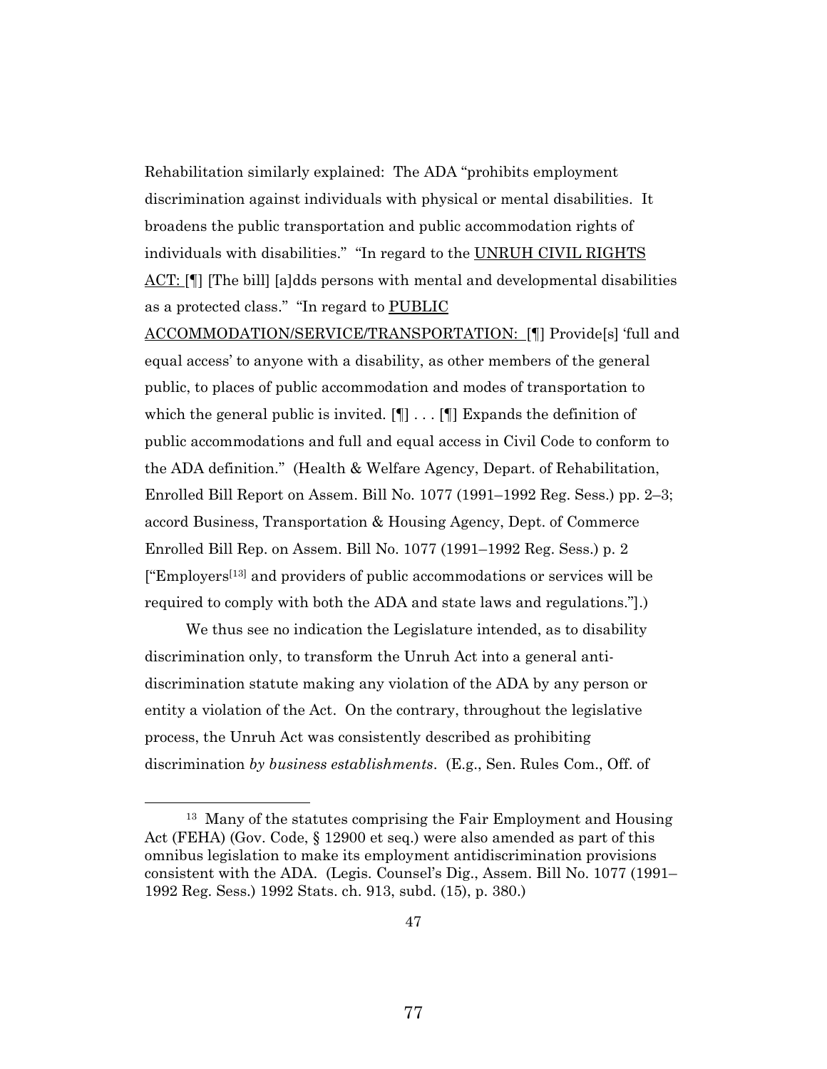Rehabilitation similarly explained: The ADA "prohibits employment discrimination against individuals with physical or mental disabilities. It broadens the public transportation and public accommodation rights of individuals with disabilities." "In regard to the UNRUH CIVIL RIGHTS ACT: [¶] [The bill] [a]dds persons with mental and developmental disabilities as a protected class." "In regard to PUBLIC ACCOMMODATION/SERVICE/TRANSPORTATION: [¶] Provide[s] 'full and equal access' to anyone with a disability, as other members of the general public, to places of public accommodation and modes of transportation to which the general public is invited. [¶] . . . [¶] Expands the definition of public accommodations and full and equal access in Civil Code to conform to the ADA definition." (Health & Welfare Agency, Depart. of Rehabilitation, Enrolled Bill Report on Assem. Bill No. 1077 (1991–1992 Reg. Sess.) pp. 2–3; accord Business, Transportation & Housing Agency, Dept. of Commerce Enrolled Bill Rep. on Assem. Bill No. 1077 (1991–1992 Reg. Sess.) p. 2 ["Employers[13] and providers of public accommodations or services will be required to comply with both the ADA and state laws and regulations."].)

We thus see no indication the Legislature intended, as to disability discrimination only, to transform the Unruh Act into a general anti-discrimination statute making any violation of the ADA by any person or entity a violation of the Act. On the contrary, throughout the legislative process, the Unruh Act was consistently described as prohibiting discrimination *by business establishments*. (E.g., Sen. Rules Com., Off. of

---

[13] Many of the statutes comprising the Fair Employment and Housing Act (FEHA) (Gov. Code, § 12900 et seq.) were also amended as part of this omnibus legislation to make its employment antidiscrimination provisions consistent with the ADA. (Legis. Counsel's Dig., Assem. Bill No. 1077 (1991–1992 Reg. Sess.) 1992 Stats. ch. 913, subd. (15), p. 380.)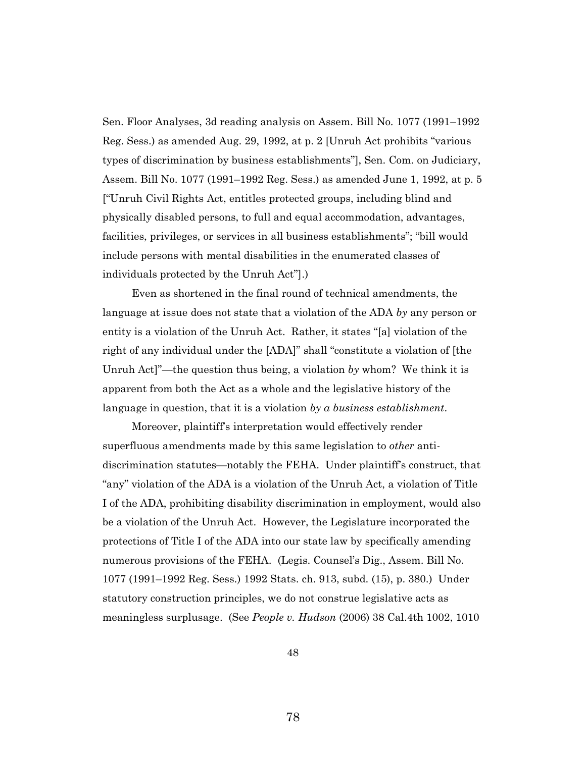Sen. Floor Analyses, 3d reading analysis on Assem. Bill No. 1077 (1991–1992 Reg. Sess.) as amended Aug. 29, 1992, at p. 2 [Unruh Act prohibits "various types of discrimination by business establishments"], Sen. Com. on Judiciary, Assem. Bill No. 1077 (1991–1992 Reg. Sess.) as amended June 1, 1992, at p. 5 ["Unruh Civil Rights Act, entitles protected groups, including blind and physically disabled persons, to full and equal accommodation, advantages, facilities, privileges, or services in all business establishments"; "bill would include persons with mental disabilities in the enumerated classes of individuals protected by the Unruh Act"].)

Even as shortened in the final round of technical amendments, the language at issue does not state that a violation of the ADA *by* any person or entity is a violation of the Unruh Act. Rather, it states "[a] violation of the right of any individual under the [ADA]" shall "constitute a violation of [the Unruh Act]"—the question thus being, a violation *by* whom? We think it is apparent from both the Act as a whole and the legislative history of the language in question, that it is a violation *by a business establishment*.

Moreover, plaintiff's interpretation would effectively render superfluous amendments made by this same legislation to *other* anti-discrimination statutes—notably the FEHA. Under plaintiff's construct, that "any" violation of the ADA is a violation of the Unruh Act, a violation of Title I of the ADA, prohibiting disability discrimination in employment, would also be a violation of the Unruh Act. However, the Legislature incorporated the protections of Title I of the ADA into our state law by specifically amending numerous provisions of the FEHA. (Legis. Counsel's Dig., Assem. Bill No. 1077 (1991–1992 Reg. Sess.) 1992 Stats. ch. 913, subd. (15), p. 380.) Under statutory construction principles, we do not construe legislative acts as meaningless surplusage. (See *People v. Hudson* (2006) 38 Cal.4th 1002, 1010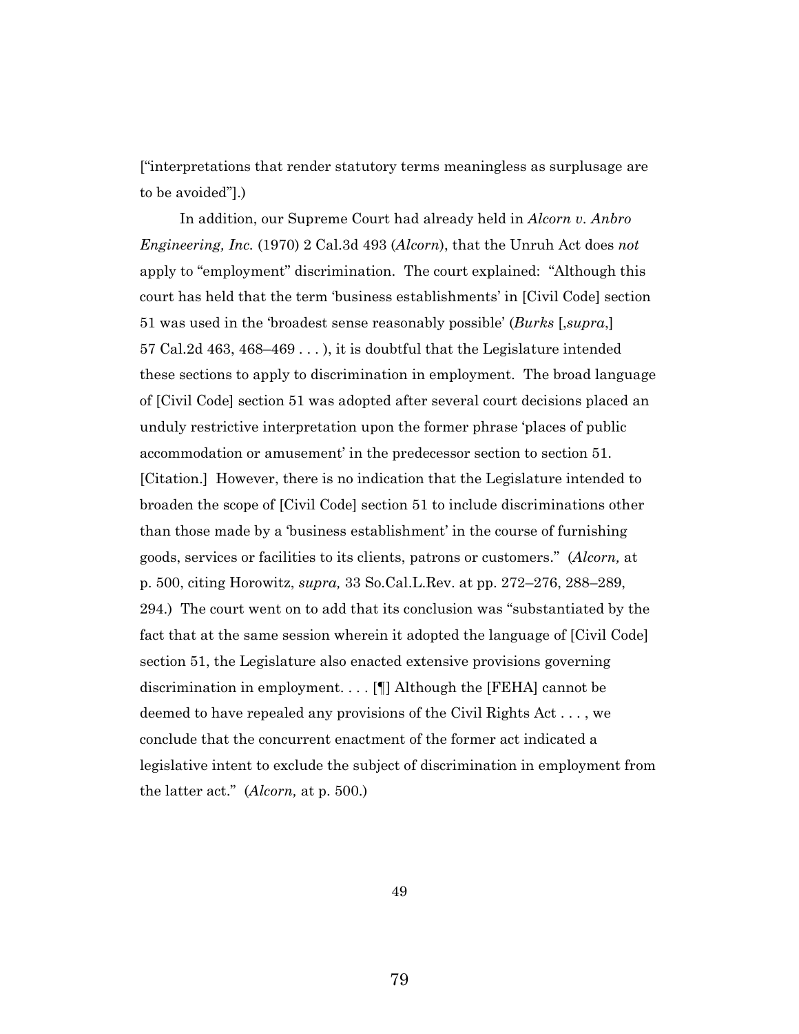["interpretations that render statutory terms meaningless as surplusage are to be avoided"].)

In addition, our Supreme Court had already held in *Alcorn v. Anbro Engineering, Inc.* (1970) 2 Cal.3d 493 (*Alcorn*), that the Unruh Act does *not* apply to "employment" discrimination. The court explained: "Although this court has held that the term 'business establishments' in [Civil Code] section 51 was used in the 'broadest sense reasonably possible' (*Burks* [,*supra*,] 57 Cal.2d 463, 468–469 . . . ), it is doubtful that the Legislature intended these sections to apply to discrimination in employment. The broad language of [Civil Code] section 51 was adopted after several court decisions placed an unduly restrictive interpretation upon the former phrase 'places of public accommodation or amusement' in the predecessor section to section 51. [Citation.] However, there is no indication that the Legislature intended to broaden the scope of [Civil Code] section 51 to include discriminations other than those made by a 'business establishment' in the course of furnishing goods, services or facilities to its clients, patrons or customers." (*Alcorn,* at p. 500, citing Horowitz, *supra,* 33 So.Cal.L.Rev. at pp. 272–276, 288–289, 294.) The court went on to add that its conclusion was "substantiated by the fact that at the same session wherein it adopted the language of [Civil Code] section 51, the Legislature also enacted extensive provisions governing discrimination in employment. . . . [¶] Although the [FEHA] cannot be deemed to have repealed any provisions of the Civil Rights Act . . . , we conclude that the concurrent enactment of the former act indicated a legislative intent to exclude the subject of discrimination in employment from the latter act." (*Alcorn,* at p. 500.)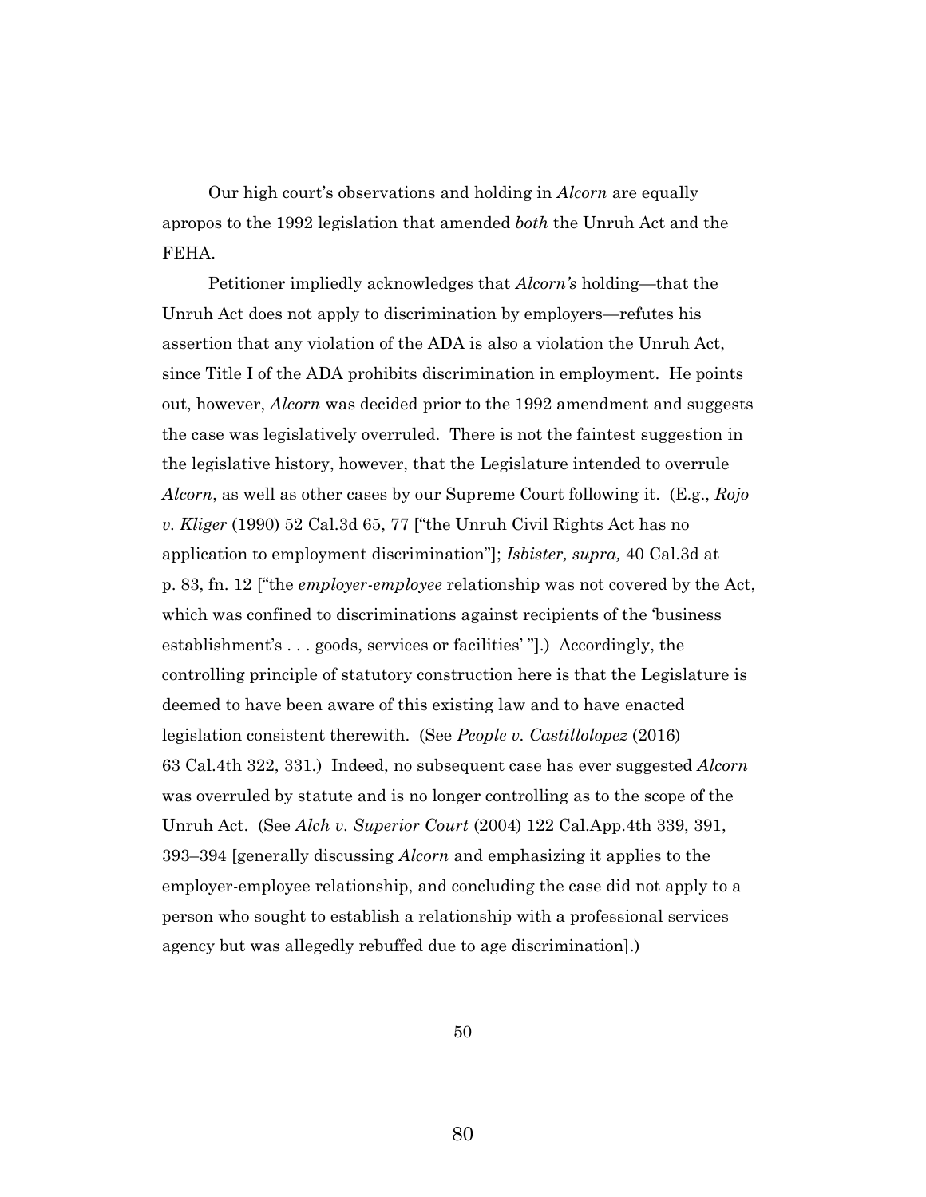Our high court's observations and holding in *Alcorn* are equally apropos to the 1992 legislation that amended *both* the Unruh Act and the FEHA.

Petitioner impliedly acknowledges that *Alcorn's* holding—that the Unruh Act does not apply to discrimination by employers—refutes his assertion that any violation of the ADA is also a violation the Unruh Act, since Title I of the ADA prohibits discrimination in employment. He points out, however, *Alcorn* was decided prior to the 1992 amendment and suggests the case was legislatively overruled. There is not the faintest suggestion in the legislative history, however, that the Legislature intended to overrule *Alcorn*, as well as other cases by our Supreme Court following it. (E.g., *Rojo v. Kliger* (1990) 52 Cal.3d 65, 77 ["the Unruh Civil Rights Act has no application to employment discrimination"]; *Isbister, supra,* 40 Cal.3d at p. 83, fn. 12 ["the *employer-employee* relationship was not covered by the Act, which was confined to discriminations against recipients of the 'business establishment's . . . goods, services or facilities' "].) Accordingly, the controlling principle of statutory construction here is that the Legislature is deemed to have been aware of this existing law and to have enacted legislation consistent therewith. (See *People v. Castillolopez* (2016) 63 Cal.4th 322, 331.) Indeed, no subsequent case has ever suggested *Alcorn* was overruled by statute and is no longer controlling as to the scope of the Unruh Act. (See *Alch v. Superior Court* (2004) 122 Cal.App.4th 339, 391, 393–394 [generally discussing *Alcorn* and emphasizing it applies to the employer-employee relationship, and concluding the case did not apply to a person who sought to establish a relationship with a professional services agency but was allegedly rebuffed due to age discrimination].)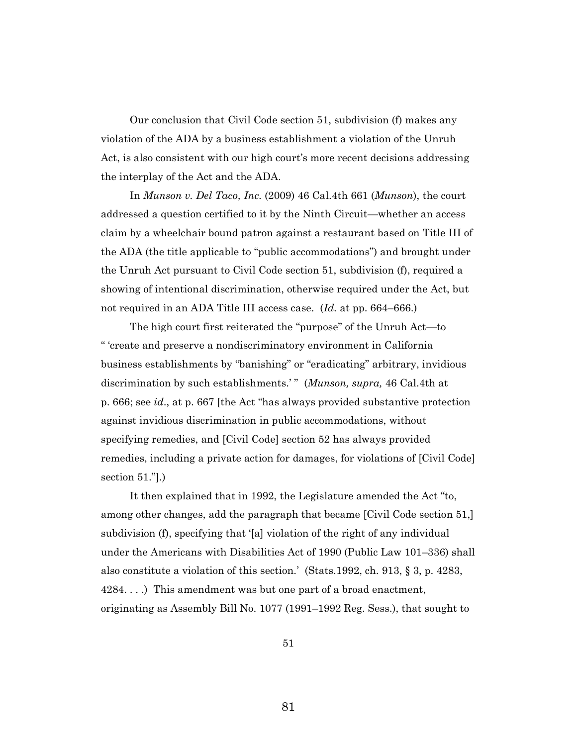Our conclusion that Civil Code section 51, subdivision (f) makes any violation of the ADA by a business establishment a violation of the Unruh Act, is also consistent with our high court's more recent decisions addressing the interplay of the Act and the ADA.

In *Munson v. Del Taco, Inc.* (2009) 46 Cal.4th 661 (*Munson*), the court addressed a question certified to it by the Ninth Circuit—whether an access claim by a wheelchair bound patron against a restaurant based on Title III of the ADA (the title applicable to "public accommodations") and brought under the Unruh Act pursuant to Civil Code section 51, subdivision (f), required a showing of intentional discrimination, otherwise required under the Act, but not required in an ADA Title III access case. (*Id.* at pp. 664–666.)

The high court first reiterated the "purpose" of the Unruh Act—to " 'create and preserve a nondiscriminatory environment in California business establishments by "banishing" or "eradicating" arbitrary, invidious discrimination by such establishments.' " (*Munson, supra,* 46 Cal.4th at p. 666; see *id*., at p. 667 [the Act "has always provided substantive protection against invidious discrimination in public accommodations, without specifying remedies, and [Civil Code] section 52 has always provided remedies, including a private action for damages, for violations of [Civil Code] section 51."].)

It then explained that in 1992, the Legislature amended the Act "to, among other changes, add the paragraph that became [Civil Code section 51,] subdivision (f), specifying that '[a] violation of the right of any individual under the Americans with Disabilities Act of 1990 (Public Law 101–336) shall also constitute a violation of this section.' (Stats.1992, ch. 913, § 3, p. 4283, 4284. . . .) This amendment was but one part of a broad enactment, originating as Assembly Bill No. 1077 (1991–1992 Reg. Sess.), that sought to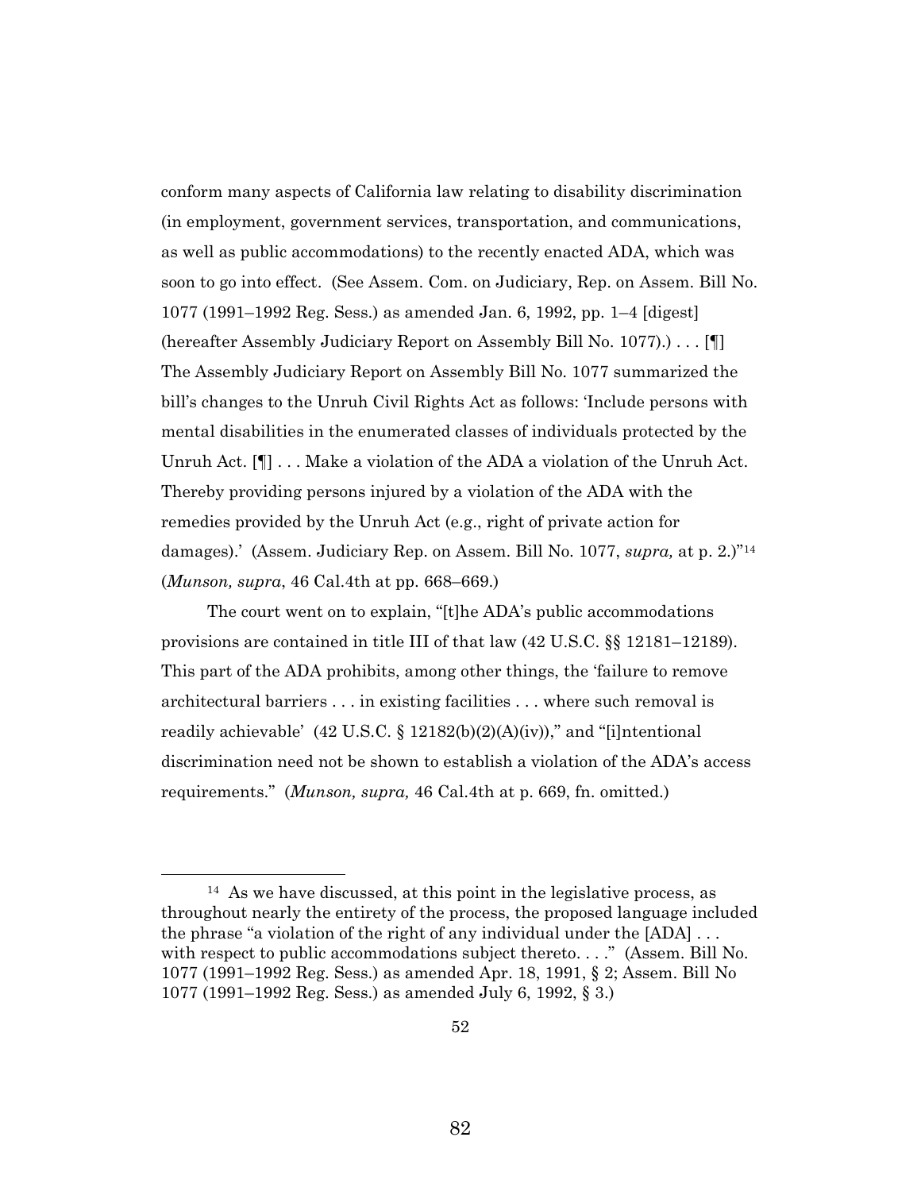conform many aspects of California law relating to disability discrimination (in employment, government services, transportation, and communications, as well as public accommodations) to the recently enacted ADA, which was soon to go into effect. (See Assem. Com. on Judiciary, Rep. on Assem. Bill No. 1077 (1991–1992 Reg. Sess.) as amended Jan. 6, 1992, pp. 1–4 [digest] (hereafter Assembly Judiciary Report on Assembly Bill No. 1077).) . . . [¶] The Assembly Judiciary Report on Assembly Bill No. 1077 summarized the bill's changes to the Unruh Civil Rights Act as follows: 'Include persons with mental disabilities in the enumerated classes of individuals protected by the Unruh Act. [¶] . . . Make a violation of the ADA a violation of the Unruh Act. Thereby providing persons injured by a violation of the ADA with the remedies provided by the Unruh Act (e.g., right of private action for damages).' (Assem. Judiciary Rep. on Assem. Bill No. 1077, *supra,* at p. 2.)"[14] (*Munson, supra*, 46 Cal.4th at pp. 668–669.)

The court went on to explain, "[t]he ADA's public accommodations provisions are contained in title III of that law (42 U.S.C. §§ 12181–12189). This part of the ADA prohibits, among other things, the 'failure to remove architectural barriers . . . in existing facilities . . . where such removal is readily achievable' (42 U.S.C. § 12182(b)(2)(A)(iv))," and "[i]ntentional discrimination need not be shown to establish a violation of the ADA's access requirements." (*Munson, supra,* 46 Cal.4th at p. 669, fn. omitted.)

---

[14] As we have discussed, at this point in the legislative process, as throughout nearly the entirety of the process, the proposed language included the phrase "a violation of the right of any individual under the [ADA] . . . with respect to public accommodations subject thereto. . . ." (Assem. Bill No. 1077 (1991–1992 Reg. Sess.) as amended Apr. 18, 1991, § 2; Assem. Bill No 1077 (1991–1992 Reg. Sess.) as amended July 6, 1992, § 3.)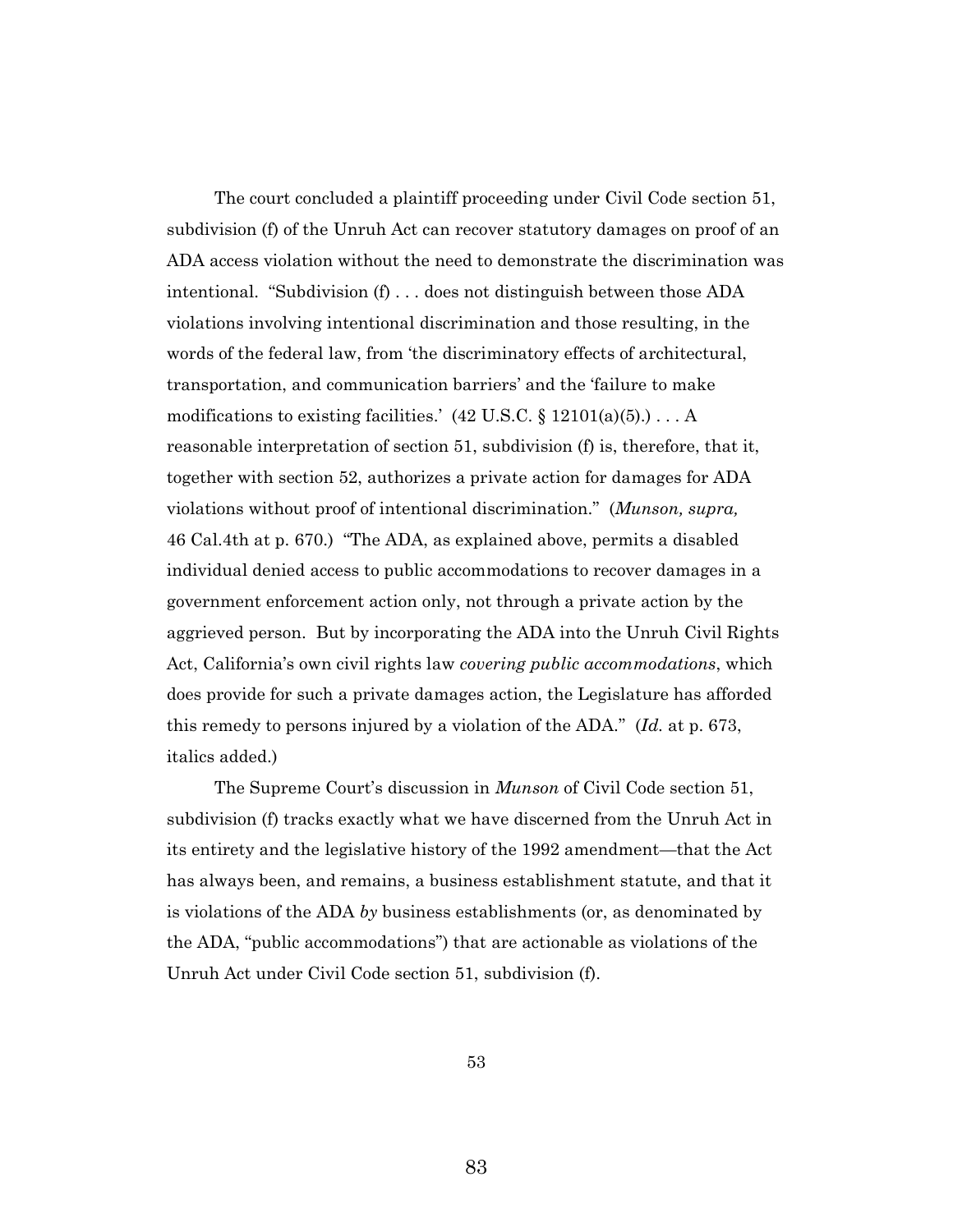The court concluded a plaintiff proceeding under Civil Code section 51, subdivision (f) of the Unruh Act can recover statutory damages on proof of an ADA access violation without the need to demonstrate the discrimination was intentional. "Subdivision (f) . . . does not distinguish between those ADA violations involving intentional discrimination and those resulting, in the words of the federal law, from 'the discriminatory effects of architectural, transportation, and communication barriers' and the 'failure to make modifications to existing facilities.' (42 U.S.C. § 12101(a)(5).) . . . A reasonable interpretation of section 51, subdivision (f) is, therefore, that it, together with section 52, authorizes a private action for damages for ADA violations without proof of intentional discrimination." (*Munson, supra,* 46 Cal.4th at p. 670.) "The ADA, as explained above, permits a disabled individual denied access to public accommodations to recover damages in a government enforcement action only, not through a private action by the aggrieved person. But by incorporating the ADA into the Unruh Civil Rights Act, California's own civil rights law *covering public accommodations*, which does provide for such a private damages action, the Legislature has afforded this remedy to persons injured by a violation of the ADA." (*Id.* at p. 673, italics added.)

The Supreme Court's discussion in *Munson* of Civil Code section 51, subdivision (f) tracks exactly what we have discerned from the Unruh Act in its entirety and the legislative history of the 1992 amendment—that the Act has always been, and remains, a business establishment statute, and that it is violations of the ADA *by* business establishments (or, as denominated by the ADA, "public accommodations") that are actionable as violations of the Unruh Act under Civil Code section 51, subdivision (f).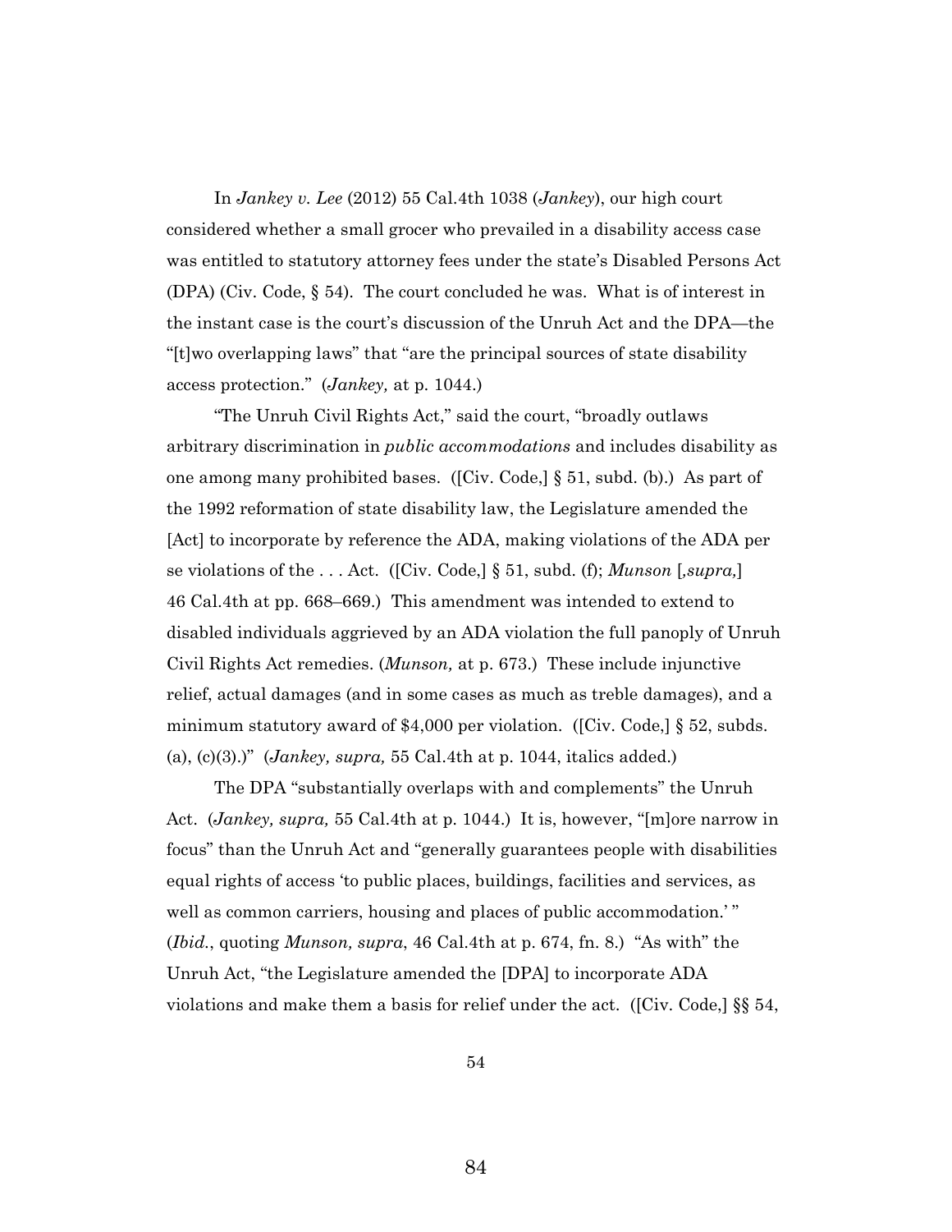In *Jankey v. Lee* (2012) 55 Cal.4th 1038 (*Jankey*), our high court considered whether a small grocer who prevailed in a disability access case was entitled to statutory attorney fees under the state's Disabled Persons Act (DPA) (Civ. Code, § 54). The court concluded he was. What is of interest in the instant case is the court's discussion of the Unruh Act and the DPA—the "[t]wo overlapping laws" that "are the principal sources of state disability access protection." (*Jankey,* at p. 1044.)

"The Unruh Civil Rights Act," said the court, "broadly outlaws arbitrary discrimination in *public accommodations* and includes disability as one among many prohibited bases. ([Civ. Code,] § 51, subd. (b).) As part of the 1992 reformation of state disability law, the Legislature amended the [Act] to incorporate by reference the ADA, making violations of the ADA per se violations of the . . . Act. ([Civ. Code,] § 51, subd. (f); *Munson* [*,supra,*] 46 Cal.4th at pp. 668–669.) This amendment was intended to extend to disabled individuals aggrieved by an ADA violation the full panoply of Unruh Civil Rights Act remedies. (*Munson,* at p. 673.) These include injunctive relief, actual damages (and in some cases as much as treble damages), and a minimum statutory award of $4,000 per violation. ([Civ. Code,] § 52, subds. (a), (c)(3).)" (*Jankey, supra,* 55 Cal.4th at p. 1044, italics added.)

The DPA "substantially overlaps with and complements" the Unruh Act. (*Jankey, supra,* 55 Cal.4th at p. 1044.) It is, however, "[m]ore narrow in focus" than the Unruh Act and "generally guarantees people with disabilities equal rights of access 'to public places, buildings, facilities and services, as well as common carriers, housing and places of public accommodation.' " (*Ibid.*, quoting *Munson, supra*, 46 Cal.4th at p. 674, fn. 8.) "As with" the Unruh Act, "the Legislature amended the [DPA] to incorporate ADA violations and make them a basis for relief under the act. ([Civ. Code,] §§ 54,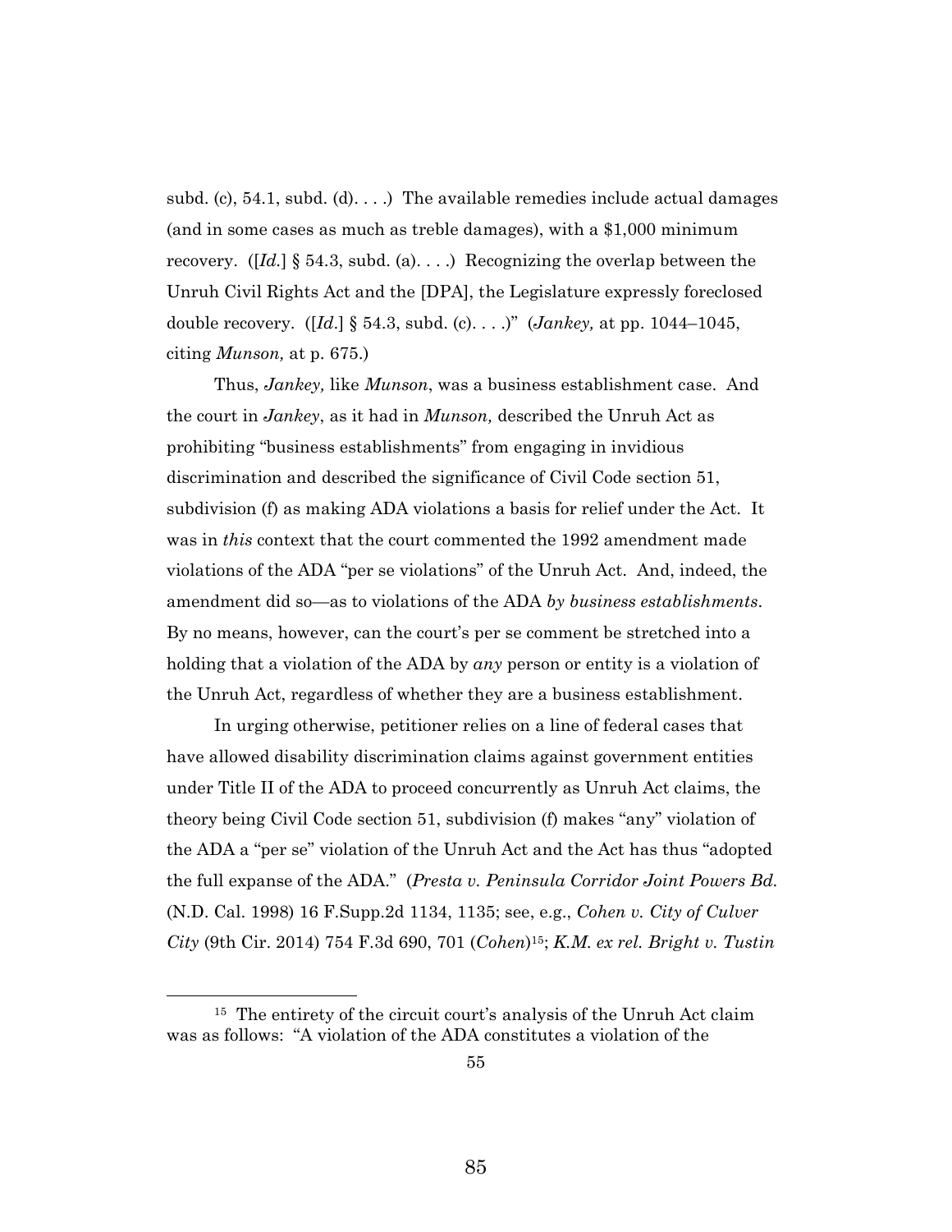subd. (c), 54.1, subd. (d). . . .) The available remedies include actual damages (and in some cases as much as treble damages), with a $1,000 minimum recovery. ([*Id.*] § 54.3, subd. (a). . . .) Recognizing the overlap between the Unruh Civil Rights Act and the [DPA], the Legislature expressly foreclosed double recovery. ([*Id.*] § 54.3, subd. (c). . . .)" (*Jankey,* at pp. 1044–1045, citing *Munson,* at p. 675.)

Thus, *Jankey,* like *Munson*, was a business establishment case. And the court in *Jankey*, as it had in *Munson,* described the Unruh Act as prohibiting "business establishments" from engaging in invidious discrimination and described the significance of Civil Code section 51, subdivision (f) as making ADA violations a basis for relief under the Act. It was in *this* context that the court commented the 1992 amendment made violations of the ADA "per se violations" of the Unruh Act. And, indeed, the amendment did so—as to violations of the ADA *by business establishments*. By no means, however, can the court's per se comment be stretched into a holding that a violation of the ADA by *any* person or entity is a violation of the Unruh Act, regardless of whether they are a business establishment.

In urging otherwise, petitioner relies on a line of federal cases that have allowed disability discrimination claims against government entities under Title II of the ADA to proceed concurrently as Unruh Act claims, the theory being Civil Code section 51, subdivision (f) makes "any" violation of the ADA a "per se" violation of the Unruh Act and the Act has thus "adopted the full expanse of the ADA." (*Presta v. Peninsula Corridor Joint Powers Bd.* (N.D. Cal. 1998) 16 F.Supp.2d 1134, 1135; see, e.g., *Cohen v. City of Culver City* (9th Cir. 2014) 754 F.3d 690, 701 (*Cohen*)[15]; *K.M. ex rel. Bright v. Tustin*

---

[15] The entirety of the circuit court's analysis of the Unruh Act claim was as follows: "A violation of the ADA constitutes a violation of the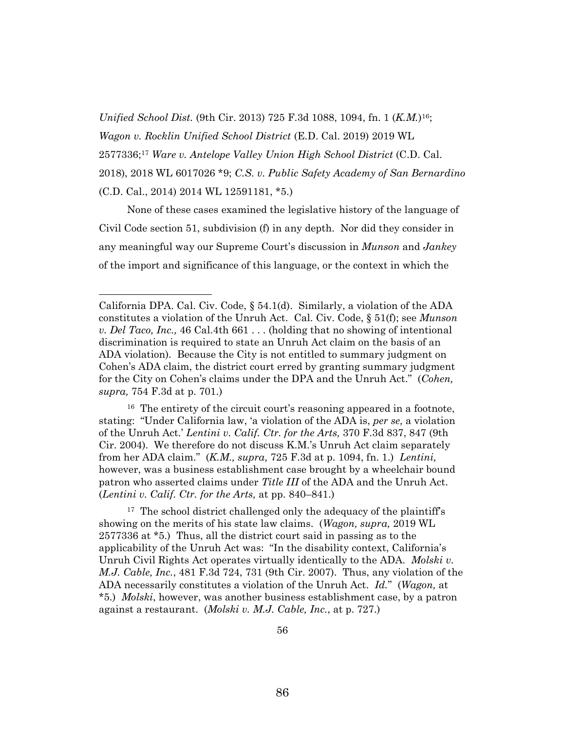*Unified School Dist.* (9th Cir. 2013) 725 F.3d 1088, 1094, fn. 1 (*K.M.*)[16]; *Wagon v. Rocklin Unified School District* (E.D. Cal. 2019) 2019 WL 2577336;[17] *Ware v. Antelope Valley Union High School District* (C.D. Cal. 2018), 2018 WL 6017026 *9; *C.S. v. Public Safety Academy of San Bernardino* (C.D. Cal., 2014) 2014 WL 12591181, *5.)

None of these cases examined the legislative history of the language of Civil Code section 51, subdivision (f) in any depth. Nor did they consider in any meaningful way our Supreme Court's discussion in *Munson* and *Jankey* of the import and significance of this language, or the context in which the

---

California DPA. Cal. Civ. Code, § 54.1(d). Similarly, a violation of the ADA constitutes a violation of the Unruh Act. Cal. Civ. Code, § 51(f); see *Munson v. Del Taco, Inc.,* 46 Cal.4th 661 . . . (holding that no showing of intentional discrimination is required to state an Unruh Act claim on the basis of an ADA violation). Because the City is not entitled to summary judgment on Cohen's ADA claim, the district court erred by granting summary judgment for the City on Cohen's claims under the DPA and the Unruh Act." (*Cohen, supra,* 754 F.3d at p. 701.)

[16] The entirety of the circuit court's reasoning appeared in a footnote, stating: "Under California law, 'a violation of the ADA is, *per se,* a violation of the Unruh Act.' *Lentini v. Calif. Ctr. for the Arts,* 370 F.3d 837, 847 (9th Cir. 2004). We therefore do not discuss K.M.'s Unruh Act claim separately from her ADA claim." (*K.M., supra,* 725 F.3d at p. 1094, fn. 1.) *Lentini,* however, was a business establishment case brought by a wheelchair bound patron who asserted claims under *Title III* of the ADA and the Unruh Act. (*Lentini v. Calif. Ctr. for the Arts,* at pp. 840–841.)

[17] The school district challenged only the adequacy of the plaintiff's showing on the merits of his state law claims. (*Wagon, supra,* 2019 WL 2577336 at *5.) Thus, all the district court said in passing as to the applicability of the Unruh Act was: "In the disability context, California's Unruh Civil Rights Act operates virtually identically to the ADA. *Molski v. M.J. Cable, Inc.*, 481 F.3d 724, 731 (9th Cir. 2007). Thus, any violation of the ADA necessarily constitutes a violation of the Unruh Act. *Id.*" (*Wagon,* at *5.) *Molski*, however, was another business establishment case, by a patron against a restaurant. (*Molski v. M.J. Cable, Inc.*, at p. 727.)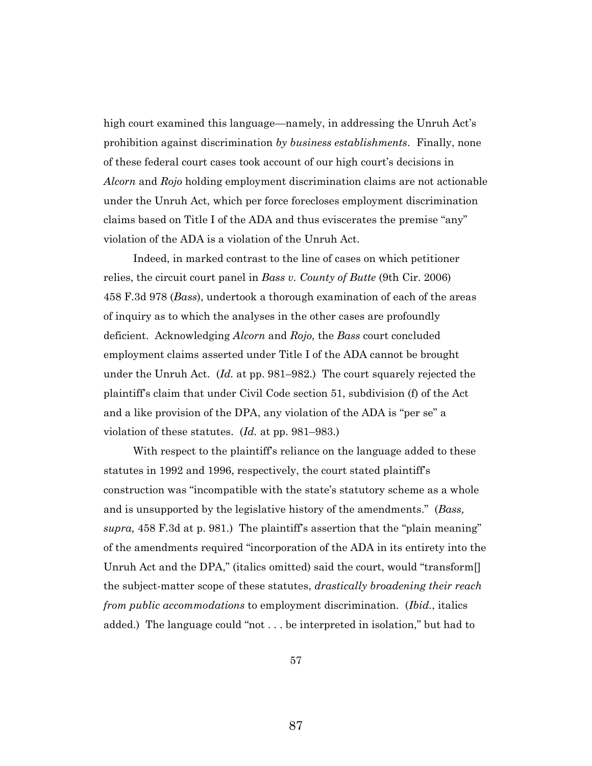high court examined this language—namely, in addressing the Unruh Act's prohibition against discrimination *by business establishments*. Finally, none of these federal court cases took account of our high court's decisions in *Alcorn* and *Rojo* holding employment discrimination claims are not actionable under the Unruh Act, which per force forecloses employment discrimination claims based on Title I of the ADA and thus eviscerates the premise "any" violation of the ADA is a violation of the Unruh Act.

Indeed, in marked contrast to the line of cases on which petitioner relies, the circuit court panel in *Bass v. County of Butte* (9th Cir. 2006) 458 F.3d 978 (*Bass*), undertook a thorough examination of each of the areas of inquiry as to which the analyses in the other cases are profoundly deficient. Acknowledging *Alcorn* and *Rojo,* the *Bass* court concluded employment claims asserted under Title I of the ADA cannot be brought under the Unruh Act. (*Id.* at pp. 981–982.) The court squarely rejected the plaintiff's claim that under Civil Code section 51, subdivision (f) of the Act and a like provision of the DPA, any violation of the ADA is "per se" a violation of these statutes. (*Id.* at pp. 981–983.)

With respect to the plaintiff's reliance on the language added to these statutes in 1992 and 1996, respectively, the court stated plaintiff's construction was "incompatible with the state's statutory scheme as a whole and is unsupported by the legislative history of the amendments." (*Bass, supra,* 458 F.3d at p. 981.) The plaintiff's assertion that the "plain meaning" of the amendments required "incorporation of the ADA in its entirety into the Unruh Act and the DPA," (italics omitted) said the court, would "transform[] the subject-matter scope of these statutes, *drastically broadening their reach from public accommodations* to employment discrimination. (*Ibid.*, italics added.) The language could "not . . . be interpreted in isolation," but had to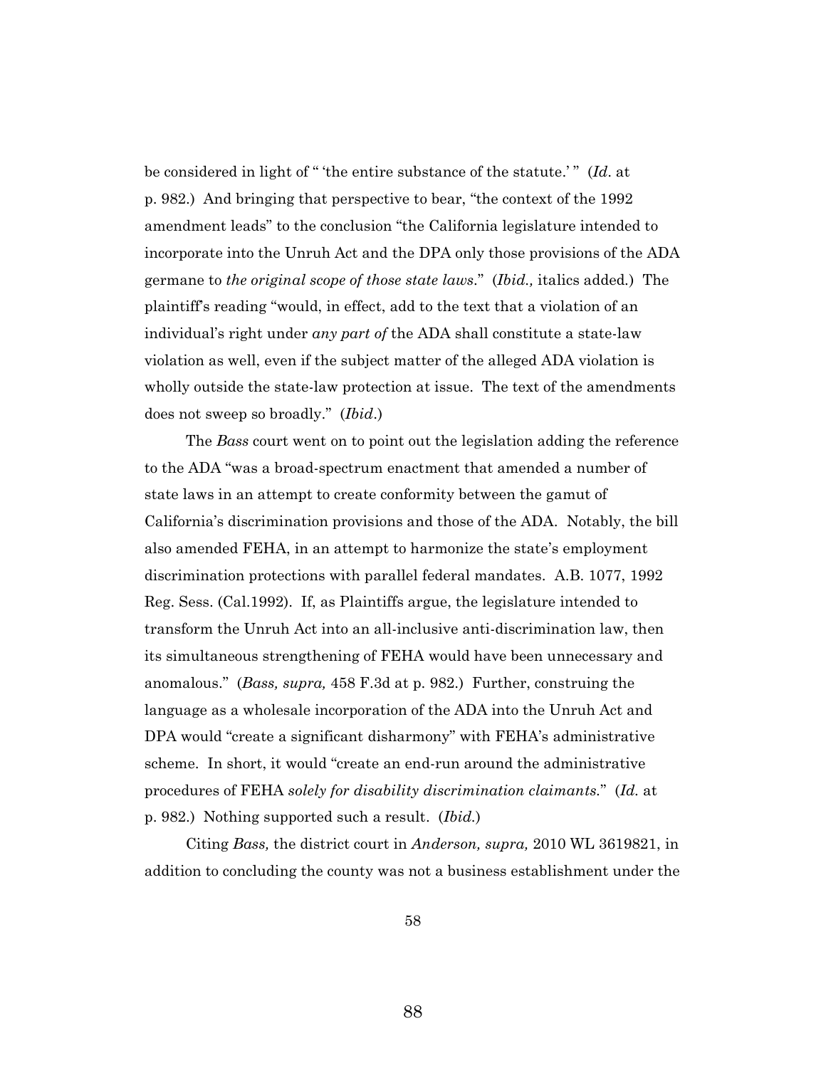be considered in light of " 'the entire substance of the statute.' " (*Id*. at p. 982.) And bringing that perspective to bear, "the context of the 1992 amendment leads" to the conclusion "the California legislature intended to incorporate into the Unruh Act and the DPA only those provisions of the ADA germane to *the original scope of those state laws*." (*Ibid.,* italics added.) The plaintiff's reading "would, in effect, add to the text that a violation of an individual's right under *any part of* the ADA shall constitute a state-law violation as well, even if the subject matter of the alleged ADA violation is wholly outside the state-law protection at issue. The text of the amendments does not sweep so broadly." (*Ibid*.)

The *Bass* court went on to point out the legislation adding the reference to the ADA "was a broad-spectrum enactment that amended a number of state laws in an attempt to create conformity between the gamut of California's discrimination provisions and those of the ADA. Notably, the bill also amended FEHA, in an attempt to harmonize the state's employment discrimination protections with parallel federal mandates. A.B. 1077, 1992 Reg. Sess. (Cal.1992). If, as Plaintiffs argue, the legislature intended to transform the Unruh Act into an all-inclusive anti-discrimination law, then its simultaneous strengthening of FEHA would have been unnecessary and anomalous." (*Bass, supra,* 458 F.3d at p. 982.) Further, construing the language as a wholesale incorporation of the ADA into the Unruh Act and DPA would "create a significant disharmony" with FEHA's administrative scheme. In short, it would "create an end-run around the administrative procedures of FEHA *solely for disability discrimination claimants.*" (*Id.* at p. 982.) Nothing supported such a result. (*Ibid.*)

Citing *Bass,* the district court in *Anderson, supra,* 2010 WL 3619821, in addition to concluding the county was not a business establishment under the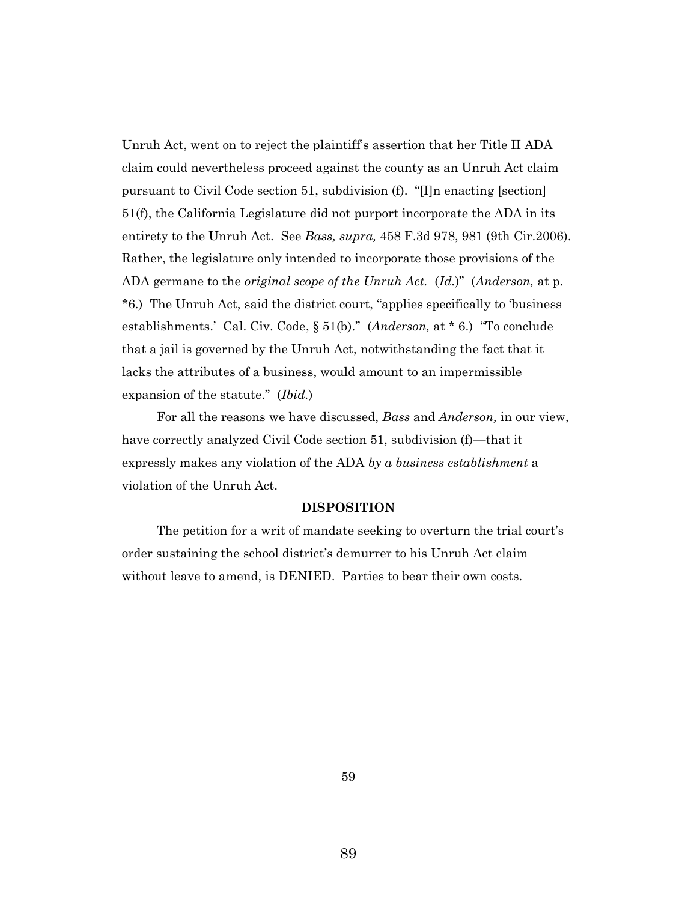Unruh Act, went on to reject the plaintiff's assertion that her Title II ADA claim could nevertheless proceed against the county as an Unruh Act claim pursuant to Civil Code section 51, subdivision (f). "[I]n enacting [section] 51(f), the California Legislature did not purport incorporate the ADA in its entirety to the Unruh Act. See *Bass, supra,* 458 F.3d 978, 981 (9th Cir.2006). Rather, the legislature only intended to incorporate those provisions of the ADA germane to the *original scope of the Unruh Act.* (*Id.*)" (*Anderson,* at p. *6.) The Unruh Act, said the district court, "applies specifically to 'business establishments.' Cal. Civ. Code, § 51(b)." (*Anderson,* at * 6.) "To conclude that a jail is governed by the Unruh Act, notwithstanding the fact that it lacks the attributes of a business, would amount to an impermissible expansion of the statute." (*Ibid.*)

For all the reasons we have discussed, *Bass* and *Anderson,* in our view, have correctly analyzed Civil Code section 51, subdivision (f)—that it expressly makes any violation of the ADA *by a business establishment* a violation of the Unruh Act.

**DISPOSITION**

The petition for a writ of mandate seeking to overturn the trial court's order sustaining the school district's demurrer to his Unruh Act claim without leave to amend, is DENIED. Parties to bear their own costs.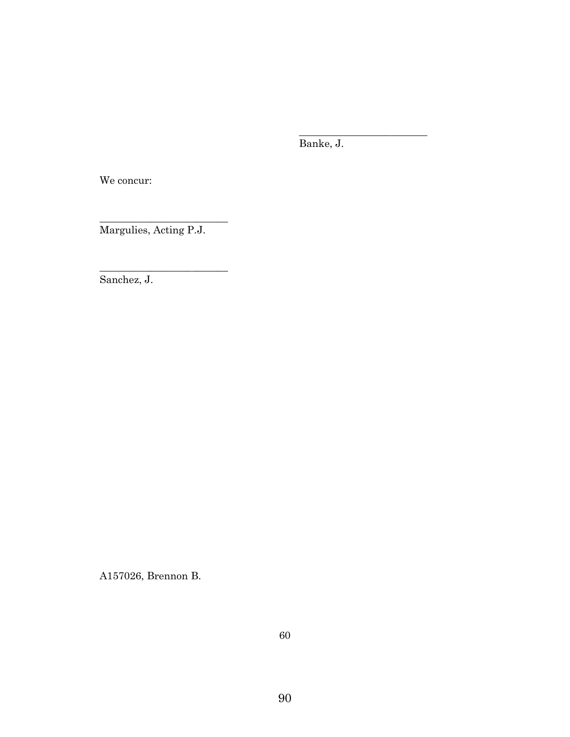_________________________
Banke, J.

We concur:

_________________________
Margulies, Acting P.J.

_________________________
Sanchez, J.

A157026, Brennon B.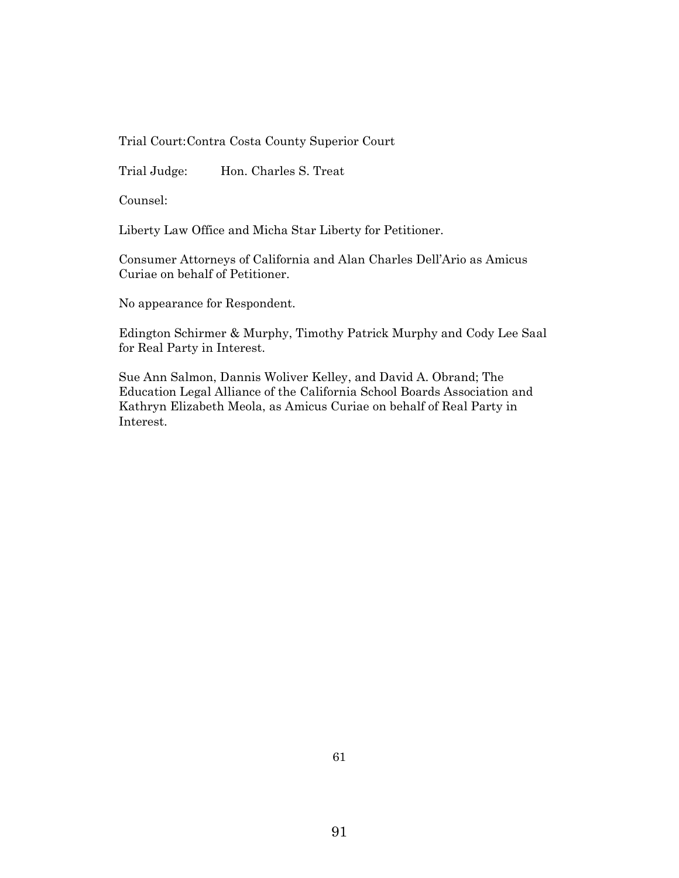Trial Court: Contra Costa County Superior Court

Trial Judge: Hon. Charles S. Treat

Counsel:

Liberty Law Office and Micha Star Liberty for Petitioner.

Consumer Attorneys of California and Alan Charles Dell'Ario as Amicus Curiae on behalf of Petitioner.

No appearance for Respondent.

Edington Schirmer & Murphy, Timothy Patrick Murphy and Cody Lee Saal for Real Party in Interest.

Sue Ann Salmon, Dannis Woliver Kelley, and David A. Obrand; The Education Legal Alliance of the California School Boards Association and Kathryn Elizabeth Meola, as Amicus Curiae on behalf of Real Party in Interest.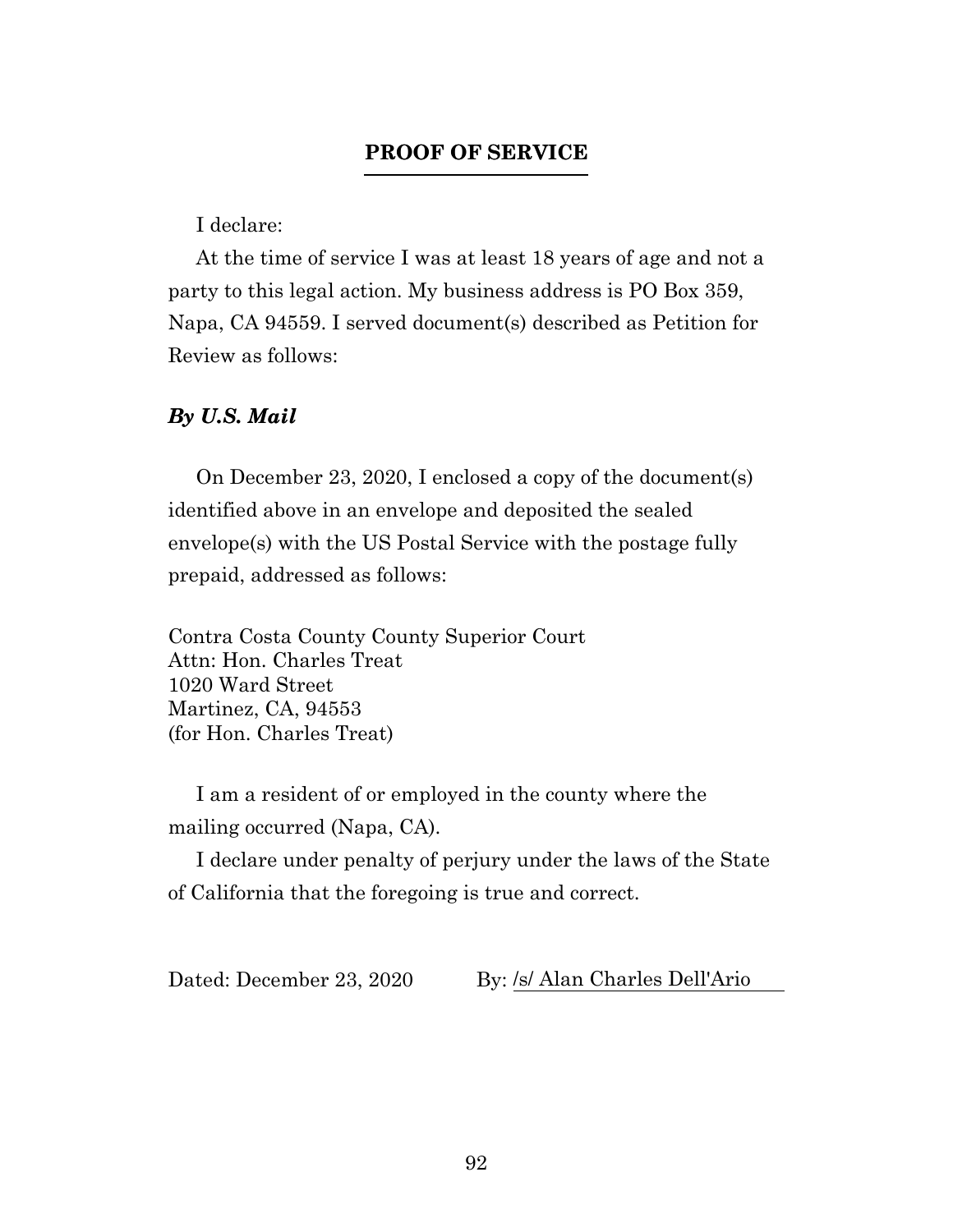## PROOF OF SERVICE

I declare:

At the time of service I was at least 18 years of age and not a party to this legal action. My business address is PO Box 359, Napa, CA 94559. I served document(s) described as Petition for Review as follows:

***By U.S. Mail***

On December 23, 2020, I enclosed a copy of the document(s) identified above in an envelope and deposited the sealed envelope(s) with the US Postal Service with the postage fully prepaid, addressed as follows:

Contra Costa County County Superior Court
Attn: Hon. Charles Treat
1020 Ward Street
Martinez, CA, 94553
(for Hon. Charles Treat)

I am a resident of or employed in the county where the mailing occurred (Napa, CA).

I declare under penalty of perjury under the laws of the State of California that the foregoing is true and correct.

Dated: December 23, 2020 By: /s/ Alan Charles Dell'Ario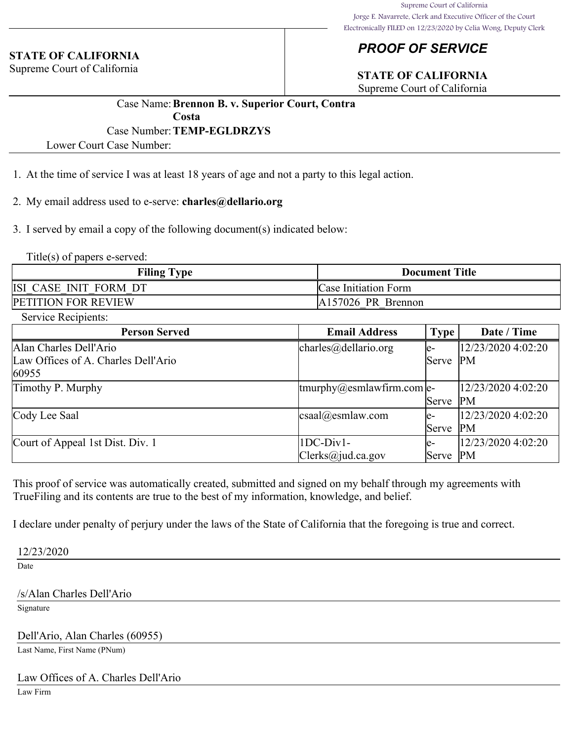Supreme Court of California
Jorge E. Navarrete, Clerk and Executive Officer of the Court
Electronically FILED on 12/23/2020 by Celia Wong, Deputy Clerk

**STATE OF CALIFORNIA**
Supreme Court of California

## *PROOF OF SERVICE*

**STATE OF CALIFORNIA**
Supreme Court of California

Case Name: **Brennon B. v. Superior Court, Contra Costa**
Case Number: **TEMP-EGLDRZYS**
Lower Court Case Number:

1. At the time of service I was at least 18 years of age and not a party to this legal action.

2. My email address used to e-serve: **charles@dellario.org**

3. I served by email a copy of the following document(s) indicated below:

Title(s) of papers e-served:

| Filing Type | Document Title |
|---|---|
| ISI_CASE_INIT_FORM_DT | Case Initiation Form |
| PETITION FOR REVIEW | A157026_PR_Brennon |

Service Recipients:

| Person Served | Email Address | Type | Date / Time |
|---|---|---|---|
| Alan Charles Dell'Ario<br>Law Offices of A. Charles Dell'Ario<br>60955 | charles@dellario.org | e-Serve | 12/23/2020 4:02:20 PM |
| Timothy P. Murphy | tmurphy@esmlawfirm.com | e-Serve | 12/23/2020 4:02:20 PM |
| Cody Lee Saal | csaal@esmlaw.com | e-Serve | 12/23/2020 4:02:20 PM |
| Court of Appeal 1st Dist. Div. 1 | 1DC-Div1-Clerks@jud.ca.gov | e-Serve | 12/23/2020 4:02:20 PM |

This proof of service was automatically created, submitted and signed on my behalf through my agreements with TrueFiling and its contents are true to the best of my information, knowledge, and belief.

I declare under penalty of perjury under the laws of the State of California that the foregoing is true and correct.

12/23/2020
Date

/s/Alan Charles Dell'Ario
Signature

Dell'Ario, Alan Charles (60955)
Last Name, First Name (PNum)

Law Offices of A. Charles Dell'Ario
Law Firm